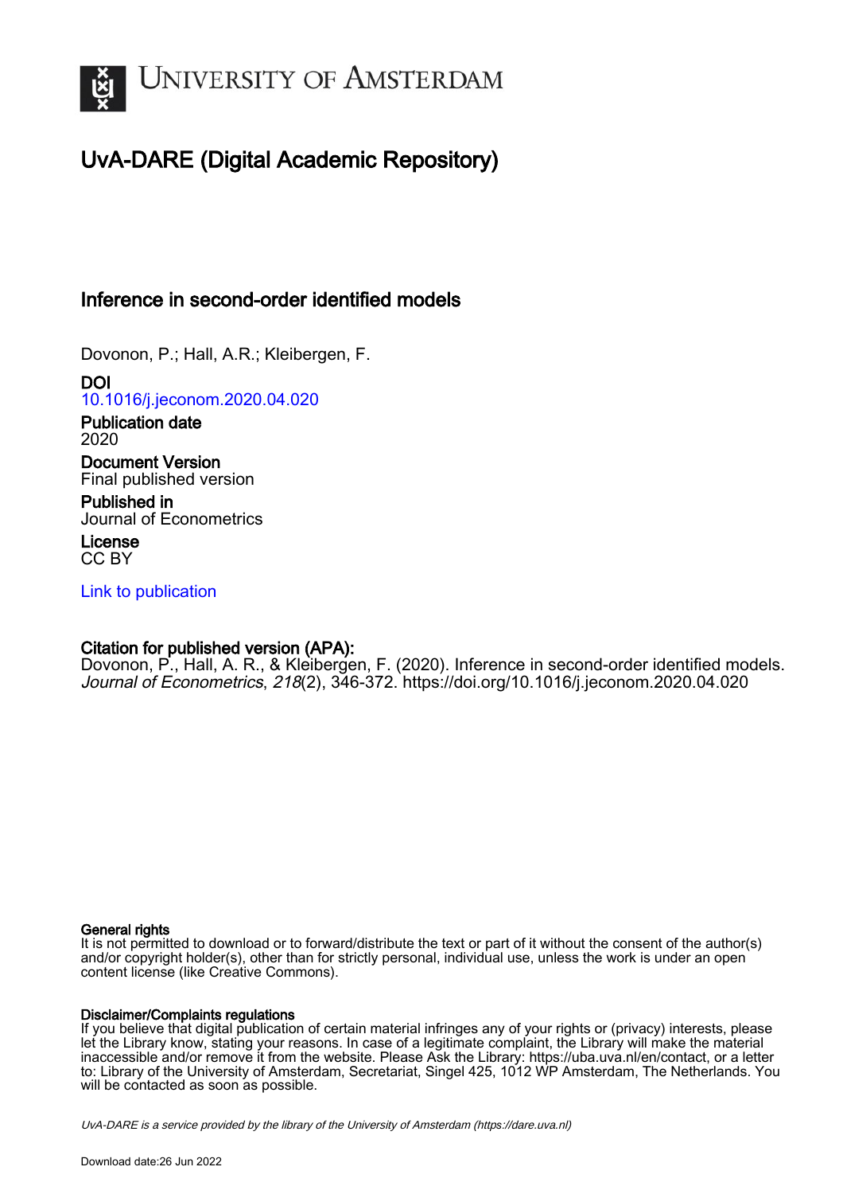# UNIVERSITY OF AMSTERDAM

## UvA-DARE (Digital Academic Repository)

### Inference in second-order identified models

Dovonon, P.; Hall, A.R.; Kleibergen, F.

**DOI**
10.1016/j.jeconom.2020.04.020

**Publication date**
2020

**Document Version**
Final published version

**Published in**
Journal of Econometrics

**License**
CC BY

Link to publication

**Citation for published version (APA):**
Dovonon, P., Hall, A. R., & Kleibergen, F. (2020). Inference in second-order identified models. *Journal of Econometrics*, *218*(2), 346-372. https://doi.org/10.1016/j.jeconom.2020.04.020

**General rights**
It is not permitted to download or to forward/distribute the text or part of it without the consent of the author(s) and/or copyright holder(s), other than for strictly personal, individual use, unless the work is under an open content license (like Creative Commons).

**Disclaimer/Complaints regulations**
If you believe that digital publication of certain material infringes any of your rights or (privacy) interests, please let the Library know, stating your reasons. In case of a legitimate complaint, the Library will make the material inaccessible and/or remove it from the website. Please Ask the Library: https://uba.uva.nl/en/contact, or a letter to: Library of the University of Amsterdam, Secretariat, Singel 425, 1012 WP Amsterdam, The Netherlands. You will be contacted as soon as possible.

*UvA-DARE is a service provided by the library of the University of Amsterdam (https://dare.uva.nl)*

Download date:26 Jun 2022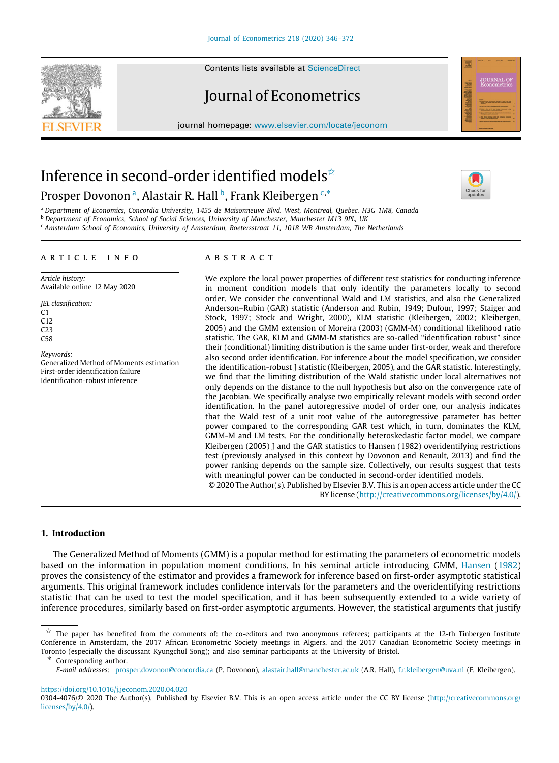# Inference in second-order identified models[☆]

Prosper Dovonon[a], Alastair R. Hall[b], Frank Kleibergen[c,*]

[a] *Department of Economics, Concordia University, 1455 de Maisonneuve Blvd. West, Montreal, Quebec, H3G 1M8, Canada*
[b] *Department of Economics, School of Social Sciences, University of Manchester, Manchester M13 9PL, UK*
[c] *Amsterdam School of Economics, University of Amsterdam, Roetersstraat 11, 1018 WB Amsterdam, The Netherlands*

## ARTICLE INFO

*Article history:*
Available online 12 May 2020

*JEL classification:*
C1
C12
C23
C58

*Keywords:*
Generalized Method of Moments estimation
First-order identification failure
Identification-robust inference

## ABSTRACT

We explore the local power properties of different test statistics for conducting inference in moment condition models that only identify the parameters locally to second order. We consider the conventional Wald and LM statistics, and also the Generalized Anderson–Rubin (GAR) statistic (Anderson and Rubin, 1949; Dufour, 1997; Staiger and Stock, 1997; Stock and Wright, 2000), KLM statistic (Kleibergen, 2002; Kleibergen, 2005) and the GMM extension of Moreira (2003) (GMM-M) conditional likelihood ratio statistic. The GAR, KLM and GMM-M statistics are so-called "identification robust" since their (conditional) limiting distribution is the same under first-order, weak and therefore also second order identification. For inference about the model specification, we consider the identification-robust J statistic (Kleibergen, 2005), and the GAR statistic. Interestingly, we find that the limiting distribution of the Wald statistic under local alternatives not only depends on the distance to the null hypothesis but also on the convergence rate of the Jacobian. We specifically analyse two empirically relevant models with second order identification. In the panel autoregressive model of order one, our analysis indicates that the Wald test of a unit root value of the autoregressive parameter has better power compared to the corresponding GAR test which, in turn, dominates the KLM, GMM-M and LM tests. For the conditionally heteroskedastic factor model, we compare Kleibergen (2005) J and the GAR statistics to Hansen (1982) overidentifying restrictions test (previously analysed in this context by Dovonon and Renault, 2013) and find the power ranking depends on the sample size. Collectively, our results suggest that tests with meaningful power can be conducted in second-order identified models.

© 2020 The Author(s). Published by Elsevier B.V. This is an open access article under the CC BY license (http://creativecommons.org/licenses/by/4.0/).

## 1. Introduction

The Generalized Method of Moments (GMM) is a popular method for estimating the parameters of econometric models based on the information in population moment conditions. In his seminal article introducing GMM, Hansen (1982) proves the consistency of the estimator and provides a framework for inference based on first-order asymptotic statistical arguments. This original framework includes confidence intervals for the parameters and the overidentifying restrictions statistic that can be used to test the model specification, and it has been subsequently extended to a wide variety of inference procedures, similarly based on first-order asymptotic arguments. However, the statistical arguments that justify

[☆] The paper has benefited from the comments of: the co-editors and two anonymous referees; participants at the 12-th Tinbergen Institute Conference in Amsterdam, the 2017 African Econometric Society meetings in Algiers, and the 2017 Canadian Econometric Society meetings in Toronto (especially the discussant Kyungchul Song); and also seminar participants at the University of Bristol.

[*] Corresponding author.
*E-mail addresses:* prosper.dovonon@concordia.ca (P. Dovonon), alastair.hall@manchester.ac.uk (A.R. Hall), f.r.kleibergen@uva.nl (F. Kleibergen).

https://doi.org/10.1016/j.jeconom.2020.04.020
0304-4076/© 2020 The Author(s). Published by Elsevier B.V. This is an open access article under the CC BY license (http://creativecommons.org/licenses/by/4.0/).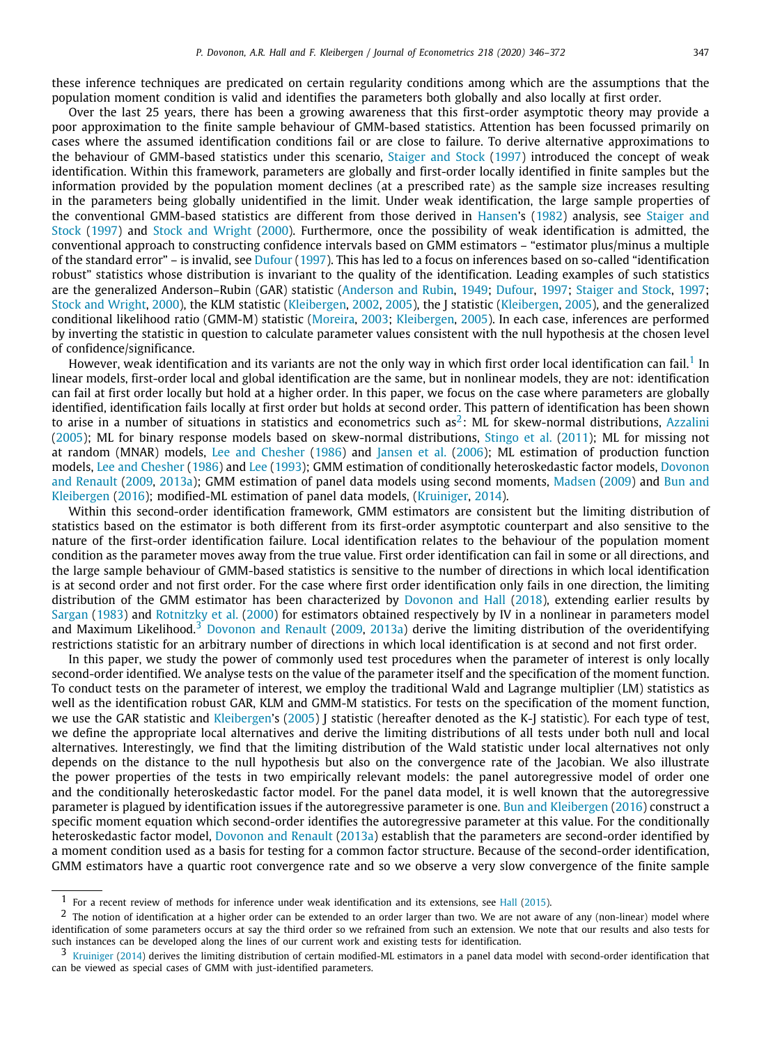these inference techniques are predicated on certain regularity conditions among which are the assumptions that the population moment condition is valid and identifies the parameters both globally and also locally at first order.

Over the last 25 years, there has been a growing awareness that this first-order asymptotic theory may provide a poor approximation to the finite sample behaviour of GMM-based statistics. Attention has been focussed primarily on cases where the assumed identification conditions fail or are close to failure. To derive alternative approximations to the behaviour of GMM-based statistics under this scenario, Staiger and Stock (1997) introduced the concept of weak identification. Within this framework, parameters are globally and first-order locally identified in finite samples but the information provided by the population moment declines (at a prescribed rate) as the sample size increases resulting in the parameters being globally unidentified in the limit. Under weak identification, the large sample properties of the conventional GMM-based statistics are different from those derived in Hansen's (1982) analysis, see Staiger and Stock (1997) and Stock and Wright (2000). Furthermore, once the possibility of weak identification is admitted, the conventional approach to constructing confidence intervals based on GMM estimators – "estimator plus/minus a multiple of the standard error" – is invalid, see Dufour (1997). This has led to a focus on inferences based on so-called "identification robust" statistics whose distribution is invariant to the quality of the identification. Leading examples of such statistics are the generalized Anderson–Rubin (GAR) statistic (Anderson and Rubin, 1949; Dufour, 1997; Staiger and Stock, 1997; Stock and Wright, 2000), the KLM statistic (Kleibergen, 2002, 2005), the J statistic (Kleibergen, 2005), and the generalized conditional likelihood ratio (GMM-M) statistic (Moreira, 2003; Kleibergen, 2005). In each case, inferences are performed by inverting the statistic in question to calculate parameter values consistent with the null hypothesis at the chosen level of confidence/significance.

However, weak identification and its variants are not the only way in which first order local identification can fail.[1] In linear models, first-order local and global identification are the same, but in nonlinear models, they are not: identification can fail at first order locally but hold at a higher order. In this paper, we focus on the case where parameters are globally identified, identification fails locally at first order but holds at second order. This pattern of identification has been shown to arise in a number of situations in statistics and econometrics such as[2]: ML for skew-normal distributions, Azzalini (2005); ML for binary response models based on skew-normal distributions, Stingo et al. (2011); ML for missing not at random (MNAR) models, Lee and Chesher (1986) and Jansen et al. (2006); ML estimation of production function models, Lee and Chesher (1986) and Lee (1993); GMM estimation of conditionally heteroskedastic factor models, Dovonon and Renault (2009, 2013a); GMM estimation of panel data models using second moments, Madsen (2009) and Bun and Kleibergen (2016); modified-ML estimation of panel data models, (Kruiniger, 2014).

Within this second-order identification framework, GMM estimators are consistent but the limiting distribution of statistics based on the estimator is both different from its first-order asymptotic counterpart and also sensitive to the nature of the first-order identification failure. Local identification relates to the behaviour of the population moment condition as the parameter moves away from the true value. First order identification can fail in some or all directions, and the large sample behaviour of GMM-based statistics is sensitive to the number of directions in which local identification is at second order and not first order. For the case where first order identification only fails in one direction, the limiting distribution of the GMM estimator has been characterized by Dovonon and Hall (2018), extending earlier results by Sargan (1983) and Rotnitzky et al. (2000) for estimators obtained respectively by IV in a nonlinear in parameters model and Maximum Likelihood.[3] Dovonon and Renault (2009, 2013a) derive the limiting distribution of the overidentifying restrictions statistic for an arbitrary number of directions in which local identification is at second and not first order.

In this paper, we study the power of commonly used test procedures when the parameter of interest is only locally second-order identified. We analyse tests on the value of the parameter itself and the specification of the moment function. To conduct tests on the parameter of interest, we employ the traditional Wald and Lagrange multiplier (LM) statistics as well as the identification robust GAR, KLM and GMM-M statistics. For tests on the specification of the moment function, we use the GAR statistic and Kleibergen's (2005) J statistic (hereafter denoted as the K-J statistic). For each type of test, we define the appropriate local alternatives and derive the limiting distributions of all tests under both null and local alternatives. Interestingly, we find that the limiting distribution of the Wald statistic under local alternatives not only depends on the distance to the null hypothesis but also on the convergence rate of the Jacobian. We also illustrate the power properties of the tests in two empirically relevant models: the panel autoregressive model of order one and the conditionally heteroskedastic factor model. For the panel data model, it is well known that the autoregressive parameter is plagued by identification issues if the autoregressive parameter is one. Bun and Kleibergen (2016) construct a specific moment equation which second-order identifies the autoregressive parameter at this value. For the conditionally heteroskedastic factor model, Dovonon and Renault (2013a) establish that the parameters are second-order identified by a moment condition used as a basis for testing for a common factor structure. Because of the second-order identification, GMM estimators have a quartic root convergence rate and so we observe a very slow convergence of the finite sample

[1] For a recent review of methods for inference under weak identification and its extensions, see Hall (2015).

[2] The notion of identification at a higher order can be extended to an order larger than two. We are not aware of any (non-linear) model where identification of some parameters occurs at say the third order so we refrained from such an extension. We note that our results and also tests for such instances can be developed along the lines of our current work and existing tests for identification.

[3] Kruiniger (2014) derives the limiting distribution of certain modified-ML estimators in a panel data model with second-order identification that can be viewed as special cases of GMM with just-identified parameters.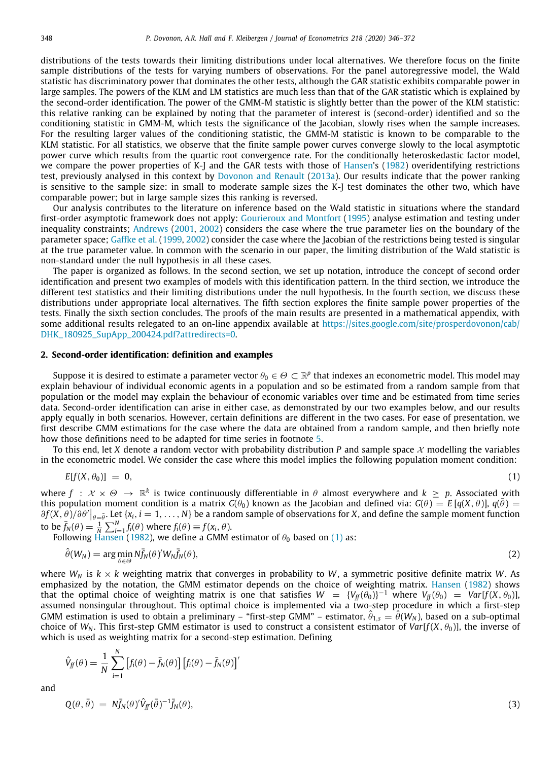distributions of the tests towards their limiting distributions under local alternatives. We therefore focus on the finite sample distributions of the tests for varying numbers of observations. For the panel autoregressive model, the Wald statistic has discriminatory power that dominates the other tests, although the GAR statistic exhibits comparable power in large samples. The powers of the KLM and LM statistics are much less than that of the GAR statistic which is explained by the second-order identification. The power of the GMM-M statistic is slightly better than the power of the KLM statistic: this relative ranking can be explained by noting that the parameter of interest is (second-order) identified and so the conditioning statistic in GMM-M, which tests the significance of the Jacobian, slowly rises when the sample increases. For the resulting larger values of the conditioning statistic, the GMM-M statistic is known to be comparable to the KLM statistic. For all statistics, we observe that the finite sample power curves converge slowly to the local asymptotic power curve which results from the quartic root convergence rate. For the conditionally heteroskedastic factor model, we compare the power properties of K-J and the GAR tests with those of Hansen's (1982) overidentifying restrictions test, previously analysed in this context by Dovonon and Renault (2013a). Our results indicate that the power ranking is sensitive to the sample size: in small to moderate sample sizes the K-J test dominates the other two, which have comparable power; but in large sample sizes this ranking is reversed.

Our analysis contributes to the literature on inference based on the Wald statistic in situations where the standard first-order asymptotic framework does not apply: Gourieroux and Montfort (1995) analyse estimation and testing under inequality constraints; Andrews (2001, 2002) considers the case where the true parameter lies on the boundary of the parameter space; Gaffke et al. (1999, 2002) consider the case where the Jacobian of the restrictions being tested is singular at the true parameter value. In common with the scenario in our paper, the limiting distribution of the Wald statistic is non-standard under the null hypothesis in all these cases.

The paper is organized as follows. In the second section, we set up notation, introduce the concept of second order identification and present two examples of models with this identification pattern. In the third section, we introduce the different test statistics and their limiting distributions under the null hypothesis. In the fourth section, we discuss these distributions under appropriate local alternatives. The fifth section explores the finite sample power properties of the tests. Finally the sixth section concludes. The proofs of the main results are presented in a mathematical appendix, with some additional results relegated to an on-line appendix available at https://sites.google.com/site/prosperdovonon/cab/DHK_180925_SupApp_200424.pdf?attredirects=0.

## 2. Second-order identification: definition and examples

Suppose it is desired to estimate a parameter vector $\theta_0 \in \Theta \subset \mathbb{R}^p$ that indexes an econometric model. This model may explain behaviour of individual economic agents in a population and so be estimated from a random sample from that population or the model may explain the behaviour of economic variables over time and be estimated from time series data. Second-order identification can arise in either case, as demonstrated by our two examples below, and our results apply equally in both scenarios. However, certain definitions are different in the two cases. For ease of presentation, we first describe GMM estimations for the case where the data are obtained from a random sample, and then briefly note how those definitions need to be adapted for time series in footnote 5.

To this end, let $X$ denote a random vector with probability distribution $P$ and sample space $\mathcal{X}$ modelling the variables in the econometric model. We consider the case where this model implies the following population moment condition:

$$E[f(X,\theta_0)] \ = \ 0, \tag{1}$$

where $f : \mathcal{X} \times \Theta \rightarrow \mathbb{R}^k$ is twice continuously differentiable in $\theta$ almost everywhere and $k \geq p$. Associated with this population moment condition is a matrix $G(\theta_0)$ known as the Jacobian and defined via: $G(\theta) = E[q(X,\theta)]$, $q(\bar{\theta}) = \partial f(X,\theta)/\partial\theta'\big|_{\theta=\bar{\theta}}$. Let $\{x_i, i = 1, \ldots, N\}$ be a random sample of observations for $X$, and define the sample moment function to be $\bar{f}_N(\theta) = \frac{1}{N}\sum_{i=1}^{N} f_i(\theta)$ where $f_i(\theta) \equiv f(x_i,\theta)$.

Following Hansen (1982), we define a GMM estimator of $\theta_0$ based on (1) as:

$$\hat{\theta}(W_N) = \arg\min_{\theta\in\Theta} N\bar{f}_N(\theta)'W_N\bar{f}_N(\theta), \tag{2}$$

where $W_N$ is $k \times k$ weighting matrix that converges in probability to $W$, a symmetric positive definite matrix $W$. As emphasized by the notation, the GMM estimator depends on the choice of weighting matrix. Hansen (1982) shows that the optimal choice of weighting matrix is one that satisfies $W = \{V_{ff}(\theta_0)\}^{-1}$ where $V_{ff}(\theta_0) = Var[f(X,\theta_0)]$, assumed nonsingular throughout. This optimal choice is implemented via a two-step procedure in which a first-step GMM estimation is used to obtain a preliminary – "first-step GMM" – estimator, $\hat{\theta}_{1,s} = \hat{\theta}(W_N)$, based on a sub-optimal choice of $W_N$. This first-step GMM estimator is used to construct a consistent estimator of $Var[f(X,\theta_0)]$, the inverse of which is used as weighting matrix for a second-step estimation. Defining

$$\hat{V}_{ff}(\theta) = \frac{1}{N}\sum_{i=1}^{N}\left[f_i(\theta) - \bar{f}_N(\theta)\right]\left[f_i(\theta) - \bar{f}_N(\theta)\right]'$$

and

$$Q(\theta,\bar{\theta}) \ = \ N\bar{f}_N(\theta)'\hat{V}_{ff}(\bar{\theta})^{-1}\bar{f}_N(\theta), \tag{3}$$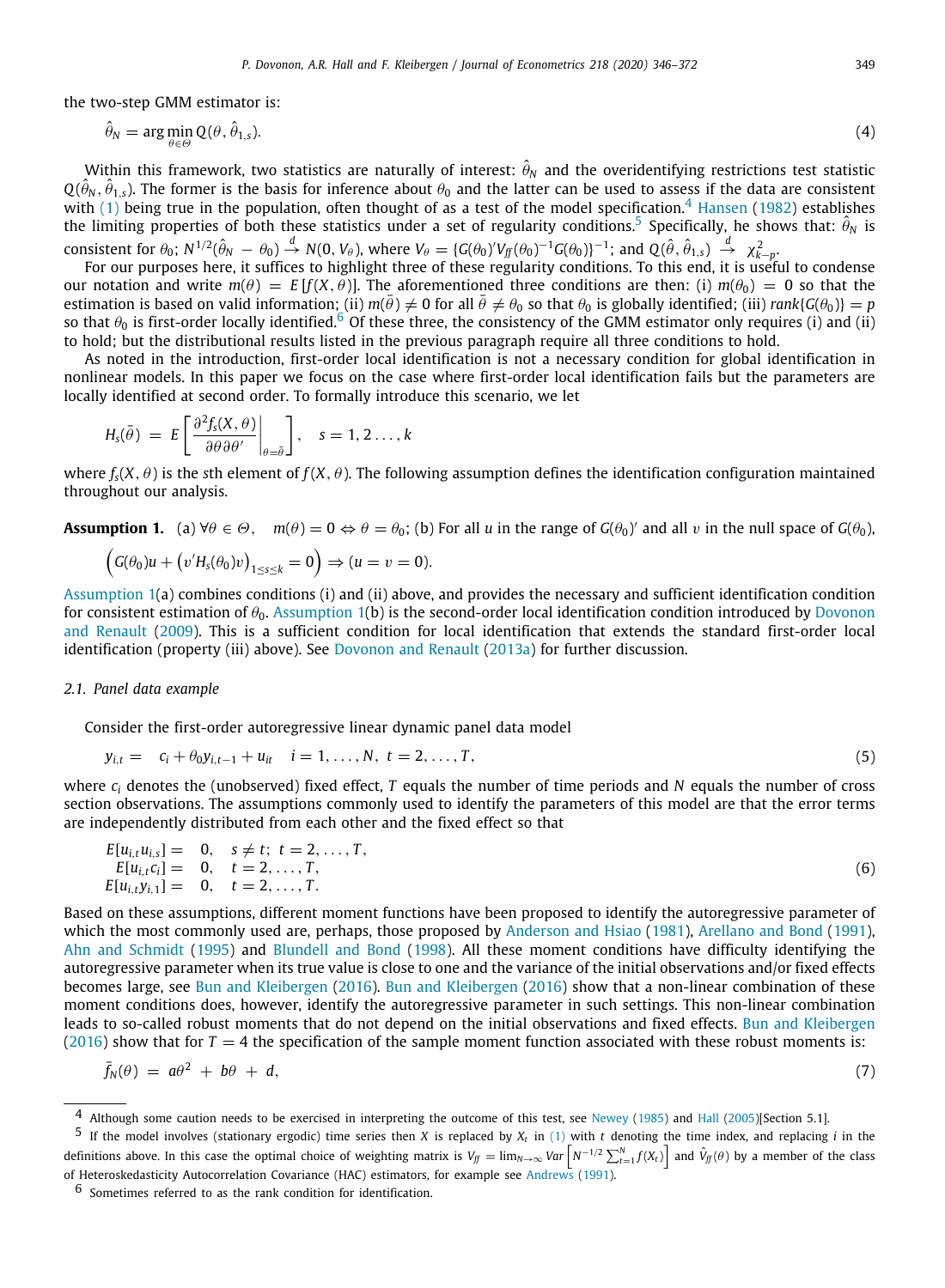the two-step GMM estimator is:

$$\hat{\theta}_N = \arg\min_{\theta \in \Theta} Q(\theta, \hat{\theta}_{1,s}). \tag{4}$$

Within this framework, two statistics are naturally of interest: $\hat{\theta}_N$ and the overidentifying restrictions test statistic $Q(\hat{\theta}_N, \hat{\theta}_{1,s})$. The former is the basis for inference about $\theta_0$ and the latter can be used to assess if the data are consistent with (1) being true in the population, often thought of as a test of the model specification.[4] Hansen (1982) establishes the limiting properties of both these statistics under a set of regularity conditions.[5] Specifically, he shows that: $\hat{\theta}_N$ is consistent for $\theta_0$; $N^{1/2}(\hat{\theta}_N - \theta_0) \xrightarrow{d} N(0, V_\theta)$, where $V_\theta = \{G(\theta_0)' V_{ff}(\theta_0)^{-1} G(\theta_0)\}^{-1}$; and $Q(\hat{\theta}, \hat{\theta}_{1,s}) \xrightarrow{d} \chi^2_{k-p}$.

For our purposes here, it suffices to highlight three of these regularity conditions. To this end, it is useful to condense our notation and write $m(\theta) = E[f(X, \theta)]$. The aforementioned three conditions are then: (i) $m(\theta_0) = 0$ so that the estimation is based on valid information; (ii) $m(\bar{\theta}) \neq 0$ for all $\bar{\theta} \neq \theta_0$ so that $\theta_0$ is globally identified; (iii) $rank\{G(\theta_0)\} = p$ so that $\theta_0$ is first-order locally identified.[6] Of these three, the consistency of the GMM estimator only requires (i) and (ii) to hold; but the distributional results listed in the previous paragraph require all three conditions to hold.

As noted in the introduction, first-order local identification is not a necessary condition for global identification in nonlinear models. In this paper we focus on the case where first-order local identification fails but the parameters are locally identified at second order. To formally introduce this scenario, we let

$$H_s(\bar{\theta}) = E\left[\left.\frac{\partial^2 f_s(X, \theta)}{\partial \theta \partial \theta'}\right|_{\theta = \bar{\theta}}\right], \quad s = 1, 2 \ldots, k$$

where $f_s(X, \theta)$ is the $s$th element of $f(X, \theta)$. The following assumption defines the identification configuration maintained throughout our analysis.

**Assumption 1.** (a) $\forall \theta \in \Theta$, $\quad m(\theta) = 0 \Leftrightarrow \theta = \theta_0$; (b) For all $u$ in the range of $G(\theta_0)'$ and all $v$ in the null space of $G(\theta_0)$,

$$\left(G(\theta_0)u + \left(v' H_s(\theta_0) v\right)_{1 \le s \le k} = 0\right) \Rightarrow (u = v = 0).$$

Assumption 1(a) combines conditions (i) and (ii) above, and provides the necessary and sufficient identification condition for consistent estimation of $\theta_0$. Assumption 1(b) is the second-order local identification condition introduced by Dovonon and Renault (2009). This is a sufficient condition for local identification that extends the standard first-order local identification (property (iii) above). See Dovonon and Renault (2013a) for further discussion.

### 2.1. Panel data example

Consider the first-order autoregressive linear dynamic panel data model

$$y_{i,t} = c_i + \theta_0 y_{i,t-1} + u_{it} \quad i = 1, \ldots, N, \; t = 2, \ldots, T, \tag{5}$$

where $c_i$ denotes the (unobserved) fixed effect, $T$ equals the number of time periods and $N$ equals the number of cross section observations. The assumptions commonly used to identify the parameters of this model are that the error terms are independently distributed from each other and the fixed effect so that

$$\begin{aligned} E[u_{i,t} u_{i,s}] &= 0, \quad s \neq t; \; t = 2, \ldots, T, \\ E[u_{i,t} c_i] &= 0, \quad t = 2, \ldots, T, \\ E[u_{i,t} y_{i,1}] &= 0, \quad t = 2, \ldots, T. \end{aligned} \tag{6}$$

Based on these assumptions, different moment functions have been proposed to identify the autoregressive parameter of which the most commonly used are, perhaps, those proposed by Anderson and Hsiao (1981), Arellano and Bond (1991), Ahn and Schmidt (1995) and Blundell and Bond (1998). All these moment conditions have difficulty identifying the autoregressive parameter when its true value is close to one and the variance of the initial observations and/or fixed effects becomes large, see Bun and Kleibergen (2016). Bun and Kleibergen (2016) show that a non-linear combination of these moment conditions does, however, identify the autoregressive parameter in such settings. This non-linear combination leads to so-called robust moments that do not depend on the initial observations and fixed effects. Bun and Kleibergen (2016) show that for $T = 4$ the specification of the sample moment function associated with these robust moments is:

$$\bar{f}_N(\theta) = a\theta^2 + b\theta + d, \tag{7}$$

---

[4] Although some caution needs to be exercised in interpreting the outcome of this test, see Newey (1985) and Hall (2005)[Section 5.1].

[5] If the model involves (stationary ergodic) time series then $X$ is replaced by $X_t$ in (1) with $t$ denoting the time index, and replacing $i$ in the definitions above. In this case the optimal choice of weighting matrix is $V_{ff} = \lim_{N\to\infty} Var\left[N^{-1/2} \sum_{t=1}^{N} f(X_t)\right]$ and $\hat{V}_{ff}(\theta)$ by a member of the class of Heteroskedasticity Autocorrelation Covariance (HAC) estimators, for example see Andrews (1991).

[6] Sometimes referred to as the rank condition for identification.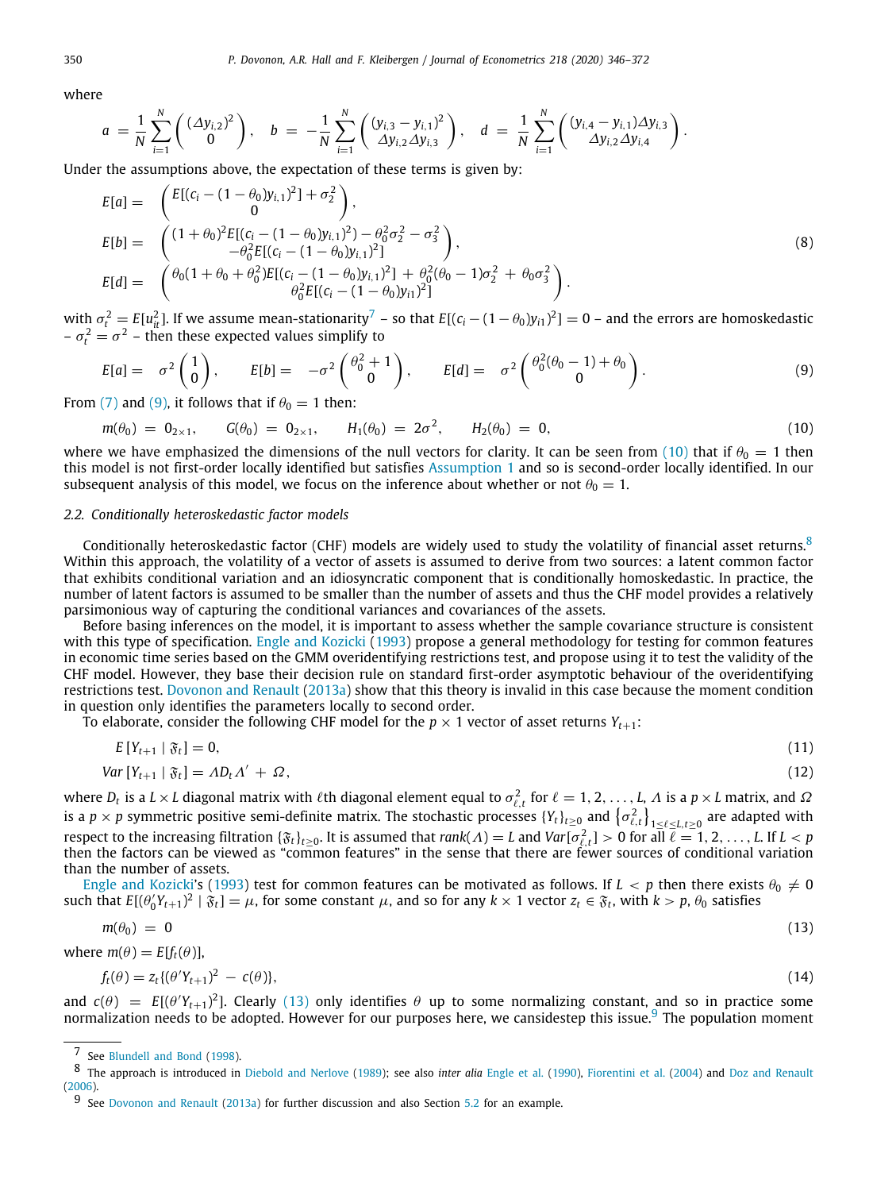where

$$a = \frac{1}{N}\sum_{i=1}^{N}\begin{pmatrix}(\Delta y_{i,2})^2\\ 0\end{pmatrix}, \quad b = -\frac{1}{N}\sum_{i=1}^{N}\begin{pmatrix}(y_{i,3}-y_{i,1})^2\\ \Delta y_{i,2}\Delta y_{i,3}\end{pmatrix}, \quad d = \frac{1}{N}\sum_{i=1}^{N}\begin{pmatrix}(y_{i,4}-y_{i,1})\Delta y_{i,3}\\ \Delta y_{i,2}\Delta y_{i,4}\end{pmatrix}.$$

Under the assumptions above, the expectation of these terms is given by:

$$\begin{aligned}
E[a] &= \begin{pmatrix}E[(c_i-(1-\theta_0)y_{i,1})^2]+\sigma_2^2\\ 0\end{pmatrix},\\
E[b] &= \begin{pmatrix}(1+\theta_0)^2E[(c_i-(1-\theta_0)y_{i,1})^2)-\theta_0^2\sigma_2^2-\sigma_3^2\\ -\theta_0^2E[(c_i-(1-\theta_0)y_{i,1})^2]\end{pmatrix},\\
E[d] &= \begin{pmatrix}\theta_0(1+\theta_0+\theta_0^2)E[(c_i-(1-\theta_0)y_{i,1})^2]+\theta_0^2(\theta_0-1)\sigma_2^2+\theta_0\sigma_3^2\\ \theta_0^2E[(c_i-(1-\theta_0)y_{i1})^2]\end{pmatrix}.
\end{aligned} \tag{8}$$

with $\sigma_t^2 = E[u_{it}^2]$. If we assume mean-stationarity[7] – so that $E[(c_i-(1-\theta_0)y_{i1})^2]=0$ – and the errors are homoskedastic – $\sigma_t^2=\sigma^2$ – then these expected values simplify to

$$E[a] = \sigma^2\begin{pmatrix}1\\0\end{pmatrix}, \qquad E[b] = -\sigma^2\begin{pmatrix}\theta_0^2+1\\0\end{pmatrix}, \qquad E[d] = \sigma^2\begin{pmatrix}\theta_0^2(\theta_0-1)+\theta_0\\0\end{pmatrix}. \tag{9}$$

From (7) and (9), it follows that if $\theta_0 = 1$ then:

$$m(\theta_0) = 0_{2\times 1}, \qquad G(\theta_0) = 0_{2\times 1}, \qquad H_1(\theta_0) = 2\sigma^2, \qquad H_2(\theta_0) = 0, \tag{10}$$

where we have emphasized the dimensions of the null vectors for clarity. It can be seen from (10) that if $\theta_0 = 1$ then this model is not first-order locally identified but satisfies Assumption 1 and so is second-order locally identified. In our subsequent analysis of this model, we focus on the inference about whether or not $\theta_0 = 1$.

### 2.2. Conditionally heteroskedastic factor models

Conditionally heteroskedastic factor (CHF) models are widely used to study the volatility of financial asset returns.[8] Within this approach, the volatility of a vector of assets is assumed to derive from two sources: a latent common factor that exhibits conditional variation and an idiosyncratic component that is conditionally homoskedastic. In practice, the number of latent factors is assumed to be smaller than the number of assets and thus the CHF model provides a relatively parsimonious way of capturing the conditional variances and covariances of the assets.

Before basing inferences on the model, it is important to assess whether the sample covariance structure is consistent with this type of specification. Engle and Kozicki (1993) propose a general methodology for testing for common features in economic time series based on the GMM overidentifying restrictions test, and propose using it to test the validity of the CHF model. However, they base their decision rule on standard first-order asymptotic behaviour of the overidentifying restrictions test. Dovonon and Renault (2013a) show that this theory is invalid in this case because the moment condition in question only identifies the parameters locally to second order.

To elaborate, consider the following CHF model for the $p\times 1$ vector of asset returns $Y_{t+1}$:

$$E\left[Y_{t+1}\mid \mathfrak{F}_t\right] = 0, \tag{11}$$

$$Var\left[Y_{t+1}\mid \mathfrak{F}_t\right] = \Lambda D_t \Lambda' + \Omega, \tag{12}$$

where $D_t$ is a $L\times L$ diagonal matrix with $\ell$th diagonal element equal to $\sigma_{\ell,t}^2$ for $\ell = 1,2,\ldots,L$, $\Lambda$ is a $p\times L$ matrix, and $\Omega$ is a $p\times p$ symmetric positive semi-definite matrix. The stochastic processes $\{Y_t\}_{t\geq 0}$ and $\left\{\sigma_{\ell,t}^2\right\}_{1\leq \ell\leq L, t\geq 0}$ are adapted with respect to the increasing filtration $\{\mathfrak{F}_t\}_{t\geq 0}$. It is assumed that $rank(\Lambda) = L$ and $Var[\sigma_{\ell,t}^2] > 0$ for all $\ell = 1,2,\ldots,L$. If $L<p$ then the factors can be viewed as "common features" in the sense that there are fewer sources of conditional variation than the number of assets.

Engle and Kozicki's (1993) test for common features can be motivated as follows. If $L<p$ then there exists $\theta_0 \neq 0$ such that $E[(\theta_0' Y_{t+1})^2 \mid \mathfrak{F}_t] = \mu$, for some constant $\mu$, and so for any $k\times 1$ vector $z_t \in \mathfrak{F}_t$, with $k>p$, $\theta_0$ satisfies

$$m(\theta_0) = 0 \tag{13}$$

where $m(\theta) = E[f_t(\theta)]$,

$$f_t(\theta) = z_t\{(\theta' Y_{t+1})^2 - c(\theta)\}, \tag{14}$$

and $c(\theta) = E[(\theta' Y_{t+1})^2]$. Clearly (13) only identifies $\theta$ up to some normalizing constant, and so in practice some normalization needs to be adopted. However for our purposes here, we cansidestep this issue.[9] The population moment

---

[7] See Blundell and Bond (1998).

[8] The approach is introduced in Diebold and Nerlove (1989); see also *inter alia* Engle et al. (1990), Fiorentini et al. (2004) and Doz and Renault (2006).

[9] See Dovonon and Renault (2013a) for further discussion and also Section 5.2 for an example.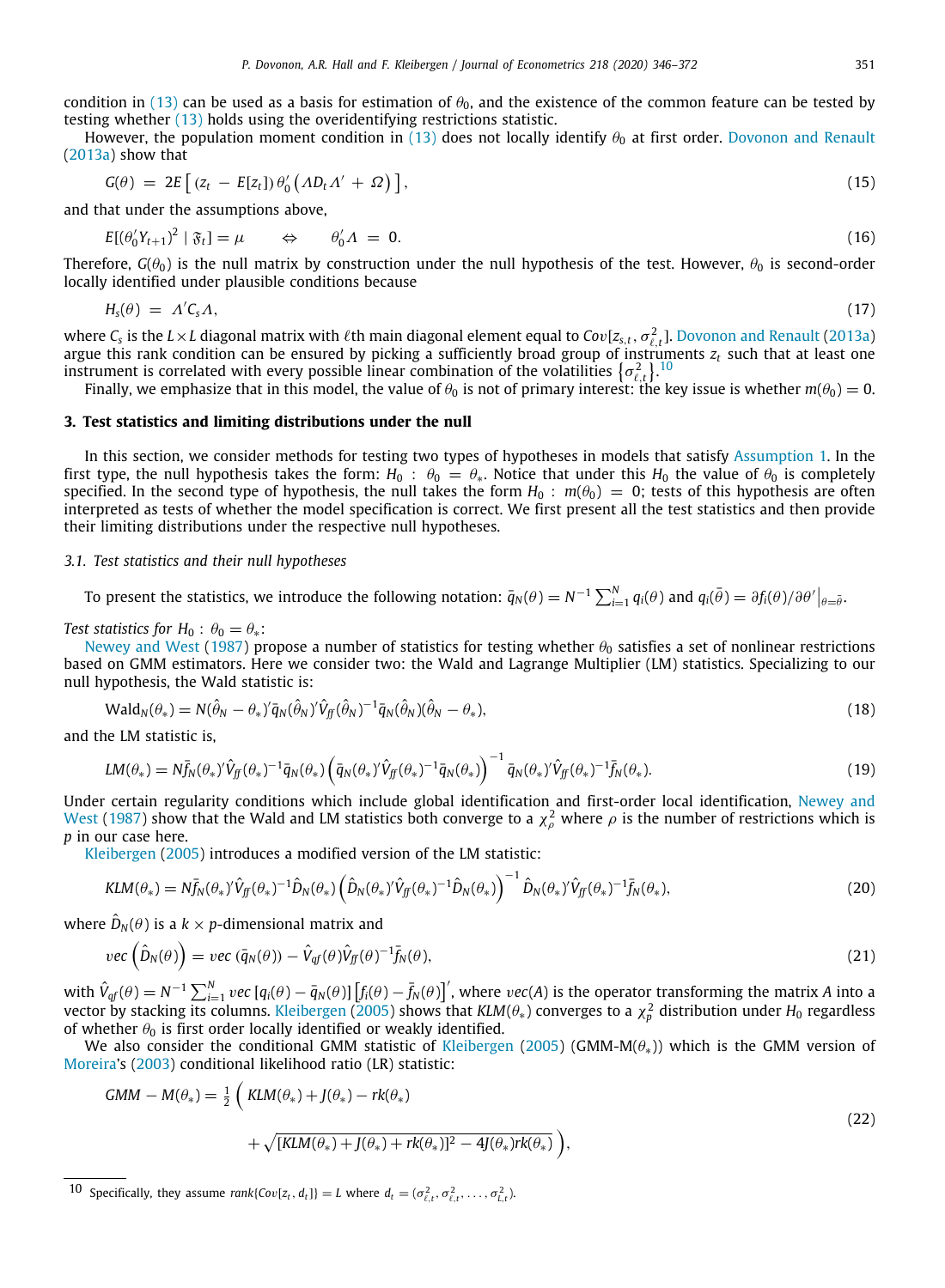condition in (13) can be used as a basis for estimation of $\theta_0$, and the existence of the common feature can be tested by testing whether (13) holds using the overidentifying restrictions statistic.

However, the population moment condition in (13) does not locally identify $\theta_0$ at first order. Dovonon and Renault (2013a) show that

$$G(\theta) \;=\; 2E\left[\,(z_t \;-\; E[z_t])\,\theta_0'\left(\Lambda D_t \Lambda' \;+\; \Omega\right)\,\right], \tag{15}$$

and that under the assumptions above,

$$E[(\theta_0' Y_{t+1})^2 \mid \mathfrak{F}_t] = \mu \qquad \Leftrightarrow \qquad \theta_0'\Lambda \;=\; 0. \tag{16}$$

Therefore, $G(\theta_0)$ is the null matrix by construction under the null hypothesis of the test. However, $\theta_0$ is second-order locally identified under plausible conditions because

$$H_s(\theta) \;=\; \Lambda' C_s \Lambda, \tag{17}$$

where $C_s$ is the $L \times L$ diagonal matrix with $\ell$th main diagonal element equal to $Cov[z_{s,t}, \sigma^2_{\ell,t}]$. Dovonon and Renault (2013a) argue this rank condition can be ensured by picking a sufficiently broad group of instruments $z_t$ such that at least one instrument is correlated with every possible linear combination of the volatilities $\left\{\sigma^2_{\ell,t}\right\}$.[10]

Finally, we emphasize that in this model, the value of $\theta_0$ is not of primary interest: the key issue is whether $m(\theta_0) = 0$.

## 3. Test statistics and limiting distributions under the null

In this section, we consider methods for testing two types of hypotheses in models that satisfy Assumption 1. In the first type, the null hypothesis takes the form: $H_0\;:\;\theta_0 \;=\; \theta_*$. Notice that under this $H_0$ the value of $\theta_0$ is completely specified. In the second type of hypothesis, the null takes the form $H_0\;:\;m(\theta_0) \;=\; 0$; tests of this hypothesis are often interpreted as tests of whether the model specification is correct. We first present all the test statistics and then provide their limiting distributions under the respective null hypotheses.

### *3.1. Test statistics and their null hypotheses*

To present the statistics, we introduce the following notation: $\bar{q}_N(\theta) = N^{-1}\sum_{i=1}^N q_i(\theta)$ and $q_i(\bar{\theta}) = \partial f_i(\theta)/\partial\theta'\big|_{\theta=\bar{\theta}}$.

*Test statistics for* $H_0\;:\;\theta_0 = \theta_*$:

Newey and West (1987) propose a number of statistics for testing whether $\theta_0$ satisfies a set of nonlinear restrictions based on GMM estimators. Here we consider two: the Wald and Lagrange Multiplier (LM) statistics. Specializing to our null hypothesis, the Wald statistic is:

$$\text{Wald}_N(\theta_*) = N(\hat{\theta}_N - \theta_*)'\bar{q}_N(\hat{\theta}_N)'\hat{V}_{ff}(\hat{\theta}_N)^{-1}\bar{q}_N(\hat{\theta}_N)(\hat{\theta}_N - \theta_*), \tag{18}$$

and the LM statistic is,

$$LM(\theta_*) = N\bar{f}_N(\theta_*)'\hat{V}_{ff}(\theta_*)^{-1}\bar{q}_N(\theta_*)\left(\bar{q}_N(\theta_*)'\hat{V}_{ff}(\theta_*)^{-1}\bar{q}_N(\theta_*)\right)^{-1}\bar{q}_N(\theta_*)'\hat{V}_{ff}(\theta_*)^{-1}\bar{f}_N(\theta_*). \tag{19}$$

Under certain regularity conditions which include global identification and first-order local identification, Newey and West (1987) show that the Wald and LM statistics both converge to a $\chi^2_\rho$ where $\rho$ is the number of restrictions which is $p$ in our case here.

Kleibergen (2005) introduces a modified version of the LM statistic:

$$KLM(\theta_*) = N\bar{f}_N(\theta_*)'\hat{V}_{ff}(\theta_*)^{-1}\hat{D}_N(\theta_*)\left(\hat{D}_N(\theta_*)'\hat{V}_{ff}(\theta_*)^{-1}\hat{D}_N(\theta_*)\right)^{-1}\hat{D}_N(\theta_*)'\hat{V}_{ff}(\theta_*)^{-1}\bar{f}_N(\theta_*), \tag{20}$$

where $\hat{D}_N(\theta)$ is a $k \times p$-dimensional matrix and

$$vec\left(\hat{D}_N(\theta)\right) = vec\left(\bar{q}_N(\theta)\right) - \hat{V}_{qf}(\theta)\hat{V}_{ff}(\theta)^{-1}\bar{f}_N(\theta), \tag{21}$$

with $\hat{V}_{qf}(\theta) = N^{-1}\sum_{i=1}^N vec\left[q_i(\theta) - \bar{q}_N(\theta)\right]\left[f_i(\theta) - \bar{f}_N(\theta)\right]'$, where $vec(A)$ is the operator transforming the matrix $A$ into a vector by stacking its columns. Kleibergen (2005) shows that $KLM(\theta_*)$ converges to a $\chi^2_p$ distribution under $H_0$ regardless of whether $\theta_0$ is first order locally identified or weakly identified.

We also consider the conditional GMM statistic of Kleibergen (2005) (GMM-M($\theta_*$)) which is the GMM version of Moreira's (2003) conditional likelihood ratio (LR) statistic:

$$\begin{aligned} GMM - M(\theta_*) = \tfrac{1}{2}\Big(\, & KLM(\theta_*) + J(\theta_*) - rk(\theta_*) \\ & + \sqrt{[KLM(\theta_*) + J(\theta_*) + rk(\theta_*)]^2 - 4J(\theta_*)rk(\theta_*)}\,\Big), \end{aligned} \tag{22}$$

---

[10] Specifically, they assume $rank\{Cov[z_t, d_t]\} = L$ where $d_t = (\sigma^2_{\ell,t}, \sigma^2_{\ell,t}, \ldots, \sigma^2_{L,t})$.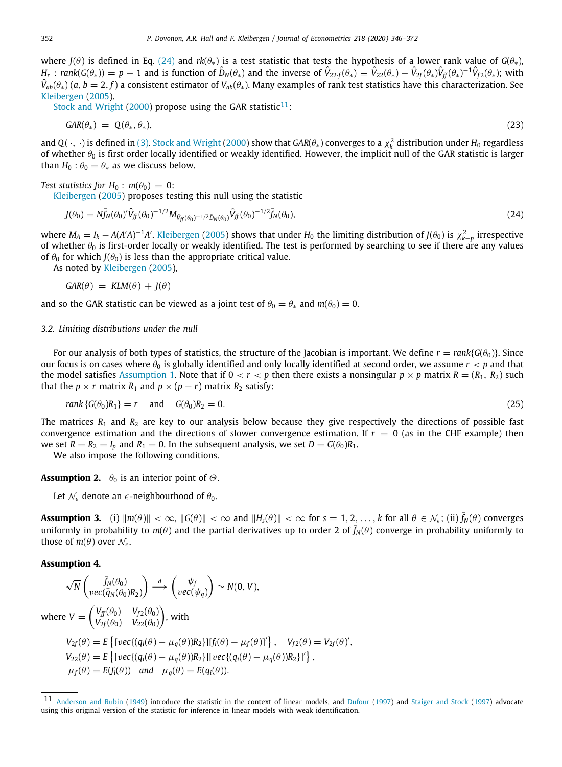where $J(\theta)$ is defined in Eq. (24) and $rk(\theta_*)$ is a test statistic that tests the hypothesis of a lower rank value of $G(\theta_*)$, $H_r$ : $rank(G(\theta_*)) = p - 1$ and is function of $\hat{D}_N(\theta_*)$ and the inverse of $\hat{V}_{22\cdot f}(\theta_*) \equiv \hat{V}_{22}(\theta_*) - \hat{V}_{2f}(\theta_*)\hat{V}_{ff}(\theta_*)^{-1}\hat{V}_{f2}(\theta_*)$; with $\hat{V}_{ab}(\theta_*)$ $(a, b = 2, f)$ a consistent estimator of $V_{ab}(\theta_*)$. Many examples of rank test statistics have this characterization. See Kleibergen (2005).

Stock and Wright (2000) propose using the GAR statistic[11]:

$$GAR(\theta_*) \;=\; Q(\theta_*, \theta_*), \tag{23}$$

and $Q(\cdot, \cdot)$ is defined in (3). Stock and Wright (2000) show that $GAR(\theta_*)$ converges to a $\chi^2_k$ distribution under $H_0$ regardless of whether $\theta_0$ is first order locally identified or weakly identified. However, the implicit null of the GAR statistic is larger than $H_0 : \theta_0 = \theta_*$ as we discuss below.

*Test statistics for $H_0 : m(\theta_0) = 0$:*

Kleibergen (2005) proposes testing this null using the statistic

$$J(\theta_0) = N\bar{f}_N(\theta_0)'\hat{V}_{ff}(\theta_0)^{-1/2}M_{\hat{V}_{ff}(\theta_0)^{-1/2}\hat{D}_N(\theta_0)}\hat{V}_{ff}(\theta_0)^{-1/2}\bar{f}_N(\theta_0), \tag{24}$$

where $M_A = I_k - A(A'A)^{-1}A'$. Kleibergen (2005) shows that under $H_0$ the limiting distribution of $J(\theta_0)$ is $\chi^2_{k-p}$ irrespective of whether $\theta_0$ is first-order locally or weakly identified. The test is performed by searching to see if there are any values of $\theta_0$ for which $J(\theta_0)$ is less than the appropriate critical value.

As noted by Kleibergen (2005),

$$GAR(\theta) \;=\; KLM(\theta) + J(\theta)$$

and so the GAR statistic can be viewed as a joint test of $\theta_0 = \theta_*$ and $m(\theta_0) = 0$.

### 3.2. Limiting distributions under the null

For our analysis of both types of statistics, the structure of the Jacobian is important. We define $r = rank\{G(\theta_0)\}$. Since our focus is on cases where $\theta_0$ is globally identified and only locally identified at second order, we assume $r < p$ and that the model satisfies Assumption 1. Note that if $0 < r < p$ then there exists a nonsingular $p \times p$ matrix $R = (R_1,\ R_2)$ such that the $p \times r$ matrix $R_1$ and $p \times (p - r)$ matrix $R_2$ satisfy:

$$rank\,\{G(\theta_0)R_1\} = r \quad \text{ and } \quad G(\theta_0)R_2 = 0. \tag{25}$$

The matrices $R_1$ and $R_2$ are key to our analysis below because they give respectively the directions of possible fast convergence estimation and the directions of slower convergence estimation. If $r = 0$ (as in the CHF example) then we set $R = R_2 = I_p$ and $R_1 = 0$. In the subsequent analysis, we set $D = G(\theta_0)R_1$.

We also impose the following conditions.

**Assumption 2.** $\theta_0$ is an interior point of $\Theta$.

Let $\mathcal{N}_\epsilon$ denote an $\epsilon$-neighbourhood of $\theta_0$.

**Assumption 3.** (i) $\|m(\theta)\| < \infty$, $\|G(\theta)\| < \infty$ and $\|H_s(\theta)\| < \infty$ for $s = 1, 2, \ldots, k$ for all $\theta \in \mathcal{N}_\epsilon$; (ii) $\bar{f}_N(\theta)$ converges uniformly in probability to $m(\theta)$ and the partial derivatives up to order 2 of $\bar{f}_N(\theta)$ converge in probability uniformly to those of $m(\theta)$ over $\mathcal{N}_\epsilon$.

**Assumption 4.**

$$\sqrt{N}\begin{pmatrix} \bar{f}_N(\theta_0) \\ vec(\bar{q}_N(\theta_0)R_2) \end{pmatrix} \xrightarrow{d} \begin{pmatrix} \psi_f \\ vec(\psi_q) \end{pmatrix} \sim N(0, V),$$

where $V = \begin{pmatrix} V_{ff}(\theta_0) & V_{f2}(\theta_0) \\ V_{2f}(\theta_0) & V_{22}(\theta_0) \end{pmatrix}$, with

$$V_{2f}(\theta) = E\left\{[vec\{(q_i(\theta) - \mu_q(\theta))R_2\}][f_i(\theta) - \mu_f(\theta)]'\right\}, \quad V_{f2}(\theta) = V_{2f}(\theta)',$$
$$V_{22}(\theta) = E\left\{[vec\{(q_i(\theta) - \mu_q(\theta))R_2\}][vec\{(q_i(\theta) - \mu_q(\theta))R_2\}]'\right\},$$
$$\mu_f(\theta) = E(f_i(\theta)) \quad \textit{and} \quad \mu_q(\theta) = E(q_i(\theta)).$$

---

[11] Anderson and Rubin (1949) introduce the statistic in the context of linear models, and Dufour (1997) and Staiger and Stock (1997) advocate using this original version of the statistic for inference in linear models with weak identification.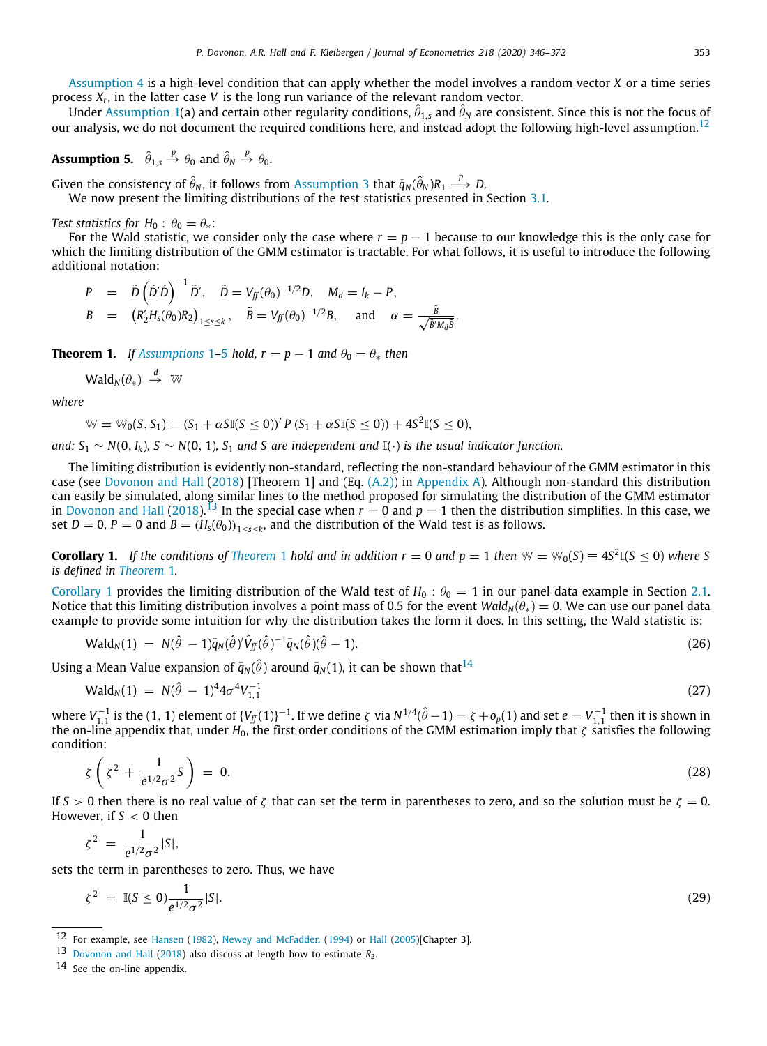Assumption 4 is a high-level condition that can apply whether the model involves a random vector $X$ or a time series process $X_t$, in the latter case $V$ is the long run variance of the relevant random vector.

Under Assumption 1(a) and certain other regularity conditions, $\hat{\theta}_{1,s}$ and $\hat{\theta}_N$ are consistent. Since this is not the focus of our analysis, we do not document the required conditions here, and instead adopt the following high-level assumption.[12]

**Assumption 5.** $\hat{\theta}_{1,s} \xrightarrow{p} \theta_0$ and $\hat{\theta}_N \xrightarrow{p} \theta_0$.

Given the consistency of $\hat{\theta}_N$, it follows from Assumption 3 that $\bar{q}_N(\hat{\theta}_N)R_1 \xrightarrow{p} D$.

We now present the limiting distributions of the test statistics presented in Section 3.1.

*Test statistics for* $H_0 : \theta_0 = \theta_*$:

For the Wald statistic, we consider only the case where $r = p - 1$ because to our knowledge this is the only case for which the limiting distribution of the GMM estimator is tractable. For what follows, it is useful to introduce the following additional notation:

$$
\begin{aligned}
P &= \tilde{D}\left(\tilde{D}'\tilde{D}\right)^{-1}\tilde{D}', \quad \tilde{D} = V_{ff}(\theta_0)^{-1/2}D, \quad M_d = I_k - P, \\
B &= \left(R_2'H_s(\theta_0)R_2\right)_{1\le s\le k}, \quad \tilde{B} = V_{ff}(\theta_0)^{-1/2}B, \quad \text{and} \quad \alpha = \frac{\tilde{B}}{\sqrt{\tilde{B}'M_d\tilde{B}}}.
\end{aligned}
$$

**Theorem 1.** *If Assumptions 1–5 hold,* $r = p - 1$ *and* $\theta_0 = \theta_*$ *then*

$$\text{Wald}_N(\theta_*) \xrightarrow{d} \mathbb{W}$$

*where*

$$\mathbb{W} = \mathbb{W}_0(S, S_1) \equiv (S_1 + \alpha S\mathbb{I}(S \le 0))' P (S_1 + \alpha S\mathbb{I}(S \le 0)) + 4S^2\mathbb{I}(S \le 0),$$

*and:* $S_1 \sim N(0, I_k)$, $S \sim N(0, 1)$, $S_1$ *and* $S$ *are independent and* $\mathbb{I}(\cdot)$ *is the usual indicator function.*

The limiting distribution is evidently non-standard, reflecting the non-standard behaviour of the GMM estimator in this case (see Dovonon and Hall (2018) [Theorem 1] and (Eq. (A.2)) in Appendix A). Although non-standard this distribution can easily be simulated, along similar lines to the method proposed for simulating the distribution of the GMM estimator in Dovonon and Hall (2018).[13] In the special case when $r = 0$ and $p = 1$ then the distribution simplifies. In this case, we set $D = 0$, $P = 0$ and $B = (H_s(\theta_0))_{1\le s\le k}$, and the distribution of the Wald test is as follows.

**Corollary 1.** *If the conditions of Theorem 1 hold and in addition* $r = 0$ *and* $p = 1$ *then* $\mathbb{W} = \mathbb{W}_0(S) \equiv 4S^2\mathbb{I}(S \le 0)$ *where* $S$ *is defined in Theorem 1.*

Corollary 1 provides the limiting distribution of the Wald test of $H_0 : \theta_0 = 1$ in our panel data example in Section 2.1. Notice that this limiting distribution involves a point mass of 0.5 for the event $Wald_N(\theta_*) = 0$. We can use our panel data example to provide some intuition for why the distribution takes the form it does. In this setting, the Wald statistic is:

$$\text{Wald}_N(1) = N(\hat{\theta} - 1)\bar{q}_N(\hat{\theta})'\hat{V}_{ff}(\hat{\theta})^{-1}\bar{q}_N(\hat{\theta})(\hat{\theta} - 1). \tag{26}$$

Using a Mean Value expansion of $\bar{q}_N(\hat{\theta})$ around $\bar{q}_N(1)$, it can be shown that[14]

$$\text{Wald}_N(1) = N(\hat{\theta} - 1)^4 4\sigma^4 V_{1,1}^{-1} \tag{27}$$

where $V_{1,1}^{-1}$ is the (1, 1) element of $\{V_{ff}(1)\}^{-1}$. If we define $\zeta$ via $N^{1/4}(\hat{\theta} - 1) = \zeta + o_p(1)$ and set $e = V_{1,1}^{-1}$ then it is shown in the on-line appendix that, under $H_0$, the first order conditions of the GMM estimation imply that $\zeta$ satisfies the following condition:

$$\zeta\left(\zeta^2 + \frac{1}{e^{1/2}\sigma^2}S\right) = 0. \tag{28}$$

If $S > 0$ then there is no real value of $\zeta$ that can set the term in parentheses to zero, and so the solution must be $\zeta = 0$. However, if $S < 0$ then

$$\zeta^2 = \frac{1}{e^{1/2}\sigma^2}|S|,$$

sets the term in parentheses to zero. Thus, we have

$$\zeta^2 = \mathbb{I}(S \le 0)\frac{1}{e^{1/2}\sigma^2}|S|. \tag{29}$$

---

[12] For example, see Hansen (1982), Newey and McFadden (1994) or Hall (2005)[Chapter 3].

[13] Dovonon and Hall (2018) also discuss at length how to estimate $R_2$.

[14] See the on-line appendix.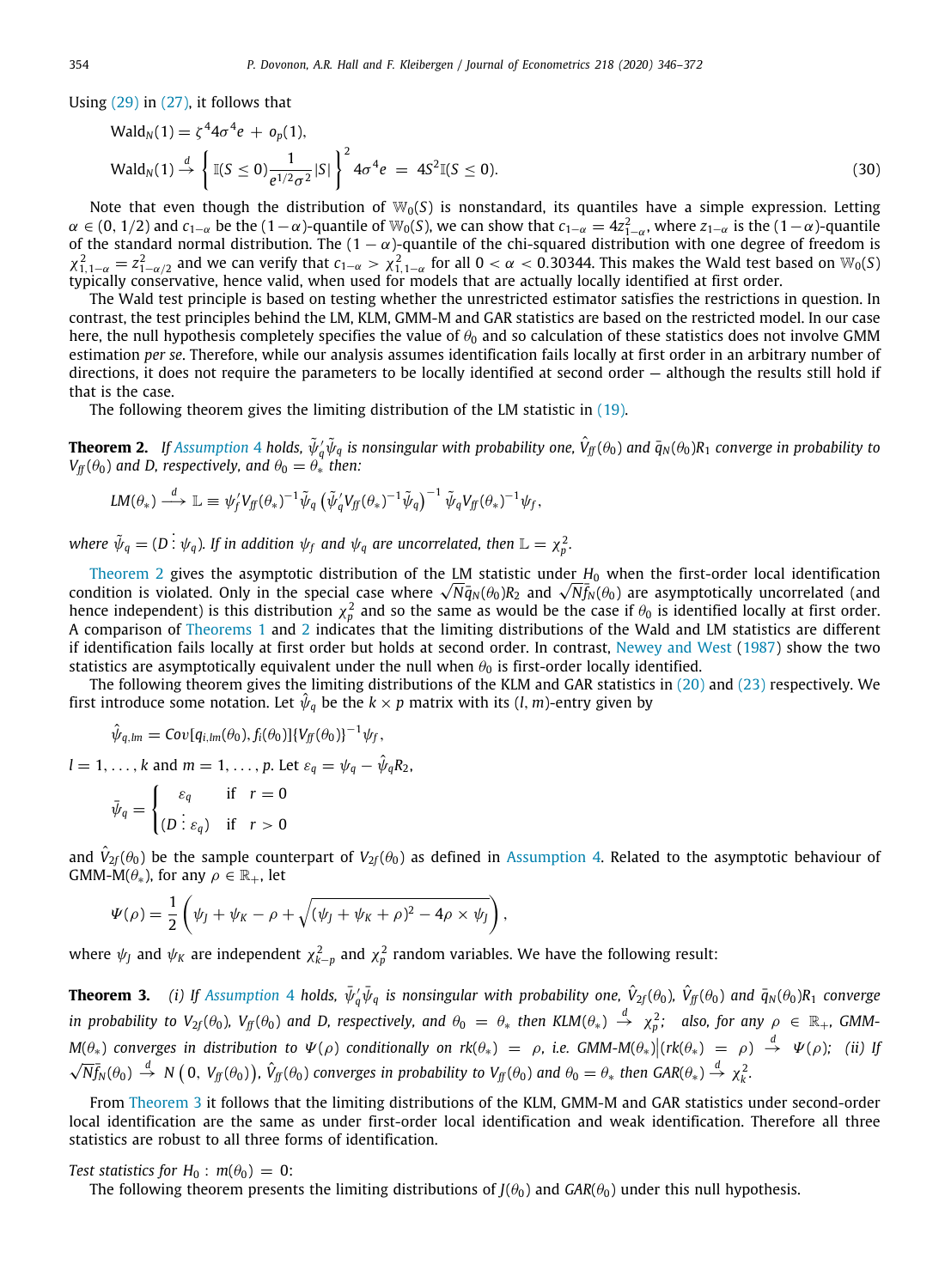Using (29) in (27), it follows that

$$\text{Wald}_N(1) = \zeta^4 4\sigma^4 e + o_p(1),$$

$$\text{Wald}_N(1) \xrightarrow{d} \left\{ \mathbb{I}(S \leq 0) \frac{1}{e^{1/2}\sigma^2} |S| \right\}^2 4\sigma^4 e = 4S^2 \mathbb{I}(S \leq 0). \tag{30}$$

Note that even though the distribution of $\mathbb{W}_0(S)$ is nonstandard, its quantiles have a simple expression. Letting $\alpha \in (0, 1/2)$ and $c_{1-\alpha}$ be the $(1-\alpha)$-quantile of $\mathbb{W}_0(S)$, we can show that $c_{1-\alpha} = 4z^2_{1-\alpha}$, where $z_{1-\alpha}$ is the $(1-\alpha)$-quantile of the standard normal distribution. The $(1-\alpha)$-quantile of the chi-squared distribution with one degree of freedom is $\chi^2_{1,1-\alpha} = z^2_{1-\alpha/2}$ and we can verify that $c_{1-\alpha} > \chi^2_{1,1-\alpha}$ for all $0 < \alpha < 0.30344$. This makes the Wald test based on $\mathbb{W}_0(S)$ typically conservative, hence valid, when used for models that are actually locally identified at first order.

The Wald test principle is based on testing whether the unrestricted estimator satisfies the restrictions in question. In contrast, the test principles behind the LM, KLM, GMM-M and GAR statistics are based on the restricted model. In our case here, the null hypothesis completely specifies the value of $\theta_0$ and so calculation of these statistics does not involve GMM estimation *per se*. Therefore, while our analysis assumes identification fails locally at first order in an arbitrary number of directions, it does not require the parameters to be locally identified at second order — although the results still hold if that is the case.

The following theorem gives the limiting distribution of the LM statistic in (19).

**Theorem 2.** *If Assumption 4 holds, $\tilde{\psi}'_q\tilde{\psi}_q$ is nonsingular with probability one, $\hat{V}_{ff}(\theta_0)$ and $\bar{q}_N(\theta_0)R_1$ converge in probability to $V_{ff}(\theta_0)$ and $D$, respectively, and $\theta_0 = \theta_*$ then:*

$$LM(\theta_*) \xrightarrow{d} \mathbb{L} \equiv \psi'_f V_{ff}(\theta_*)^{-1}\tilde{\psi}_q \left(\tilde{\psi}'_q V_{ff}(\theta_*)^{-1}\tilde{\psi}_q\right)^{-1} \tilde{\psi}_q V_{ff}(\theta_*)^{-1}\psi_f,$$

*where $\tilde{\psi}_q = (D \vdots \psi_q)$. If in addition $\psi_f$ and $\psi_q$ are uncorrelated, then $\mathbb{L} = \chi^2_p$.*

Theorem 2 gives the asymptotic distribution of the LM statistic under $H_0$ when the first-order local identification condition is violated. Only in the special case where $\sqrt{N}\bar{q}_N(\theta_0)R_2$ and $\sqrt{N}\bar{f}_N(\theta_0)$ are asymptotically uncorrelated (and hence independent) is this distribution $\chi^2_p$ and so the same as would be the case if $\theta_0$ is identified locally at first order. A comparison of Theorems 1 and 2 indicates that the limiting distributions of the Wald and LM statistics are different if identification fails locally at first order but holds at second order. In contrast, Newey and West (1987) show the two statistics are asymptotically equivalent under the null when $\theta_0$ is first-order locally identified.

The following theorem gives the limiting distributions of the KLM and GAR statistics in (20) and (23) respectively. We first introduce some notation. Let $\hat{\psi}_q$ be the $k \times p$ matrix with its $(l, m)$-entry given by

$$\hat{\psi}_{q,lm} = Cov[q_{i,lm}(\theta_0), f_i(\theta_0)]\{V_{ff}(\theta_0)\}^{-1}\psi_f,$$

$l = 1, \ldots, k$ and $m = 1, \ldots, p$. Let $\varepsilon_q = \psi_q - \hat{\psi}_q R_2$,

$$\bar{\psi}_q = \begin{cases} \varepsilon_q & \text{if} \quad r = 0 \\ (D \vdots \varepsilon_q) & \text{if} \quad r > 0 \end{cases}$$

and $\hat{V}_{2f}(\theta_0)$ be the sample counterpart of $V_{2f}(\theta_0)$ as defined in Assumption 4. Related to the asymptotic behaviour of GMM-M$(\theta_*)$, for any $\rho \in \mathbb{R}_+$, let

$$\Psi(\rho) = \frac{1}{2}\left(\psi_J + \psi_K - \rho + \sqrt{(\psi_J + \psi_K + \rho)^2 - 4\rho \times \psi_J}\right),$$

where $\psi_J$ and $\psi_K$ are independent $\chi^2_{k-p}$ and $\chi^2_p$ random variables. We have the following result:

**Theorem 3.** *(i) If Assumption 4 holds, $\bar{\psi}'_q\bar{\psi}_q$ is nonsingular with probability one, $\hat{V}_{2f}(\theta_0)$, $\hat{V}_{ff}(\theta_0)$ and $\bar{q}_N(\theta_0)R_1$ converge in probability to $V_{2f}(\theta_0)$, $V_{ff}(\theta_0)$ and $D$, respectively, and $\theta_0 = \theta_*$ then $KLM(\theta_*) \xrightarrow{d} \chi^2_p$; also, for any $\rho \in \mathbb{R}_+$, GMM-M$(\theta_*)$ converges in distribution to $\Psi(\rho)$ conditionally on $rk(\theta_*) = \rho$, i.e. GMM-M$(\theta_*)\big|(rk(\theta_*) = \rho) \xrightarrow{d} \Psi(\rho)$; (ii) If $\sqrt{N}\bar{f}_N(\theta_0) \xrightarrow{d} N\left(0, V_{ff}(\theta_0)\right)$, $\hat{V}_{ff}(\theta_0)$ converges in probability to $V_{ff}(\theta_0)$ and $\theta_0 = \theta_*$ then $GAR(\theta_*) \xrightarrow{d} \chi^2_k$.*

From Theorem 3 it follows that the limiting distributions of the KLM, GMM-M and GAR statistics under second-order local identification are the same as under first-order local identification and weak identification. Therefore all three statistics are robust to all three forms of identification.

*Test statistics for $H_0 : m(\theta_0) = 0$:*

The following theorem presents the limiting distributions of $J(\theta_0)$ and $GAR(\theta_0)$ under this null hypothesis.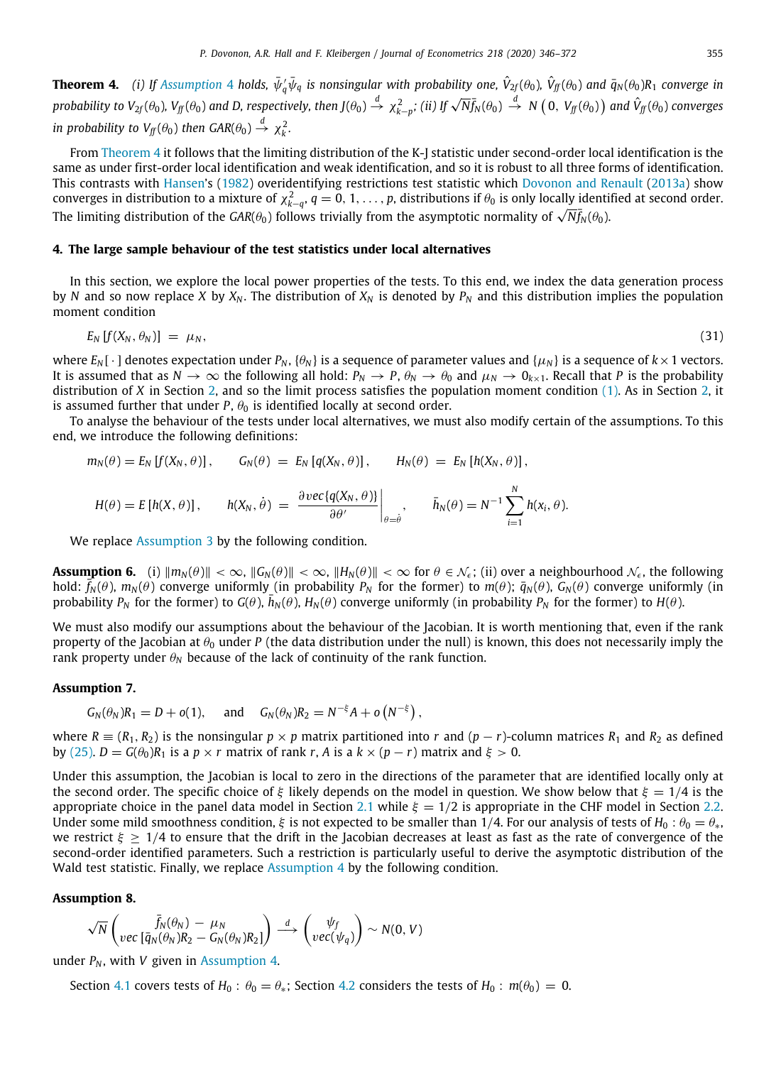**Theorem 4.** *(i) If Assumption 4 holds, $\bar{\psi}_q'\bar{\psi}_q$ is nonsingular with probability one, $\hat{V}_{2f}(\theta_0)$, $\hat{V}_{ff}(\theta_0)$ and $\bar{q}_N(\theta_0)R_1$ converge in probability to $V_{2f}(\theta_0)$, $V_{ff}(\theta_0)$ and $D$, respectively, then $J(\theta_0) \xrightarrow{d} \chi^2_{k-p}$; (ii) If $\sqrt{N}\bar{f}_N(\theta_0) \xrightarrow{d} N\left(0,\ V_{ff}(\theta_0)\right)$ and $\hat{V}_{ff}(\theta_0)$ converges in probability to $V_{ff}(\theta_0)$ then $GAR(\theta_0) \xrightarrow{d} \chi^2_k$.*

From Theorem 4 it follows that the limiting distribution of the K-J statistic under second-order local identification is the same as under first-order local identification and weak identification, and so it is robust to all three forms of identification. This contrasts with Hansen's (1982) overidentifying restrictions test statistic which Dovonon and Renault (2013a) show converges in distribution to a mixture of $\chi^2_{k-q}$, $q = 0, 1, \ldots, p$, distributions if $\theta_0$ is only locally identified at second order. The limiting distribution of the $GAR(\theta_0)$ follows trivially from the asymptotic normality of $\sqrt{N}\bar{f}_N(\theta_0)$.

## 4. The large sample behaviour of the test statistics under local alternatives

In this section, we explore the local power properties of the tests. To this end, we index the data generation process by $N$ and so now replace $X$ by $X_N$. The distribution of $X_N$ is denoted by $P_N$ and this distribution implies the population moment condition

$$E_N\left[f(X_N, \theta_N)\right] \;=\; \mu_N, \tag{31}$$

where $E_N[\,\cdot\,]$ denotes expectation under $P_N$, $\{\theta_N\}$ is a sequence of parameter values and $\{\mu_N\}$ is a sequence of $k \times 1$ vectors. It is assumed that as $N \to \infty$ the following all hold: $P_N \to P$, $\theta_N \to \theta_0$ and $\mu_N \to 0_{k\times 1}$. Recall that $P$ is the probability distribution of $X$ in Section 2, and so the limit process satisfies the population moment condition (1). As in Section 2, it is assumed further that under $P$, $\theta_0$ is identified locally at second order.

To analyse the behaviour of the tests under local alternatives, we must also modify certain of the assumptions. To this end, we introduce the following definitions:

$$m_N(\theta) = E_N\left[f(X_N, \theta)\right], \qquad G_N(\theta) \;=\; E_N\left[q(X_N, \theta)\right], \qquad H_N(\theta) \;=\; E_N\left[h(X_N, \theta)\right],$$

$$H(\theta) = E\left[h(X, \theta)\right], \qquad h(X_N, \dot{\theta}) \;=\; \left.\frac{\partial vec\{q(X_N, \theta)\}}{\partial \theta'}\right|_{\theta=\dot{\theta}}, \qquad \bar{h}_N(\theta) = N^{-1}\sum_{i=1}^{N} h(x_i, \theta).$$

We replace Assumption 3 by the following condition.

**Assumption 6.** (i) $\|m_N(\theta)\| < \infty$, $\|G_N(\theta)\| < \infty$, $\|H_N(\theta)\| < \infty$ for $\theta \in \mathcal{N}_\epsilon$; (ii) over a neighbourhood $\mathcal{N}_\epsilon$, the following hold: $\bar{f}_N(\theta)$, $m_N(\theta)$ converge uniformly (in probability $P_N$ for the former) to $m(\theta)$; $\bar{q}_N(\theta)$, $G_N(\theta)$ converge uniformly (in probability $P_N$ for the former) to $G(\theta)$, $\bar{h}_N(\theta)$, $H_N(\theta)$ converge uniformly (in probability $P_N$ for the former) to $H(\theta)$.

We must also modify our assumptions about the behaviour of the Jacobian. It is worth mentioning that, even if the rank property of the Jacobian at $\theta_0$ under $P$ (the data distribution under the null) is known, this does not necessarily imply the rank property under $\theta_N$ because of the lack of continuity of the rank function.

**Assumption 7.**

$$G_N(\theta_N)R_1 = D + o(1), \qquad \text{and} \qquad G_N(\theta_N)R_2 = N^{-\xi}A + o\left(N^{-\xi}\right),$$

where $R \equiv (R_1, R_2)$ is the nonsingular $p \times p$ matrix partitioned into $r$ and $(p-r)$-column matrices $R_1$ and $R_2$ as defined by (25). $D = G(\theta_0)R_1$ is a $p \times r$ matrix of rank $r$, $A$ is a $k \times (p-r)$ matrix and $\xi > 0$.

Under this assumption, the Jacobian is local to zero in the directions of the parameter that are identified locally only at the second order. The specific choice of $\xi$ likely depends on the model in question. We show below that $\xi = 1/4$ is the appropriate choice in the panel data model in Section 2.1 while $\xi = 1/2$ is appropriate in the CHF model in Section 2.2. Under some mild smoothness condition, $\xi$ is not expected to be smaller than $1/4$. For our analysis of tests of $H_0 : \theta_0 = \theta_*$, we restrict $\xi \geq 1/4$ to ensure that the drift in the Jacobian decreases at least as fast as the rate of convergence of the second-order identified parameters. Such a restriction is particularly useful to derive the asymptotic distribution of the Wald test statistic. Finally, we replace Assumption 4 by the following condition.

**Assumption 8.**

$$\sqrt{N}\begin{pmatrix} \bar{f}_N(\theta_N) - \mu_N \\ vec\left[\bar{q}_N(\theta_N)R_2 - G_N(\theta_N)R_2\right] \end{pmatrix} \xrightarrow{d} \begin{pmatrix} \psi_f \\ vec(\psi_q) \end{pmatrix} \sim N(0, V)$$

under $P_N$, with $V$ given in Assumption 4.

Section 4.1 covers tests of $H_0 : \theta_0 = \theta_*$; Section 4.2 considers the tests of $H_0 : m(\theta_0) = 0$.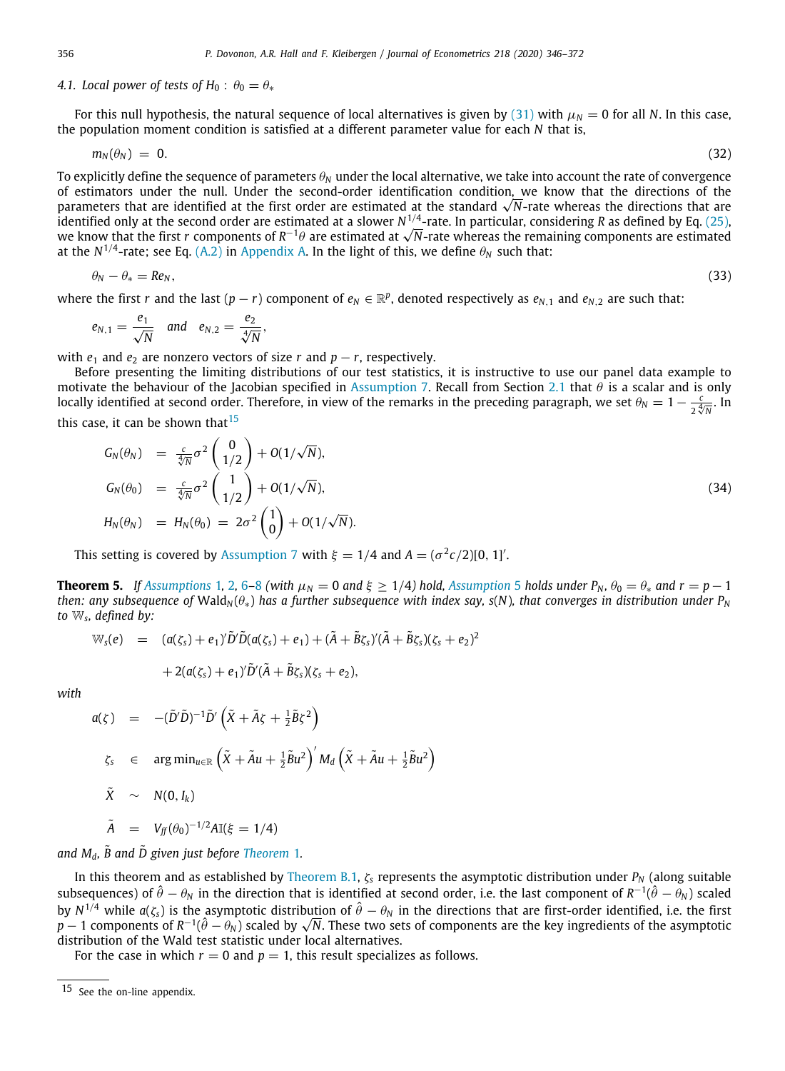### 4.1. Local power of tests of $H_0: \theta_0 = \theta_*$

For this null hypothesis, the natural sequence of local alternatives is given by (31) with $\mu_N = 0$ for all $N$. In this case, the population moment condition is satisfied at a different parameter value for each $N$ that is,

$$m_N(\theta_N) = 0. \tag{32}$$

To explicitly define the sequence of parameters $\theta_N$ under the local alternative, we take into account the rate of convergence of estimators under the null. Under the second-order identification condition, we know that the directions of the parameters that are identified at the first order are estimated at the standard $\sqrt{N}$-rate whereas the directions that are identified only at the second order are estimated at a slower $N^{1/4}$-rate. In particular, considering $R$ as defined by Eq. (25), we know that the first $r$ components of $R^{-1}\theta$ are estimated at $\sqrt{N}$-rate whereas the remaining components are estimated at the $N^{1/4}$-rate; see Eq. (A.2) in Appendix A. In the light of this, we define $\theta_N$ such that:

$$\theta_N - \theta_* = Re_N, \tag{33}$$

where the first $r$ and the last $(p-r)$ component of $e_N \in \mathbb{R}^p$, denoted respectively as $e_{N,1}$ and $e_{N,2}$ are such that:

$$e_{N,1} = \frac{e_1}{\sqrt{N}} \quad \text{and} \quad e_{N,2} = \frac{e_2}{\sqrt[4]{N}},$$

with $e_1$ and $e_2$ are nonzero vectors of size $r$ and $p-r$, respectively.

Before presenting the limiting distributions of our test statistics, it is instructive to use our panel data example to motivate the behaviour of the Jacobian specified in Assumption 7. Recall from Section 2.1 that $\theta$ is a scalar and is only locally identified at second order. Therefore, in view of the remarks in the preceding paragraph, we set $\theta_N = 1 - \frac{c}{2\sqrt[4]{N}}$. In this case, it can be shown that[15]

$$\begin{aligned}
G_N(\theta_N) &= \tfrac{c}{\sqrt[4]{N}}\sigma^2 \begin{pmatrix} 0 \\ 1/2 \end{pmatrix} + O(1/\sqrt{N}), \\
G_N(\theta_0) &= \tfrac{c}{\sqrt[4]{N}}\sigma^2 \begin{pmatrix} 1 \\ 1/2 \end{pmatrix} + O(1/\sqrt{N}), \\
H_N(\theta_N) &= H_N(\theta_0) = 2\sigma^2 \begin{pmatrix} 1 \\ 0 \end{pmatrix} + O(1/\sqrt{N}).
\end{aligned} \tag{34}$$

This setting is covered by Assumption 7 with $\xi = 1/4$ and $A = (\sigma^2 c/2)[0, 1]'$.

**Theorem 5.** *If Assumptions 1, 2, 6–8 (with $\mu_N = 0$ and $\xi \geq 1/4$) hold, Assumption 5 holds under $P_N$, $\theta_0 = \theta_*$ and $r = p-1$ then: any subsequence of* $\text{Wald}_N(\theta_*)$ *has a further subsequence with index say, $s(N)$, that converges in distribution under $P_N$ to $\mathbb{W}_s$, defined by:*

$$\begin{aligned}
\mathbb{W}_s(e) \;\; = \;\; & (a(\zeta_s) + e_1)'\tilde{D}'\tilde{D}(a(\zeta_s) + e_1) + (\tilde{A} + \tilde{B}\zeta_s)'(\tilde{A} + \tilde{B}\zeta_s)(\zeta_s + e_2)^2 \\
& + 2(a(\zeta_s) + e_1)'\tilde{D}'(\tilde{A} + \tilde{B}\zeta_s)(\zeta_s + e_2),
\end{aligned}$$

*with*

$$\begin{aligned}
a(\zeta) &= -(\tilde{D}'\tilde{D})^{-1}\tilde{D}'\left(\tilde{X} + \tilde{A}\zeta + \tfrac{1}{2}\tilde{B}\zeta^2\right) \\
\zeta_s &\in \arg\min_{u\in\mathbb{R}} \left(\tilde{X} + \tilde{A}u + \tfrac{1}{2}\tilde{B}u^2\right)' M_d \left(\tilde{X} + \tilde{A}u + \tfrac{1}{2}\tilde{B}u^2\right) \\
\tilde{X} &\sim N(0, I_k) \\
\tilde{A} &= V_{ff}(\theta_0)^{-1/2} A \mathbb{I}(\xi = 1/4)
\end{aligned}$$

*and $M_d$, $\tilde{B}$ and $\tilde{D}$ given just before Theorem 1.*

In this theorem and as established by Theorem B.1, $\zeta_s$ represents the asymptotic distribution under $P_N$ (along suitable subsequences) of $\hat{\theta} - \theta_N$ in the direction that is identified at second order, i.e. the last component of $R^{-1}(\hat{\theta} - \theta_N)$ scaled by $N^{1/4}$ while $a(\zeta_s)$ is the asymptotic distribution of $\hat{\theta} - \theta_N$ in the directions that are first-order identified, i.e. the first $p-1$ components of $R^{-1}(\hat{\theta} - \theta_N)$ scaled by $\sqrt{N}$. These two sets of components are the key ingredients of the asymptotic distribution of the Wald test statistic under local alternatives.

For the case in which $r = 0$ and $p = 1$, this result specializes as follows.

[15] See the on-line appendix.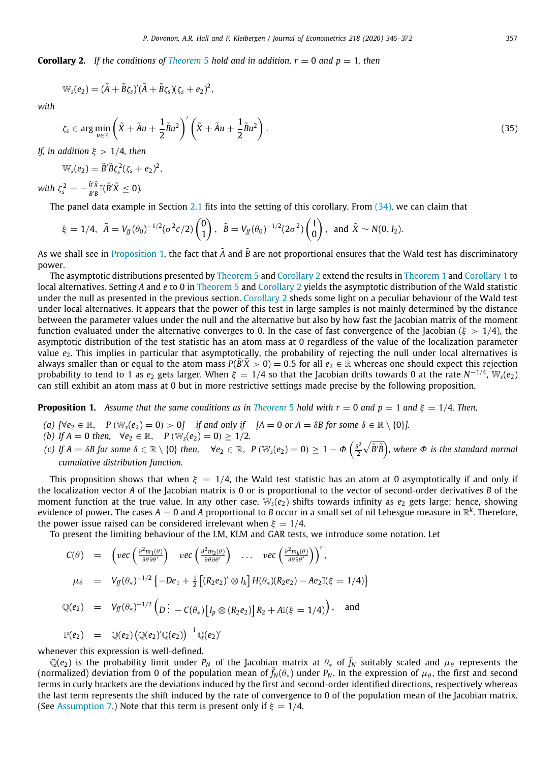**Corollary 2.** *If the conditions of Theorem 5 hold and in addition, $r = 0$ and $p = 1$, then*

$$\mathbb{W}_s(e_2) = (\tilde{A} + \tilde{B}\zeta_s)'(\tilde{A} + \tilde{B}\zeta_s)(\zeta_s + e_2)^2,$$

*with*

$$\zeta_s \in \arg\min_{u \in \mathbb{R}} \left(\tilde{X} + \tilde{A}u + \frac{1}{2}\tilde{B}u^2\right)' \left(\tilde{X} + \tilde{A}u + \frac{1}{2}\tilde{B}u^2\right). \tag{35}$$

*If, in addition $\xi > 1/4$, then*

$$\mathbb{W}_s(e_2) = \tilde{B}'\tilde{B}\zeta_s^2(\zeta_s + e_2)^2,$$

*with $\zeta_s^2 = -\frac{\tilde{B}'\tilde{X}}{\tilde{B}'\tilde{B}}\mathbb{I}(\tilde{B}'\tilde{X} \leq 0)$.*

The panel data example in Section 2.1 fits into the setting of this corollary. From (34), we can claim that

$$\xi = 1/4, \quad \tilde{A} = V_{ff}(\theta_0)^{-1/2}(\sigma^2 c/2)\begin{pmatrix}0\\1\end{pmatrix}, \quad \tilde{B} = V_{ff}(\theta_0)^{-1/2}(2\sigma^2)\begin{pmatrix}1\\0\end{pmatrix}, \quad \text{and } \tilde{X} \sim N(0, I_2).$$

As we shall see in Proposition 1, the fact that $\tilde{A}$ and $\tilde{B}$ are not proportional ensures that the Wald test has discriminatory power.

The asymptotic distributions presented by Theorem 5 and Corollary 2 extend the results in Theorem 1 and Corollary 1 to local alternatives. Setting $A$ and $e$ to 0 in Theorem 5 and Corollary 2 yields the asymptotic distribution of the Wald statistic under the null as presented in the previous section. Corollary 2 sheds some light on a peculiar behaviour of the Wald test under local alternatives. It appears that the power of this test in large samples is not mainly determined by the distance between the parameter values under the null and the alternative but also by how fast the Jacobian matrix of the moment function evaluated under the alternative converges to 0. In the case of fast convergence of the Jacobian ($\xi > 1/4$), the asymptotic distribution of the test statistic has an atom mass at 0 regardless of the value of the localization parameter value $e_2$. This implies in particular that asymptotically, the probability of rejecting the null under local alternatives is always smaller than or equal to the atom mass $P(\tilde{B}'\tilde{X} > 0) = 0.5$ for all $e_2 \in \mathbb{R}$ whereas one should expect this rejection probability to tend to 1 as $e_2$ gets larger. When $\xi = 1/4$ so that the Jacobian drifts towards 0 at the rate $N^{-1/4}$, $\mathbb{W}_s(e_2)$ can still exhibit an atom mass at 0 but in more restrictive settings made precise by the following proposition.

**Proposition 1.** *Assume that the same conditions as in Theorem 5 hold with $r = 0$ and $p = 1$ and $\xi = 1/4$. Then,*

*(a) $[\forall e_2 \in \mathbb{R}, \quad P(\mathbb{W}_s(e_2) = 0) > 0]$ if and only if $[A = 0$ or $A = \delta B$ for some $\delta \in \mathbb{R} \setminus \{0\}]$.*
*(b) If $A = 0$ then, $\forall e_2 \in \mathbb{R}, \quad P(\mathbb{W}_s(e_2) = 0) \geq 1/2$.*
*(c) If $A = \delta B$ for some $\delta \in \mathbb{R} \setminus \{0\}$ then, $\forall e_2 \in \mathbb{R}, \; P(\mathbb{W}_s(e_2) = 0) \geq 1 - \Phi\left(\frac{\delta^2}{2}\sqrt{\tilde{B}'\tilde{B}}\right)$, where $\Phi$ is the standard normal cumulative distribution function.*

This proposition shows that when $\xi = 1/4$, the Wald test statistic has an atom at 0 asymptotically if and only if the localization vector $A$ of the Jacobian matrix is 0 or is proportional to the vector of second-order derivatives $B$ of the moment function at the true value. In any other case, $\mathbb{W}_s(e_2)$ shifts towards infinity as $e_2$ gets large; hence, showing evidence of power. The cases $A = 0$ and $A$ proportional to $B$ occur in a small set of nil Lebesgue measure in $\mathbb{R}^k$. Therefore, the power issue raised can be considered irrelevant when $\xi = 1/4$.

To present the limiting behaviour of the LM, KLM and GAR tests, we introduce some notation. Let

$$\begin{aligned}
C(\theta) &= \left(vec\left(\frac{\partial^2 m_1(\theta)}{\partial\theta\partial\theta'}\right) \quad vec\left(\frac{\partial^2 m_2(\theta)}{\partial\theta\partial\theta'}\right) \quad \ldots \quad vec\left(\frac{\partial^2 m_k(\theta)}{\partial\theta\partial\theta'}\right)\right)', \\
\mu_\theta &= V_{ff}(\theta_*)^{-1/2}\left\{-De_1 + \frac{1}{2}\left[(R_2e_2)' \otimes I_k\right] H(\theta_*)(R_2e_2) - Ae_2\mathbb{I}(\xi = 1/4)\right\} \\
\mathbb{Q}(e_2) &= V_{ff}(\theta_*)^{-1/2}\left(D \vdots - C(\theta_*)\left[I_p \otimes (R_2e_2)\right]R_2 + A\mathbb{I}(\xi = 1/4)\right), \quad \text{and} \\
\mathbb{P}(e_2) &= \mathbb{Q}(e_2)\left(\mathbb{Q}(e_2)'\mathbb{Q}(e_2)\right)^{-1}\mathbb{Q}(e_2)'
\end{aligned}$$

whenever this expression is well-defined.

$\mathbb{Q}(e_2)$ is the probability limit under $P_N$ of the Jacobian matrix at $\theta_*$ of $\bar{f}_N$ suitably scaled and $\mu_\theta$ represents the (normalized) deviation from 0 of the population mean of $\bar{f}_N(\theta_*)$ under $P_N$. In the expression of $\mu_\theta$, the first and second terms in curly brackets are the deviations induced by the first and second-order identified directions, respectively whereas the last term represents the shift induced by the rate of convergence to 0 of the population mean of the Jacobian matrix. (See Assumption 7.) Note that this term is present only if $\xi = 1/4$.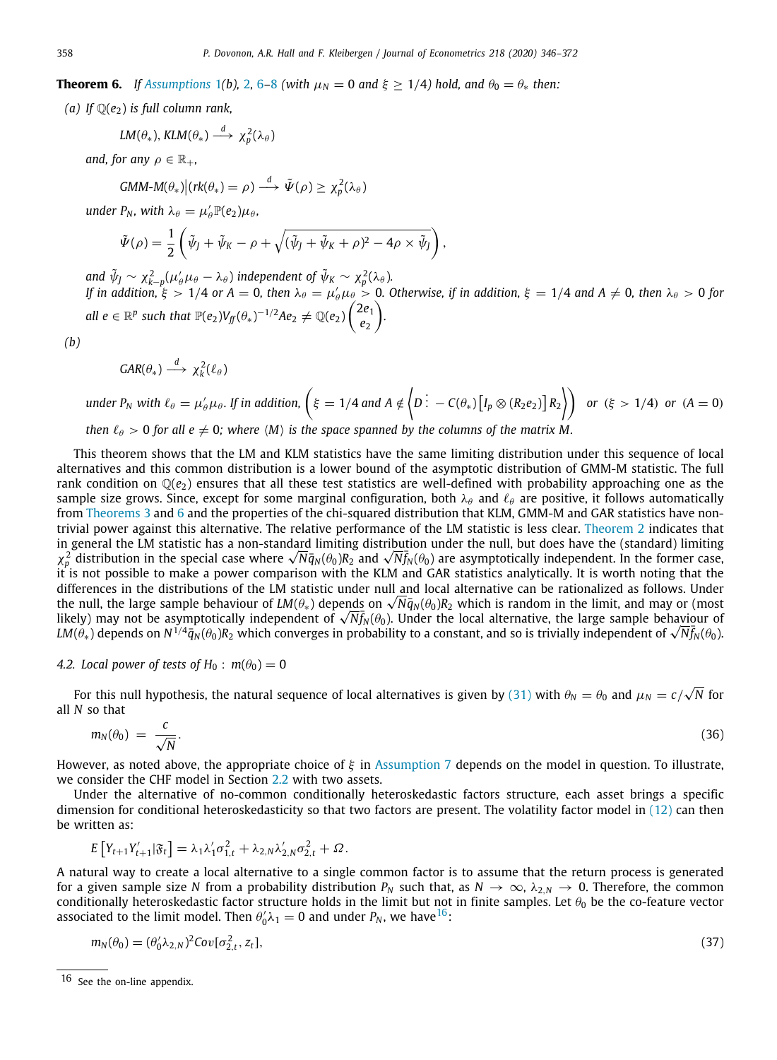**Theorem 6.** *If Assumptions 1(b), 2, 6–8 (with $\mu_N = 0$ and $\xi \geq 1/4$) hold, and $\theta_0 = \theta_*$ then:*

*(a) If $\mathbb{Q}(e_2)$ is full column rank,*

$$LM(\theta_*), KLM(\theta_*) \xrightarrow{d} \chi^2_p(\lambda_\theta)$$

*and, for any $\rho \in \mathbb{R}_+$,*

$$GMM\text{-}M(\theta_*)\big|(rk(\theta_*) = \rho) \xrightarrow{d} \tilde{\Psi}(\rho) \geq \chi^2_p(\lambda_\theta)$$

*under $P_N$, with $\lambda_\theta = \mu_\theta' \mathbb{P}(e_2)\mu_\theta$,*

$$\tilde{\Psi}(\rho) = \frac{1}{2}\left(\tilde{\psi}_J + \tilde{\psi}_K - \rho + \sqrt{(\tilde{\psi}_J + \tilde{\psi}_K + \rho)^2 - 4\rho \times \tilde{\psi}_J}\right),$$

*and $\tilde{\psi}_J \sim \chi^2_{k-p}(\mu_\theta'\mu_\theta - \lambda_\theta)$ independent of $\tilde{\psi}_K \sim \chi^2_p(\lambda_\theta)$.*
*If in addition, $\xi > 1/4$ or $A = 0$, then $\lambda_\theta = \mu_\theta'\mu_\theta > 0$. Otherwise, if in addition, $\xi = 1/4$ and $A \neq 0$, then $\lambda_\theta > 0$ for all $e \in \mathbb{R}^p$ such that $\mathbb{P}(e_2)V_{ff}(\theta_*)^{-1/2}Ae_2 \neq \mathbb{Q}(e_2)\begin{pmatrix} 2e_1 \\ e_2 \end{pmatrix}$.*

*(b)*

$$GAR(\theta_*) \xrightarrow{d} \chi^2_k(\ell_\theta)$$

*under $P_N$ with $\ell_\theta = \mu_\theta'\mu_\theta$. If in addition, $\left(\xi = 1/4 \text{ and } A \notin \left\langle D \vdots - C(\theta_*)\left[I_p \otimes (R_2 e_2)\right] R_2 \right\rangle\right)$ or $(\xi > 1/4)$ or $(A = 0)$ then $\ell_\theta > 0$ for all $e \neq 0$; where $\langle M \rangle$ is the space spanned by the columns of the matrix $M$.*

This theorem shows that the LM and KLM statistics have the same limiting distribution under this sequence of local alternatives and this common distribution is a lower bound of the asymptotic distribution of GMM-M statistic. The full rank condition on $\mathbb{Q}(e_2)$ ensures that all these test statistics are well-defined with probability approaching one as the sample size grows. Since, except for some marginal configuration, both $\lambda_\theta$ and $\ell_\theta$ are positive, it follows automatically from Theorems 3 and 6 and the properties of the chi-squared distribution that KLM, GMM-M and GAR statistics have non-trivial power against this alternative. The relative performance of the LM statistic is less clear. Theorem 2 indicates that in general the LM statistic has a non-standard limiting distribution under the null, but does have the (standard) limiting $\chi^2_p$ distribution in the special case where $\sqrt{N}\bar{q}_N(\theta_0)R_2$ and $\sqrt{N}\bar{f}_N(\theta_0)$ are asymptotically independent. In the former case, it is not possible to make a power comparison with the KLM and GAR statistics analytically. It is worth noting that the differences in the distributions of the LM statistic under null and local alternative can be rationalized as follows. Under the null, the large sample behaviour of $LM(\theta_*)$ depends on $\sqrt{N}\bar{q}_N(\theta_0)R_2$ which is random in the limit, and may or (most likely) may not be asymptotically independent of $\sqrt{N}\bar{f}_N(\theta_0)$. Under the local alternative, the large sample behaviour of $LM(\theta_*)$ depends on $N^{1/4}\bar{q}_N(\theta_0)R_2$ which converges in probability to a constant, and so is trivially independent of $\sqrt{N}\bar{f}_N(\theta_0)$.

### 4.2. Local power of tests of $H_0 : m(\theta_0) = 0$

For this null hypothesis, the natural sequence of local alternatives is given by (31) with $\theta_N = \theta_0$ and $\mu_N = c/\sqrt{N}$ for all $N$ so that

$$m_N(\theta_0) \;=\; \frac{c}{\sqrt{N}}. \tag{36}$$

However, as noted above, the appropriate choice of $\xi$ in Assumption 7 depends on the model in question. To illustrate, we consider the CHF model in Section 2.2 with two assets.

Under the alternative of no-common conditionally heteroskedastic factors structure, each asset brings a specific dimension for conditional heteroskedasticity so that two factors are present. The volatility factor model in (12) can then be written as:

$$E\left[Y_{t+1}Y_{t+1}'|\mathfrak{F}_t\right] = \lambda_1\lambda_1'\sigma^2_{1,t} + \lambda_{2,N}\lambda_{2,N}'\sigma^2_{2,t} + \Omega.$$

A natural way to create a local alternative to a single common factor is to assume that the return process is generated for a given sample size $N$ from a probability distribution $P_N$ such that, as $N \to \infty$, $\lambda_{2,N} \to 0$. Therefore, the common conditionally heteroskedastic factor structure holds in the limit but not in finite samples. Let $\theta_0$ be the co-feature vector associated to the limit model. Then $\theta_0'\lambda_1 = 0$ and under $P_N$, we have[16]:

$$m_N(\theta_0) = (\theta_0'\lambda_{2,N})^2 Cov[\sigma^2_{2,t}, z_t], \tag{37}$$

16 See the on-line appendix.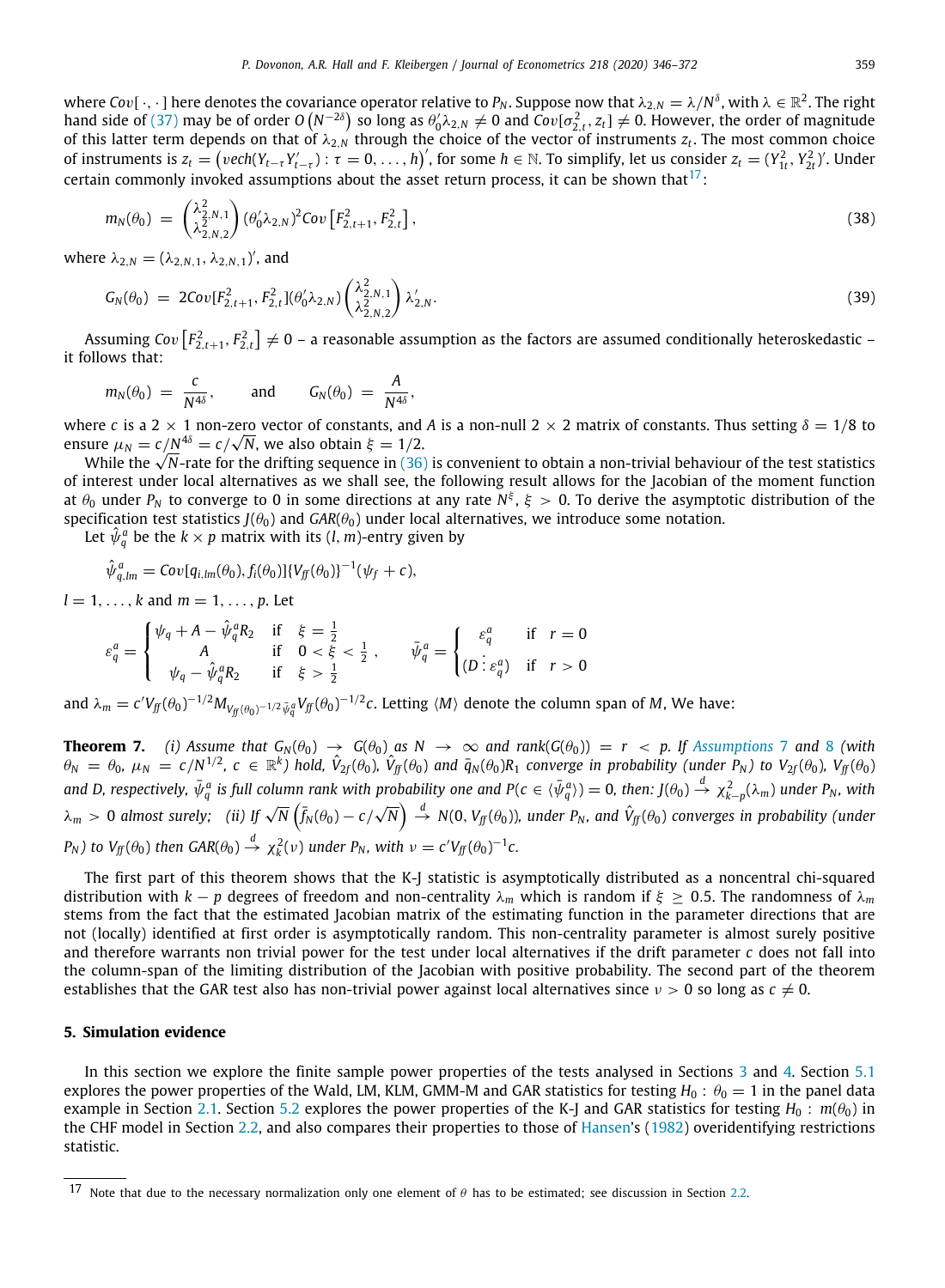where $Cov[\cdot,\cdot]$ here denotes the covariance operator relative to $P_N$. Suppose now that $\lambda_{2,N} = \lambda/N^{\delta}$, with $\lambda \in \mathbb{R}^2$. The right hand side of (37) may be of order $O\left(N^{-2\delta}\right)$ so long as $\theta_0'\lambda_{2,N} \neq 0$ and $Cov[\sigma^2_{2,t}, z_t] \neq 0$. However, the order of magnitude of this latter term depends on that of $\lambda_{2,N}$ through the choice of the vector of instruments $z_t$. The most common choice of instruments is $z_t = \left(vech(Y_{t-\tau}Y_{t-\tau}') : \tau = 0, \ldots, h\right)'$, for some $h \in \mathbb{N}$. To simplify, let us consider $z_t = (Y_{1t}^2, Y_{2t}^2)'$. Under certain commonly invoked assumptions about the asset return process, it can be shown that[17]:

$$m_N(\theta_0) = \begin{pmatrix} \lambda^2_{2,N,1} \\ \lambda^2_{2,N,2} \end{pmatrix} (\theta_0'\lambda_{2,N})^2 Cov\left[F^2_{2,t+1}, F^2_{2,t}\right], \tag{38}$$

where $\lambda_{2,N} = (\lambda_{2,N,1}, \lambda_{2,N,1})'$, and

$$G_N(\theta_0) = 2Cov[F^2_{2,t+1}, F^2_{2,t}](\theta_0'\lambda_{2,N}) \begin{pmatrix} \lambda^2_{2,N,1} \\ \lambda^2_{2,N,2} \end{pmatrix} \lambda_{2,N}'. \tag{39}$$

Assuming $Cov\left[F^2_{2,t+1}, F^2_{2,t}\right] \neq 0$ – a reasonable assumption as the factors are assumed conditionally heteroskedastic – it follows that:

$$m_N(\theta_0) = \frac{c}{N^{4\delta}}, \qquad \text{and} \qquad G_N(\theta_0) = \frac{A}{N^{4\delta}},$$

where $c$ is a $2 \times 1$ non-zero vector of constants, and $A$ is a non-null $2 \times 2$ matrix of constants. Thus setting $\delta = 1/8$ to ensure $\mu_N = c/N^{4\delta} = c/\sqrt{N}$, we also obtain $\xi = 1/2$.

While the $\sqrt{N}$-rate for the drifting sequence in (36) is convenient to obtain a non-trivial behaviour of the test statistics of interest under local alternatives as we shall see, the following result allows for the Jacobian of the moment function at $\theta_0$ under $P_N$ to converge to 0 in some directions at any rate $N^{\xi}$, $\xi > 0$. To derive the asymptotic distribution of the specification test statistics $J(\theta_0)$ and $GAR(\theta_0)$ under local alternatives, we introduce some notation.

Let $\hat{\psi}^a_q$ be the $k \times p$ matrix with its $(l, m)$-entry given by

$$\hat{\psi}^a_{q,lm} = Cov[q_{i,lm}(\theta_0), f_i(\theta_0)]\{V_{ff}(\theta_0)\}^{-1}(\psi_f + c),$$

$l = 1, \ldots, k$ and $m = 1, \ldots, p$. Let

$$\varepsilon^a_q = \begin{cases} \psi_q + A - \hat{\psi}^a_q R_2 & \text{if} \quad \xi = \frac{1}{2} \\ A & \text{if} \quad 0 < \xi < \frac{1}{2} \\ \psi_q - \hat{\psi}^a_q R_2 & \text{if} \quad \xi > \frac{1}{2} \end{cases}, \qquad \bar{\psi}^a_q = \begin{cases} \varepsilon^a_q & \text{if} \quad r = 0 \\ (D \vdots \varepsilon^a_q) & \text{if} \quad r > 0 \end{cases}$$

and $\lambda_m = c'V_{ff}(\theta_0)^{-1/2} M_{V_{ff}(\theta_0)^{-1/2}\bar{\psi}^a_q} V_{ff}(\theta_0)^{-1/2} c$. Letting $\langle M \rangle$ denote the column span of $M$, We have:

**Theorem 7.** *(i) Assume that $G_N(\theta_0) \to G(\theta_0)$ as $N \to \infty$ and $rank(G(\theta_0)) = r < p$. If Assumptions 7 and 8 (with $\theta_N = \theta_0$, $\mu_N = c/N^{1/2}$, $c \in \mathbb{R}^k$) hold, $\hat{V}_{2f}(\theta_0)$, $\hat{V}_{ff}(\theta_0)$ and $\bar{q}_N(\theta_0)R_1$ converge in probability (under $P_N$) to $V_{2f}(\theta_0)$, $V_{ff}(\theta_0)$ and $D$, respectively, $\bar{\psi}^a_q$ is full column rank with probability one and $P(c \in \langle \bar{\psi}^a_q \rangle) = 0$, then: $J(\theta_0) \xrightarrow{d} \chi^2_{k-p}(\lambda_m)$ under $P_N$, with $\lambda_m > 0$ almost surely; (ii) If $\sqrt{N}\left(\bar{f}_N(\theta_0) - c/\sqrt{N}\right) \xrightarrow{d} N(0, V_{ff}(\theta_0))$, under $P_N$, and $\hat{V}_{ff}(\theta_0)$ converges in probability (under $P_N$) to $V_{ff}(\theta_0)$ then $GAR(\theta_0) \xrightarrow{d} \chi^2_k(\nu)$ under $P_N$, with $\nu = c'V_{ff}(\theta_0)^{-1}c$.*

The first part of this theorem shows that the K-J statistic is asymptotically distributed as a noncentral chi-squared distribution with $k - p$ degrees of freedom and non-centrality $\lambda_m$ which is random if $\xi \geq 0.5$. The randomness of $\lambda_m$ stems from the fact that the estimated Jacobian matrix of the estimating function in the parameter directions that are not (locally) identified at first order is asymptotically random. This non-centrality parameter is almost surely positive and therefore warrants non trivial power for the test under local alternatives if the drift parameter $c$ does not fall into the column-span of the limiting distribution of the Jacobian with positive probability. The second part of the theorem establishes that the GAR test also has non-trivial power against local alternatives since $\nu > 0$ so long as $c \neq 0$.

## 5. Simulation evidence

In this section we explore the finite sample power properties of the tests analysed in Sections 3 and 4. Section 5.1 explores the power properties of the Wald, LM, KLM, GMM-M and GAR statistics for testing $H_0 : \theta_0 = 1$ in the panel data example in Section 2.1. Section 5.2 explores the power properties of the K-J and GAR statistics for testing $H_0 : m(\theta_0)$ in the CHF model in Section 2.2, and also compares their properties to those of Hansen's (1982) overidentifying restrictions statistic.

[17] Note that due to the necessary normalization only one element of $\theta$ has to be estimated; see discussion in Section 2.2.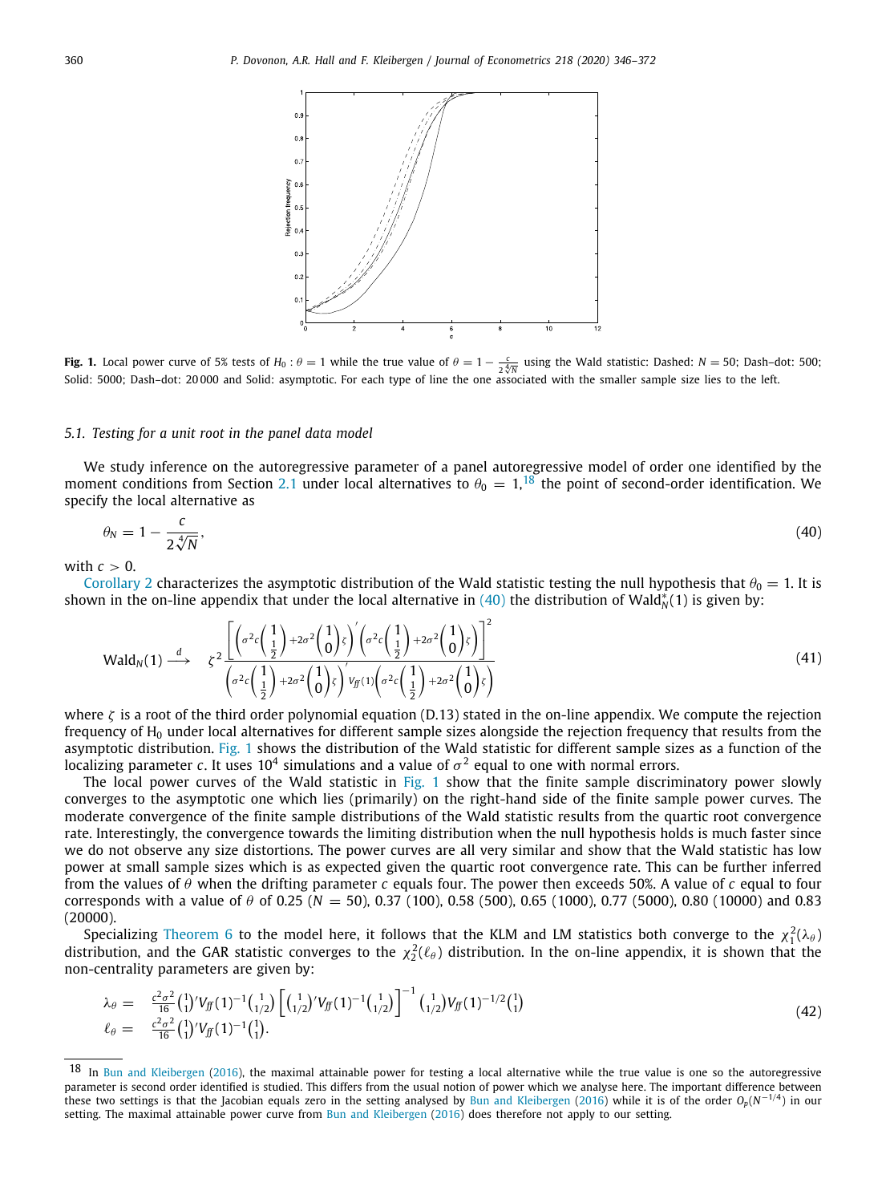**Fig. 1.** Local power curve of 5% tests of $H_0 : \theta = 1$ while the true value of $\theta = 1 - \frac{c}{2\sqrt[4]{N}}$ using the Wald statistic: Dashed: $N = 50$; Dash–dot: 500; Solid: 5000; Dash–dot: 20 000 and Solid: asymptotic. For each type of line the one associated with the smaller sample size lies to the left.

### 5.1. Testing for a unit root in the panel data model

We study inference on the autoregressive parameter of a panel autoregressive model of order one identified by the moment conditions from Section 2.1 under local alternatives to $\theta_0 = 1$,[18] the point of second-order identification. We specify the local alternative as

$$\theta_N = 1 - \frac{c}{2\sqrt[4]{N}}, \tag{40}$$

with $c > 0$.

Corollary 2 characterizes the asymptotic distribution of the Wald statistic testing the null hypothesis that $\theta_0 = 1$. It is shown in the on-line appendix that under the local alternative in (40) the distribution of $\text{Wald}_N^*(1)$ is given by:

$$\text{Wald}_N(1) \xrightarrow{d} \zeta^2 \frac{\left[\left(\sigma^2 c \begin{pmatrix} 1 \\ \frac{1}{2} \end{pmatrix} + 2\sigma^2 \begin{pmatrix} 1 \\ 0 \end{pmatrix} \zeta\right)' \left(\sigma^2 c \begin{pmatrix} 1 \\ \frac{1}{2} \end{pmatrix} + 2\sigma^2 \begin{pmatrix} 1 \\ 0 \end{pmatrix} \zeta\right)\right]^2}{\left(\sigma^2 c \begin{pmatrix} 1 \\ \frac{1}{2} \end{pmatrix} + 2\sigma^2 \begin{pmatrix} 1 \\ 0 \end{pmatrix} \zeta\right)' V_{ff}(1) \left(\sigma^2 c \begin{pmatrix} 1 \\ \frac{1}{2} \end{pmatrix} + 2\sigma^2 \begin{pmatrix} 1 \\ 0 \end{pmatrix} \zeta\right)} \tag{41}$$

where $\zeta$ is a root of the third order polynomial equation (D.13) stated in the on-line appendix. We compute the rejection frequency of $\text{H}_0$ under local alternatives for different sample sizes alongside the rejection frequency that results from the asymptotic distribution. Fig. 1 shows the distribution of the Wald statistic for different sample sizes as a function of the localizing parameter $c$. It uses $10^4$ simulations and a value of $\sigma^2$ equal to one with normal errors.

The local power curves of the Wald statistic in Fig. 1 show that the finite sample discriminatory power slowly converges to the asymptotic one which lies (primarily) on the right-hand side of the finite sample power curves. The moderate convergence of the finite sample distributions of the Wald statistic results from the quartic root convergence rate. Interestingly, the convergence towards the limiting distribution when the null hypothesis holds is much faster since we do not observe any size distortions. The power curves are all very similar and show that the Wald statistic has low power at small sample sizes which is as expected given the quartic root convergence rate. This can be further inferred from the values of $\theta$ when the drifting parameter $c$ equals four. The power then exceeds 50%. A value of $c$ equal to four corresponds with a value of $\theta$ of 0.25 ($N = 50$), 0.37 (100), 0.58 (500), 0.65 (1000), 0.77 (5000), 0.80 (10000) and 0.83 (20000).

Specializing Theorem 6 to the model here, it follows that the KLM and LM statistics both converge to the $\chi_1^2(\lambda_\theta)$ distribution, and the GAR statistic converges to the $\chi_2^2(\ell_\theta)$ distribution. In the on-line appendix, it is shown that the non-centrality parameters are given by:

$$\begin{aligned} \lambda_\theta &= \tfrac{c^2\sigma^2}{16} \begin{pmatrix} 1 \\ 1 \end{pmatrix}' V_{ff}(1)^{-1} \begin{pmatrix} 1 \\ 1/2 \end{pmatrix} \left[\begin{pmatrix} 1 \\ 1/2 \end{pmatrix}' V_{ff}(1)^{-1} \begin{pmatrix} 1 \\ 1/2 \end{pmatrix}\right]^{-1} \begin{pmatrix} 1 \\ 1/2 \end{pmatrix} V_{ff}(1)^{-1/2} \begin{pmatrix} 1 \\ 1 \end{pmatrix} \\ \ell_\theta &= \tfrac{c^2\sigma^2}{16} \begin{pmatrix} 1 \\ 1 \end{pmatrix}' V_{ff}(1)^{-1} \begin{pmatrix} 1 \\ 1 \end{pmatrix}. \end{aligned} \tag{42}$$

[18] In Bun and Kleibergen (2016), the maximal attainable power for testing a local alternative while the true value is one so the autoregressive parameter is second order identified is studied. This differs from the usual notion of power which we analyse here. The important difference between these two settings is that the Jacobian equals zero in the setting analysed by Bun and Kleibergen (2016) while it is of the order $O_p(N^{-1/4})$ in our setting. The maximal attainable power curve from Bun and Kleibergen (2016) does therefore not apply to our setting.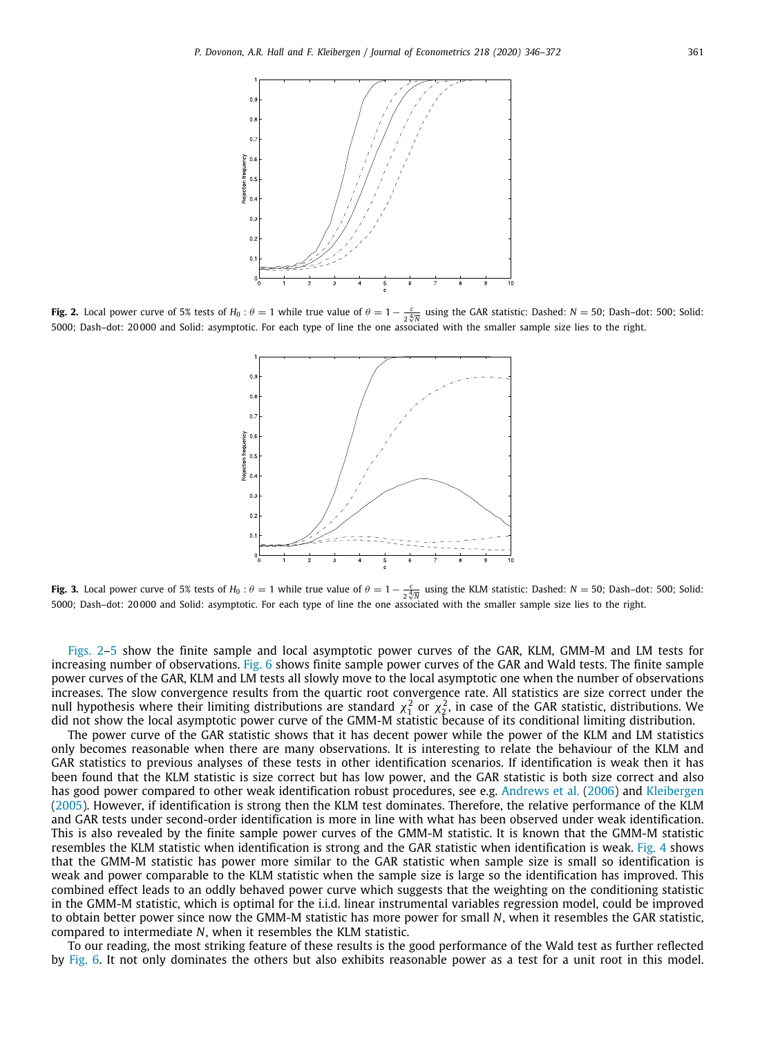**Fig. 2.** Local power curve of 5% tests of $H_0 : \theta = 1$ while true value of $\theta = 1 - \frac{c}{2\sqrt[4]{N}}$ using the GAR statistic: Dashed: $N = 50$; Dash–dot: 500; Solid: 5000; Dash–dot: 20 000 and Solid: asymptotic. For each type of line the one associated with the smaller sample size lies to the right.

**Fig. 3.** Local power curve of 5% tests of $H_0 : \theta = 1$ while true value of $\theta = 1 - \frac{c}{2\sqrt[4]{N}}$ using the KLM statistic: Dashed: $N = 50$; Dash–dot: 500; Solid: 5000; Dash–dot: 20 000 and Solid: asymptotic. For each type of line the one associated with the smaller sample size lies to the right.

Figs. 2–5 show the finite sample and local asymptotic power curves of the GAR, KLM, GMM-M and LM tests for increasing number of observations. Fig. 6 shows finite sample power curves of the GAR and Wald tests. The finite sample power curves of the GAR, KLM and LM tests all slowly move to the local asymptotic one when the number of observations increases. The slow convergence results from the quartic root convergence rate. All statistics are size correct under the null hypothesis where their limiting distributions are standard $\chi^2_1$ or $\chi^2_2$, in case of the GAR statistic, distributions. We did not show the local asymptotic power curve of the GMM-M statistic because of its conditional limiting distribution.

The power curve of the GAR statistic shows that it has decent power while the power of the KLM and LM statistics only becomes reasonable when there are many observations. It is interesting to relate the behaviour of the KLM and GAR statistics to previous analyses of these tests in other identification scenarios. If identification is weak then it has been found that the KLM statistic is size correct but has low power, and the GAR statistic is both size correct and also has good power compared to other weak identification robust procedures, see e.g. Andrews et al. (2006) and Kleibergen (2005). However, if identification is strong then the KLM test dominates. Therefore, the relative performance of the KLM and GAR tests under second-order identification is more in line with what has been observed under weak identification. This is also revealed by the finite sample power curves of the GMM-M statistic. It is known that the GMM-M statistic resembles the KLM statistic when identification is strong and the GAR statistic when identification is weak. Fig. 4 shows that the GMM-M statistic has power more similar to the GAR statistic when sample size is small so identification is weak and power comparable to the KLM statistic when the sample size is large so the identification has improved. This combined effect leads to an oddly behaved power curve which suggests that the weighting on the conditioning statistic in the GMM-M statistic, which is optimal for the i.i.d. linear instrumental variables regression model, could be improved to obtain better power since now the GMM-M statistic has more power for small $N$, when it resembles the GAR statistic, compared to intermediate $N$, when it resembles the KLM statistic.

To our reading, the most striking feature of these results is the good performance of the Wald test as further reflected by Fig. 6. It not only dominates the others but also exhibits reasonable power as a test for a unit root in this model.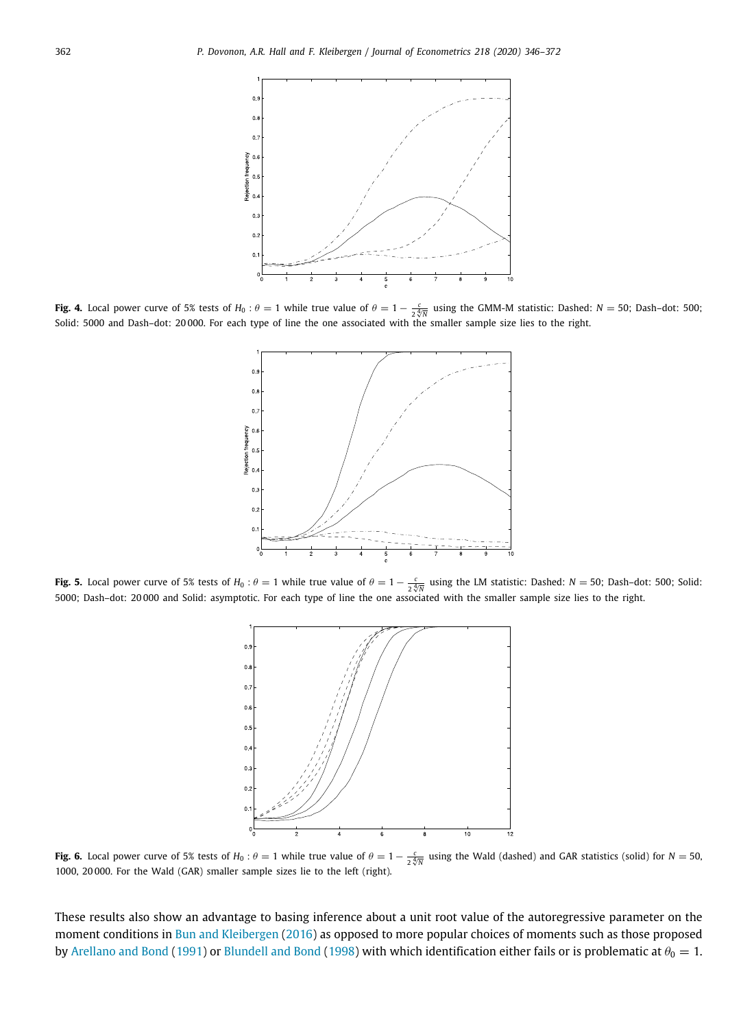**Fig. 4.** Local power curve of 5% tests of $H_0 : \theta = 1$ while true value of $\theta = 1 - \frac{c}{2\sqrt[4]{N}}$ using the GMM-M statistic: Dashed: $N = 50$; Dash–dot: 500; Solid: 5000 and Dash–dot: 20 000. For each type of line the one associated with the smaller sample size lies to the right.

**Fig. 5.** Local power curve of 5% tests of $H_0 : \theta = 1$ while true value of $\theta = 1 - \frac{c}{2\sqrt[4]{N}}$ using the LM statistic: Dashed: $N = 50$; Dash–dot: 500; Solid: 5000; Dash–dot: 20 000 and Solid: asymptotic. For each type of line the one associated with the smaller sample size lies to the right.

**Fig. 6.** Local power curve of 5% tests of $H_0 : \theta = 1$ while true value of $\theta = 1 - \frac{c}{2\sqrt[4]{N}}$ using the Wald (dashed) and GAR statistics (solid) for $N = 50$, 1000, 20 000. For the Wald (GAR) smaller sample sizes lie to the left (right).

These results also show an advantage to basing inference about a unit root value of the autoregressive parameter on the moment conditions in Bun and Kleibergen (2016) as opposed to more popular choices of moments such as those proposed by Arellano and Bond (1991) or Blundell and Bond (1998) with which identification either fails or is problematic at $\theta_0 = 1$.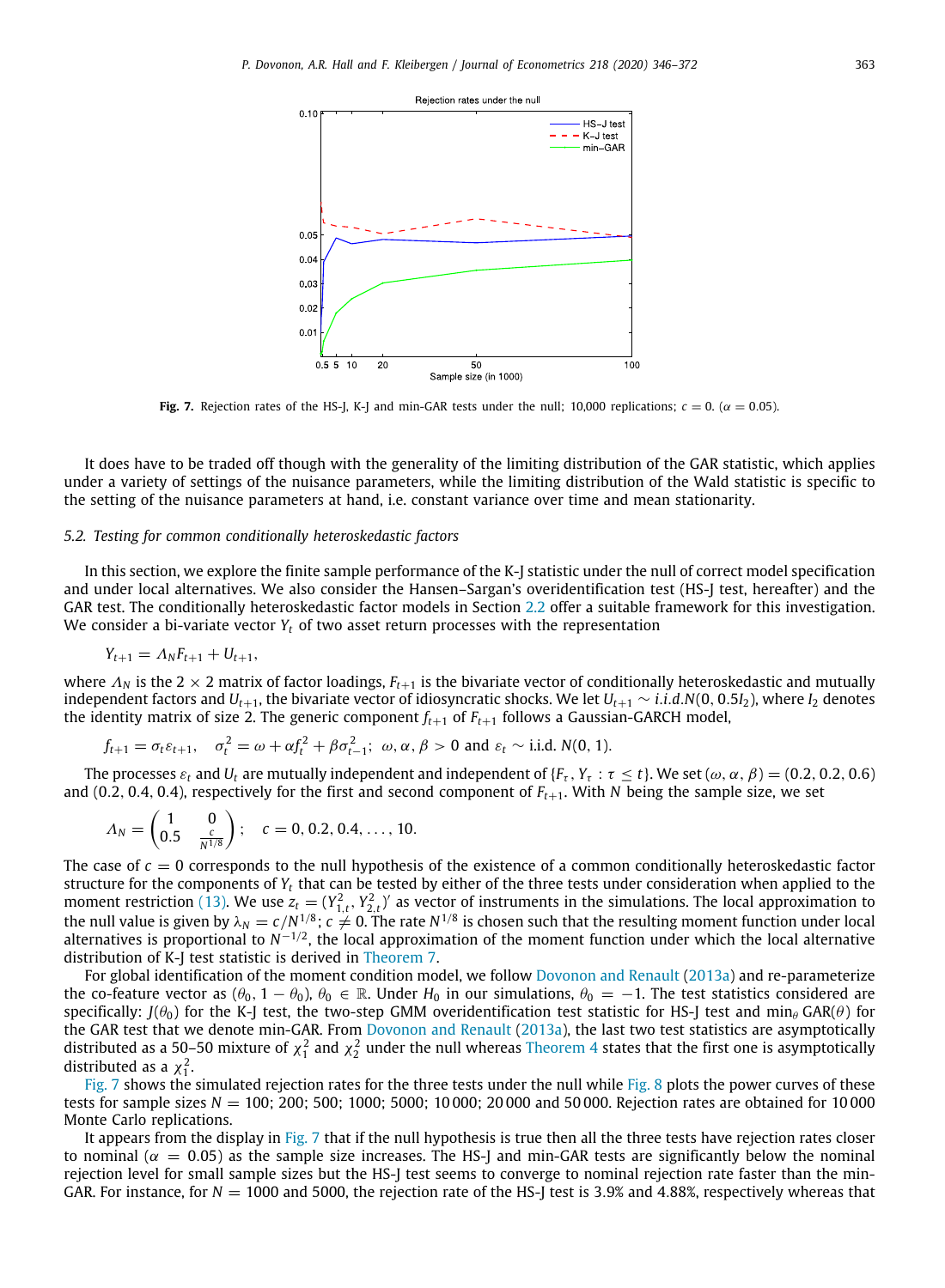**Fig. 7.** Rejection rates of the HS-J, K-J and min-GAR tests under the null; 10,000 replications; $c = 0$. ($\alpha = 0.05$).

It does have to be traded off though with the generality of the limiting distribution of the GAR statistic, which applies under a variety of settings of the nuisance parameters, while the limiting distribution of the Wald statistic is specific to the setting of the nuisance parameters at hand, i.e. constant variance over time and mean stationarity.

### *5.2. Testing for common conditionally heteroskedastic factors*

In this section, we explore the finite sample performance of the K-J statistic under the null of correct model specification and under local alternatives. We also consider the Hansen–Sargan's overidentification test (HS-J test, hereafter) and the GAR test. The conditionally heteroskedastic factor models in Section 2.2 offer a suitable framework for this investigation. We consider a bi-variate vector $Y_t$ of two asset return processes with the representation

$$Y_{t+1} = \Lambda_N F_{t+1} + U_{t+1},$$

where $\Lambda_N$ is the $2 \times 2$ matrix of factor loadings, $F_{t+1}$ is the bivariate vector of conditionally heteroskedastic and mutually independent factors and $U_{t+1}$, the bivariate vector of idiosyncratic shocks. We let $U_{t+1} \sim i.i.d.N(0, 0.5I_2)$, where $I_2$ denotes the identity matrix of size 2. The generic component $f_{t+1}$ of $F_{t+1}$ follows a Gaussian-GARCH model,

$$f_{t+1} = \sigma_t \varepsilon_{t+1}, \quad \sigma_t^2 = \omega + \alpha f_t^2 + \beta \sigma_{t-1}^2; \;\; \omega, \alpha, \beta > 0 \text{ and } \varepsilon_t \sim \text{i.i.d. } N(0, 1).$$

The processes $\varepsilon_t$ and $U_t$ are mutually independent and independent of $\{F_\tau, Y_\tau : \tau \le t\}$. We set $(\omega, \alpha, \beta) = (0.2, 0.2, 0.6)$ and $(0.2, 0.4, 0.4)$, respectively for the first and second component of $F_{t+1}$. With $N$ being the sample size, we set

$$\Lambda_N = \begin{pmatrix} 1 & 0 \\ 0.5 & \frac{c}{N^{1/8}} \end{pmatrix}; \quad c = 0, 0.2, 0.4, \ldots, 10.$$

The case of $c = 0$ corresponds to the null hypothesis of the existence of a common conditionally heteroskedastic factor structure for the components of $Y_t$ that can be tested by either of the three tests under consideration when applied to the moment restriction (13). We use $z_t = (Y_{1,t}^2, Y_{2,t}^2)'$ as vector of instruments in the simulations. The local approximation to the null value is given by $\lambda_N = c/N^{1/8}$; $c \neq 0$. The rate $N^{1/8}$ is chosen such that the resulting moment function under local alternatives is proportional to $N^{-1/2}$, the local approximation of the moment function under which the local alternative distribution of K-J test statistic is derived in Theorem 7.

For global identification of the moment condition model, we follow Dovonon and Renault (2013a) and re-parameterize the co-feature vector as $(\theta_0, 1 - \theta_0)$, $\theta_0 \in \mathbb{R}$. Under $H_0$ in our simulations, $\theta_0 = -1$. The test statistics considered are specifically: $J(\theta_0)$ for the K-J test, the two-step GMM overidentification test statistic for HS-J test and $\min_\theta \text{GAR}(\theta)$ for the GAR test that we denote min-GAR. From Dovonon and Renault (2013a), the last two test statistics are asymptotically distributed as a 50–50 mixture of $\chi_1^2$ and $\chi_2^2$ under the null whereas Theorem 4 states that the first one is asymptotically distributed as a $\chi_1^2$.

Fig. 7 shows the simulated rejection rates for the three tests under the null while Fig. 8 plots the power curves of these tests for sample sizes $N = 100$; 200; 500; 1000; 5000; 10 000; 20 000 and 50 000. Rejection rates are obtained for 10 000 Monte Carlo replications.

It appears from the display in Fig. 7 that if the null hypothesis is true then all the three tests have rejection rates closer to nominal ($\alpha = 0.05$) as the sample size increases. The HS-J and min-GAR tests are significantly below the nominal rejection level for small sample sizes but the HS-J test seems to converge to nominal rejection rate faster than the min-GAR. For instance, for $N = 1000$ and 5000, the rejection rate of the HS-J test is 3.9% and 4.88%, respectively whereas that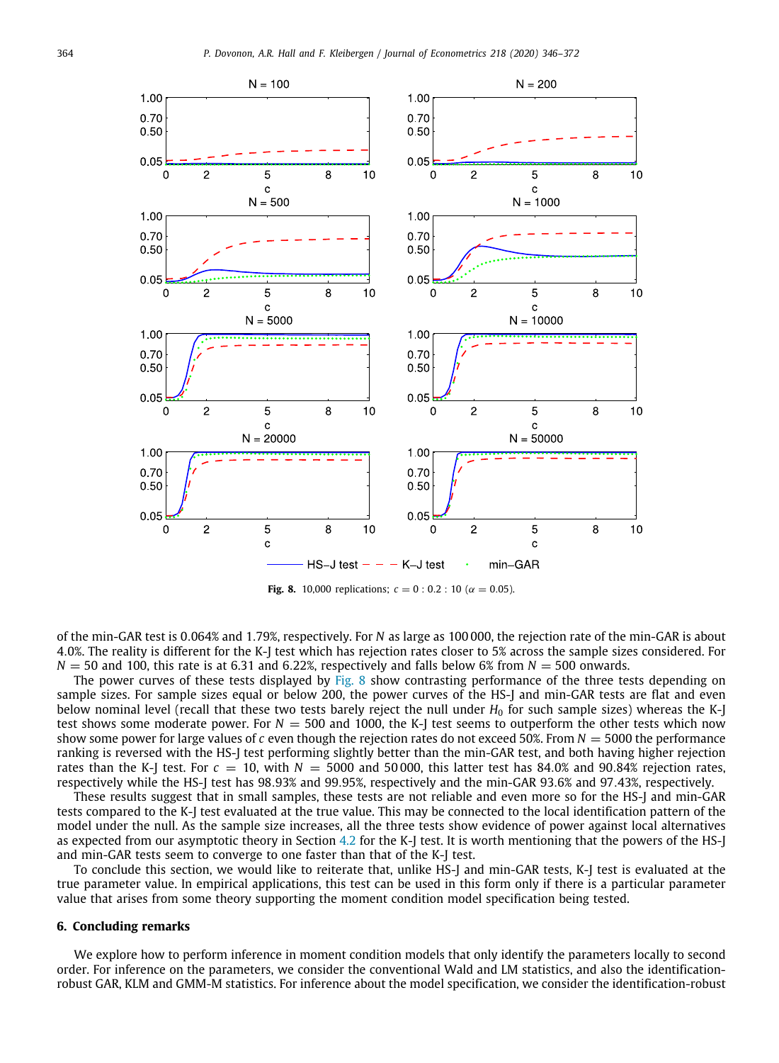**Fig. 8.** 10,000 replications; $c = 0 : 0.2 : 10$ ($\alpha = 0.05$).

of the min-GAR test is 0.064% and 1.79%, respectively. For $N$ as large as 100 000, the rejection rate of the min-GAR is about 4.0%. The reality is different for the K-J test which has rejection rates closer to 5% across the sample sizes considered. For $N = 50$ and 100, this rate is at 6.31 and 6.22%, respectively and falls below 6% from $N = 500$ onwards.

The power curves of these tests displayed by Fig. 8 show contrasting performance of the three tests depending on sample sizes. For sample sizes equal or below 200, the power curves of the HS-J and min-GAR tests are flat and even below nominal level (recall that these two tests barely reject the null under $H_0$ for such sample sizes) whereas the K-J test shows some moderate power. For $N = 500$ and 1000, the K-J test seems to outperform the other tests which now show some power for large values of $c$ even though the rejection rates do not exceed 50%. From $N = 5000$ the performance ranking is reversed with the HS-J test performing slightly better than the min-GAR test, and both having higher rejection rates than the K-J test. For $c = 10$, with $N = 5000$ and 50 000, this latter test has 84.0% and 90.84% rejection rates, respectively while the HS-J test has 98.93% and 99.95%, respectively and the min-GAR 93.6% and 97.43%, respectively.

These results suggest that in small samples, these tests are not reliable and even more so for the HS-J and min-GAR tests compared to the K-J test evaluated at the true value. This may be connected to the local identification pattern of the model under the null. As the sample size increases, all the three tests show evidence of power against local alternatives as expected from our asymptotic theory in Section 4.2 for the K-J test. It is worth mentioning that the powers of the HS-J and min-GAR tests seem to converge to one faster than that of the K-J test.

To conclude this section, we would like to reiterate that, unlike HS-J and min-GAR tests, K-J test is evaluated at the true parameter value. In empirical applications, this test can be used in this form only if there is a particular parameter value that arises from some theory supporting the moment condition model specification being tested.

## 6. Concluding remarks

We explore how to perform inference in moment condition models that only identify the parameters locally to second order. For inference on the parameters, we consider the conventional Wald and LM statistics, and also the identification-robust GAR, KLM and GMM-M statistics. For inference about the model specification, we consider the identification-robust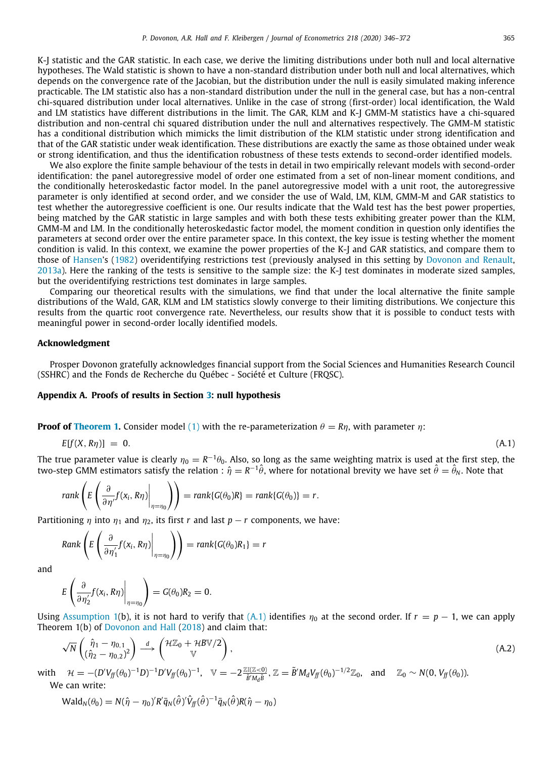K-J statistic and the GAR statistic. In each case, we derive the limiting distributions under both null and local alternative hypotheses. The Wald statistic is shown to have a non-standard distribution under both null and local alternatives, which depends on the convergence rate of the Jacobian, but the distribution under the null is easily simulated making inference practicable. The LM statistic also has a non-standard distribution under the null in the general case, but has a non-central chi-squared distribution under local alternatives. Unlike in the case of strong (first-order) local identification, the Wald and LM statistics have different distributions in the limit. The GAR, KLM and K-J GMM-M statistics have a chi-squared distribution and non-central chi squared distribution under the null and alternatives respectively. The GMM-M statistic has a conditional distribution which mimicks the limit distribution of the KLM statistic under strong identification and that of the GAR statistic under weak identification. These distributions are exactly the same as those obtained under weak or strong identification, and thus the identification robustness of these tests extends to second-order identified models.

We also explore the finite sample behaviour of the tests in detail in two empirically relevant models with second-order identification: the panel autoregressive model of order one estimated from a set of non-linear moment conditions, and the conditionally heteroskedastic factor model. In the panel autoregressive model with a unit root, the autoregressive parameter is only identified at second order, and we consider the use of Wald, LM, KLM, GMM-M and GAR statistics to test whether the autoregressive coefficient is one. Our results indicate that the Wald test has the best power properties, being matched by the GAR statistic in large samples and with both these tests exhibiting greater power than the KLM, GMM-M and LM. In the conditionally heteroskedastic factor model, the moment condition in question only identifies the parameters at second order over the entire parameter space. In this context, the key issue is testing whether the moment condition is valid. In this context, we examine the power properties of the K-J and GAR statistics, and compare them to those of Hansen's (1982) overidentifying restrictions test (previously analysed in this setting by Dovonon and Renault, 2013a). Here the ranking of the tests is sensitive to the sample size: the K-J test dominates in moderate sized samples, but the overidentifying restrictions test dominates in large samples.

Comparing our theoretical results with the simulations, we find that under the local alternative the finite sample distributions of the Wald, GAR, KLM and LM statistics slowly converge to their limiting distributions. We conjecture this results from the quartic root convergence rate. Nevertheless, our results show that it is possible to conduct tests with meaningful power in second-order locally identified models.

## Acknowledgment

Prosper Dovonon gratefully acknowledges financial support from the Social Sciences and Humanities Research Council (SSHRC) and the Fonds de Recherche du Québec - Société et Culture (FRQSC).

## Appendix A. Proofs of results in Section 3: null hypothesis

**Proof of Theorem 1.** Consider model (1) with the re-parameterization $\theta = R\eta$, with parameter $\eta$:

$$E[f(X, R\eta)] = 0. \tag{A.1}$$

The true parameter value is clearly $\eta_0 = R^{-1}\theta_0$. Also, so long as the same weighting matrix is used at the first step, the two-step GMM estimators satisfy the relation : $\hat{\eta} = R^{-1}\hat{\theta}$, where for notational brevity we have set $\hat{\theta} = \hat{\theta}_N$. Note that

$$rank\left(E\left(\frac{\partial}{\partial \eta'}f(x_i, R\eta)\Big|_{\eta=\eta_0}\right)\right) = rank\{G(\theta_0)R\} = rank\{G(\theta_0)\} = r.$$

Partitioning $\eta$ into $\eta_1$ and $\eta_2$, its first $r$ and last $p-r$ components, we have:

$$Rank\left(E\left(\frac{\partial}{\partial \eta_1'}f(x_i, R\eta)\Big|_{\eta=\eta_0}\right)\right) = rank\{G(\theta_0)R_1\} = r$$

and

$$E\left(\frac{\partial}{\partial \eta_2'}f(x_i, R\eta)\Big|_{\eta=\eta_0}\right) = G(\theta_0)R_2 = 0.$$

Using Assumption 1(b), it is not hard to verify that (A.1) identifies $\eta_0$ at the second order. If $r = p-1$, we can apply Theorem 1(b) of Dovonon and Hall (2018) and claim that:

$$\sqrt{N}\begin{pmatrix} \hat{\eta}_1 - \eta_{0,1} \\ (\hat{\eta}_2 - \eta_{0,2})^2 \end{pmatrix} \xrightarrow{d} \begin{pmatrix} \mathcal{H}\mathbb{Z}_0 + \mathcal{H}B\mathbb{V}/2 \\ \mathbb{V} \end{pmatrix}, \tag{A.2}$$

with $\mathcal{H} = -(D'V_{ff}(\theta_0)^{-1}D)^{-1}D'V_{ff}(\theta_0)^{-1}$, $\mathbb{V} = -2\frac{\mathbb{Z}\mathbb{I}(\mathbb{Z}<0)}{\tilde{B}'M_d\tilde{B}}$, $\mathbb{Z} = \tilde{B}'M_dV_{ff}(\theta_0)^{-1/2}\mathbb{Z}_0$, and $\mathbb{Z}_0 \sim N(0, V_{ff}(\theta_0))$.

We can write:

$$\text{Wald}_N(\theta_0) = N(\hat{\eta} - \eta_0)'R'\bar{q}_N(\hat{\theta})'\hat{V}_{ff}(\hat{\theta})^{-1}\bar{q}_N(\hat{\theta})R(\hat{\eta} - \eta_0)$$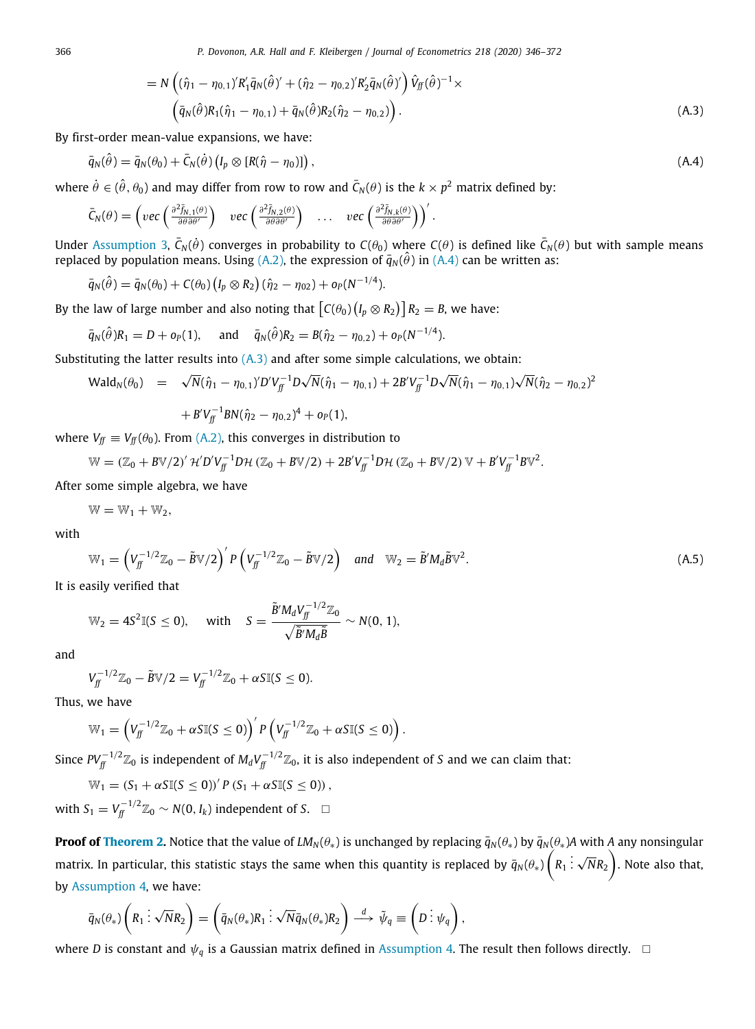$$= N\left((\hat{\eta}_1 - \eta_{0,1})' R_1' \bar{q}_N(\hat{\theta})' + (\hat{\eta}_2 - \eta_{0,2})' R_2' \bar{q}_N(\hat{\theta})'\right) \hat{V}_{ff}(\hat{\theta})^{-1} \times$$
$$\left(\bar{q}_N(\hat{\theta}) R_1 (\hat{\eta}_1 - \eta_{0,1}) + \bar{q}_N(\hat{\theta}) R_2 (\hat{\eta}_2 - \eta_{0,2})\right). \tag{A.3}$$

By first-order mean-value expansions, we have:

$$\bar{q}_N(\hat{\theta}) = \bar{q}_N(\theta_0) + \bar{C}_N(\dot{\theta})\left(I_p \otimes [R(\hat{\eta} - \eta_0)]\right), \tag{A.4}$$

where $\dot{\theta} \in (\hat{\theta}, \theta_0)$ and may differ from row to row and $\bar{C}_N(\theta)$ is the $k \times p^2$ matrix defined by:

$$\bar{C}_N(\theta) = \left( vec\left(\frac{\partial^2 \bar{f}_{N,1}(\theta)}{\partial\theta\partial\theta'}\right) \quad vec\left(\frac{\partial^2 \bar{f}_{N,2}(\theta)}{\partial\theta\partial\theta'}\right) \quad \ldots \quad vec\left(\frac{\partial^2 \bar{f}_{N,k}(\theta)}{\partial\theta\partial\theta'}\right)\right)'.$$

Under Assumption 3, $\bar{C}_N(\dot{\theta})$ converges in probability to $C(\theta_0)$ where $C(\theta)$ is defined like $\bar{C}_N(\theta)$ but with sample means replaced by population means. Using (A.2), the expression of $\bar{q}_N(\hat{\theta})$ in (A.4) can be written as:

$$\bar{q}_N(\hat{\theta}) = \bar{q}_N(\theta_0) + C(\theta_0)\left(I_p \otimes R_2\right)(\hat{\eta}_2 - \eta_{02}) + o_P(N^{-1/4}).$$

By the law of large number and also noting that $\left[C(\theta_0)\left(I_p \otimes R_2\right)\right] R_2 = B$, we have:

$$\bar{q}_N(\hat{\theta}) R_1 = D + o_P(1), \quad \text{and} \quad \bar{q}_N(\hat{\theta}) R_2 = B(\hat{\eta}_2 - \eta_{0,2}) + o_P(N^{-1/4}).$$

Substituting the latter results into (A.3) and after some simple calculations, we obtain:

$$\begin{aligned}\text{Wald}_N(\theta_0) \quad = \quad & \sqrt{N}(\hat{\eta}_1 - \eta_{0,1})' D' V_{ff}^{-1} D \sqrt{N}(\hat{\eta}_1 - \eta_{0,1}) + 2B' V_{ff}^{-1} D \sqrt{N}(\hat{\eta}_1 - \eta_{0,1}) \sqrt{N}(\hat{\eta}_2 - \eta_{0,2})^2 \\ & + B' V_{ff}^{-1} B N (\hat{\eta}_2 - \eta_{0,2})^4 + o_P(1),\end{aligned}$$

where $V_{ff} \equiv V_{ff}(\theta_0)$. From (A.2), this converges in distribution to

$$\mathbb{W} = (\mathbb{Z}_0 + B\mathbb{V}/2)' \mathcal{H}' D' V_{ff}^{-1} D \mathcal{H} (\mathbb{Z}_0 + B\mathbb{V}/2) + 2B' V_{ff}^{-1} D \mathcal{H} (\mathbb{Z}_0 + B\mathbb{V}/2) \mathbb{V} + B' V_{ff}^{-1} B \mathbb{V}^2.$$

After some simple algebra, we have

$$\mathbb{W} = \mathbb{W}_1 + \mathbb{W}_2,$$

with

$$\mathbb{W}_1 = \left(V_{ff}^{-1/2}\mathbb{Z}_0 - \tilde{B}\mathbb{V}/2\right)' P \left(V_{ff}^{-1/2}\mathbb{Z}_0 - \tilde{B}\mathbb{V}/2\right) \quad \text{and} \quad \mathbb{W}_2 = \tilde{B}' M_d \tilde{B} \mathbb{V}^2. \tag{A.5}$$

It is easily verified that

$$\mathbb{W}_2 = 4S^2 \mathbb{I}(S \le 0), \quad \text{with} \quad S = \frac{\tilde{B}' M_d V_{ff}^{-1/2}\mathbb{Z}_0}{\sqrt{\tilde{B}' M_d \tilde{B}}} \sim N(0, 1),$$

and

$$V_{ff}^{-1/2}\mathbb{Z}_0 - \tilde{B}\mathbb{V}/2 = V_{ff}^{-1/2}\mathbb{Z}_0 + \alpha S \mathbb{I}(S \le 0).$$

Thus, we have

$$\mathbb{W}_1 = \left(V_{ff}^{-1/2}\mathbb{Z}_0 + \alpha S \mathbb{I}(S \le 0)\right)' P \left(V_{ff}^{-1/2}\mathbb{Z}_0 + \alpha S \mathbb{I}(S \le 0)\right).$$

Since $P V_{ff}^{-1/2}\mathbb{Z}_0$ is independent of $M_d V_{ff}^{-1/2}\mathbb{Z}_0$, it is also independent of $S$ and we can claim that:

$$\mathbb{W}_1 = (S_1 + \alpha S \mathbb{I}(S \le 0))' P (S_1 + \alpha S \mathbb{I}(S \le 0)),$$

with $S_1 = V_{ff}^{-1/2}\mathbb{Z}_0 \sim N(0, I_k)$ independent of $S$. □

**Proof of Theorem 2.** Notice that the value of $LM_N(\theta_*)$ is unchanged by replacing $\bar{q}_N(\theta_*)$ by $\bar{q}_N(\theta_*)A$ with $A$ any nonsingular matrix. In particular, this statistic stays the same when this quantity is replaced by $\bar{q}_N(\theta_*)\left(R_1 \vdots \sqrt{N}R_2\right)$. Note also that, by Assumption 4, we have:

$$\bar{q}_N(\theta_*)\left(R_1 \vdots \sqrt{N}R_2\right) = \left(\bar{q}_N(\theta_*)R_1 \vdots \sqrt{N}\bar{q}_N(\theta_*)R_2\right) \xrightarrow{d} \tilde{\psi}_q \equiv \left(D \vdots \psi_q\right),$$

where $D$ is constant and $\psi_q$ is a Gaussian matrix defined in Assumption 4. The result then follows directly. □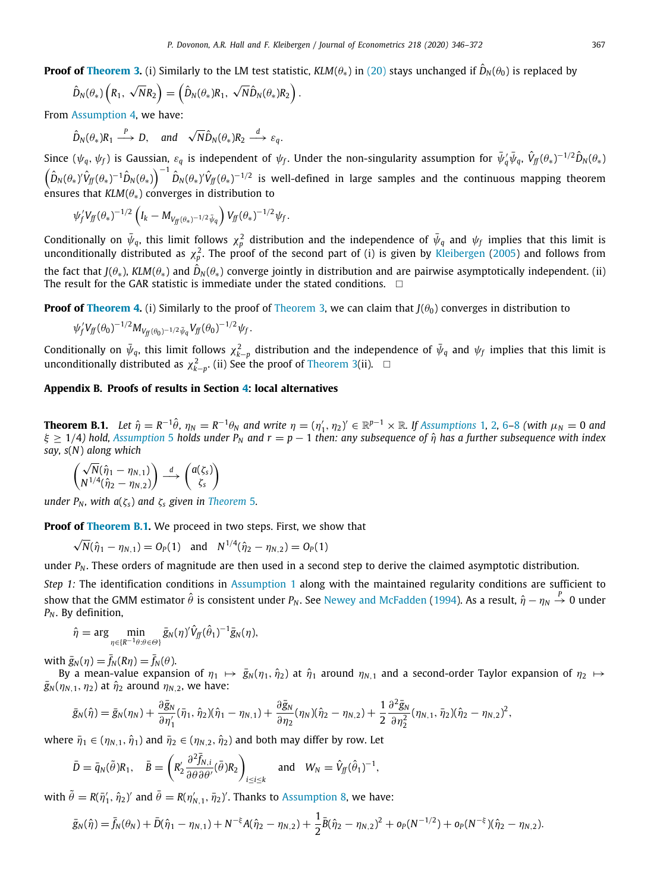**Proof of Theorem 3.** (i) Similarly to the LM test statistic, $KLM(\theta_*)$ in (20) stays unchanged if $\hat{D}_N(\theta_0)$ is replaced by

$$\hat{D}_N(\theta_*)\left(R_1,\ \sqrt{N}R_2\right) = \left(\hat{D}_N(\theta_*)R_1,\ \sqrt{N}\hat{D}_N(\theta_*)R_2\right).$$

From Assumption 4, we have:

$$\hat{D}_N(\theta_*)R_1 \xrightarrow{P} D, \quad \textit{and} \quad \sqrt{N}\hat{D}_N(\theta_*)R_2 \xrightarrow{d} \varepsilon_q.$$

Since $(\psi_q, \psi_f)$ is Gaussian, $\varepsilon_q$ is independent of $\psi_f$. Under the non-singularity assumption for $\bar{\psi}_q'\bar{\psi}_q$, $\hat{V}_{ff}(\theta_*)^{-1/2}\hat{D}_N(\theta_*)\left(\hat{D}_N(\theta_*)'\hat{V}_{ff}(\theta_*)^{-1}\hat{D}_N(\theta_*)\right)^{-1}\hat{D}_N(\theta_*)'\hat{V}_{ff}(\theta_*)^{-1/2}$ is well-defined in large samples and the continuous mapping theorem ensures that $KLM(\theta_*)$ converges in distribution to

$$\psi_f'V_{ff}(\theta_*)^{-1/2}\left(I_k - M_{V_{ff}(\theta_*)^{-1/2}\bar{\psi}_q}\right)V_{ff}(\theta_*)^{-1/2}\psi_f.$$

Conditionally on $\bar{\psi}_q$, this limit follows $\chi^2_p$ distribution and the independence of $\bar{\psi}_q$ and $\psi_f$ implies that this limit is unconditionally distributed as $\chi^2_p$. The proof of the second part of (i) is given by Kleibergen (2005) and follows from the fact that $J(\theta_*)$, $KLM(\theta_*)$ and $\hat{D}_N(\theta_*)$ converge jointly in distribution and are pairwise asymptotically independent. (ii) The result for the GAR statistic is immediate under the stated conditions. □

**Proof of Theorem 4.** (i) Similarly to the proof of Theorem 3, we can claim that $J(\theta_0)$ converges in distribution to

$$\psi_f'V_{ff}(\theta_0)^{-1/2}M_{V_{ff}(\theta_0)^{-1/2}\bar{\psi}_q}V_{ff}(\theta_0)^{-1/2}\psi_f.$$

Conditionally on $\bar{\psi}_q$, this limit follows $\chi^2_{k-p}$ distribution and the independence of $\bar{\psi}_q$ and $\psi_f$ implies that this limit is unconditionally distributed as $\chi^2_{k-p}$. (ii) See the proof of Theorem 3(ii). □

## Appendix B. Proofs of results in Section 4: local alternatives

**Theorem B.1.** *Let $\hat{\eta} = R^{-1}\hat{\theta}$, $\eta_N = R^{-1}\theta_N$ and write $\eta = (\eta_1', \eta_2)' \in \mathbb{R}^{p-1}\times\mathbb{R}$. If Assumptions 1, 2, 6–8 (with $\mu_N = 0$ and $\xi \geq 1/4$) hold, Assumption 5 holds under $P_N$ and $r = p-1$ then: any subsequence of $\hat{\eta}$ has a further subsequence with index say, $s(N)$ along which*

$$\begin{pmatrix}\sqrt{N}(\hat{\eta}_1 - \eta_{N,1})\\ N^{1/4}(\hat{\eta}_2 - \eta_{N,2})\end{pmatrix} \xrightarrow{d} \begin{pmatrix}a(\zeta_s)\\ \zeta_s\end{pmatrix}$$

*under $P_N$, with $a(\zeta_s)$ and $\zeta_s$ given in Theorem 5.*

**Proof of Theorem B.1.** We proceed in two steps. First, we show that

$$\sqrt{N}(\hat{\eta}_1 - \eta_{N,1}) = O_P(1) \quad \text{and} \quad N^{1/4}(\hat{\eta}_2 - \eta_{N,2}) = O_P(1)$$

under $P_N$. These orders of magnitude are then used in a second step to derive the claimed asymptotic distribution.

*Step 1:* The identification conditions in Assumption 1 along with the maintained regularity conditions are sufficient to show that the GMM estimator $\hat{\theta}$ is consistent under $P_N$. See Newey and McFadden (1994). As a result, $\hat{\eta} - \eta_N \xrightarrow{P} 0$ under $P_N$. By definition,

$$\hat{\eta} = \arg\min_{\eta\in\{R^{-1}\theta:\theta\in\Theta\}} \bar{g}_N(\eta)'\hat{V}_{ff}(\hat{\theta}_1)^{-1}\bar{g}_N(\eta),$$

with $\bar{g}_N(\eta) = \bar{f}_N(R\eta) = \bar{f}_N(\theta)$.

By a mean-value expansion of $\eta_1 \mapsto \bar{g}_N(\eta_1, \hat{\eta}_2)$ at $\hat{\eta}_1$ around $\eta_{N,1}$ and a second-order Taylor expansion of $\eta_2 \mapsto \bar{g}_N(\eta_{N,1}, \eta_2)$ at $\hat{\eta}_2$ around $\eta_{N,2}$, we have:

$$\bar{g}_N(\hat{\eta}) = \bar{g}_N(\eta_N) + \frac{\partial \bar{g}_N}{\partial \eta_1'}(\bar{\eta}_1, \hat{\eta}_2)(\hat{\eta}_1 - \eta_{N,1}) + \frac{\partial \bar{g}_N}{\partial \eta_2}(\eta_N)(\hat{\eta}_2 - \eta_{N,2}) + \frac{1}{2}\frac{\partial^2 \bar{g}_N}{\partial \eta_2^2}(\eta_{N,1}, \bar{\eta}_2)(\hat{\eta}_2 - \eta_{N,2})^2,$$

where $\bar{\eta}_1 \in (\eta_{N,1}, \hat{\eta}_1)$ and $\bar{\eta}_2 \in (\eta_{N,2}, \hat{\eta}_2)$ and both may differ by row. Let

$$\bar{D} = \bar{q}_N(\tilde{\theta})R_1, \quad \bar{B} = \left(R_2'\frac{\partial^2 \bar{f}_{N,i}}{\partial\theta\partial\theta'}(\bar{\theta})R_2\right)_{i\leq i\leq k} \quad \text{and} \quad W_N = \hat{V}_{ff}(\hat{\theta}_1)^{-1},$$

with $\tilde{\theta} = R(\bar{\eta}_1', \hat{\eta}_2)'$ and $\bar{\theta} = R(\eta_{N,1}', \bar{\eta}_2)'$. Thanks to Assumption 8, we have:

$$\bar{g}_N(\hat{\eta}) = \bar{f}_N(\theta_N) + \bar{D}(\hat{\eta}_1 - \eta_{N,1}) + N^{-\xi}A(\hat{\eta}_2 - \eta_{N,2}) + \frac{1}{2}\bar{B}(\hat{\eta}_2 - \eta_{N,2})^2 + o_P(N^{-1/2}) + o_P(N^{-\xi})(\hat{\eta}_2 - \eta_{N,2}).$$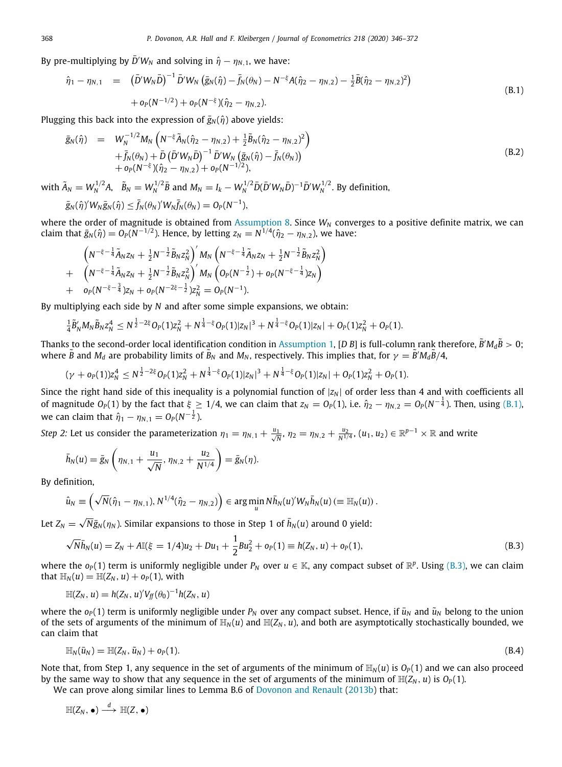By pre-multiplying by $\bar{D}'W_N$ and solving in $\hat{\eta} - \eta_{N,1}$, we have:

$$\begin{aligned}\hat{\eta}_1 - \eta_{N,1} \quad &= \quad \left(\bar{D}'W_N\bar{D}\right)^{-1}\bar{D}'W_N\left(\bar{g}_N(\hat{\eta}) - \bar{f}_N(\theta_N) - N^{-\xi}A(\hat{\eta}_2 - \eta_{N,2}) - \tfrac{1}{2}\bar{B}(\hat{\eta}_2 - \eta_{N,2})^2\right)\\ &\quad + o_P(N^{-1/2}) + o_P(N^{-\xi})(\hat{\eta}_2 - \eta_{N,2}).\end{aligned} \tag{B.1}$$

Plugging this back into the expression of $\bar{g}_N(\hat{\eta})$ above yields:

$$\begin{aligned}\bar{g}_N(\hat{\eta}) \quad &= \quad W_N^{-1/2}M_N\left(N^{-\xi}\tilde{A}_N(\hat{\eta}_2 - \eta_{N,2}) + \tfrac{1}{2}\tilde{B}_N(\hat{\eta}_2 - \eta_{N,2})^2\right)\\ &\quad + \bar{f}_N(\theta_N) + \bar{D}\left(\bar{D}'W_N\bar{D}\right)^{-1}\bar{D}'W_N\left(\bar{g}_N(\hat{\eta}) - \bar{f}_N(\theta_N)\right)\\ &\quad + o_P(N^{-\xi})(\hat{\eta}_2 - \eta_{N,2}) + o_P(N^{-1/2}),\end{aligned} \tag{B.2}$$

with $\tilde{A}_N = W_N^{1/2}A$, $\tilde{B}_N = W_N^{1/2}\bar{B}$ and $M_N = I_k - W_N^{1/2}\bar{D}(\bar{D}'W_N\bar{D})^{-1}\bar{D}'W_N^{1/2}$. By definition,

$$\bar{g}_N(\hat{\eta})'W_N\bar{g}_N(\hat{\eta}) \le \bar{f}_N(\theta_N)'W_N\bar{f}_N(\theta_N) = O_P(N^{-1}),$$

where the order of magnitude is obtained from Assumption 8. Since $W_N$ converges to a positive definite matrix, we can claim that $\bar{g}_N(\hat{\eta}) = O_P(N^{-1/2})$. Hence, by letting $z_N = N^{1/4}(\hat{\eta}_2 - \eta_{N,2})$, we have:

$$\begin{aligned}&\left(N^{-\xi-\frac{1}{4}}\tilde{A}_N z_N + \tfrac{1}{2}N^{-\frac{1}{2}}\tilde{B}_N z_N^2\right)' M_N\left(N^{-\xi-\frac{1}{4}}\tilde{A}_N z_N + \tfrac{1}{2}N^{-\frac{1}{2}}\tilde{B}_N z_N^2\right)\\ + \quad &\left(N^{-\xi-\frac{1}{4}}\tilde{A}_N z_N + \tfrac{1}{2}N^{-\frac{1}{2}}\tilde{B}_N z_N^2\right)' M_N\left(O_P(N^{-\frac{1}{2}}) + o_P(N^{-\xi-\frac{1}{4}})z_N\right)\\ + \quad &o_P(N^{-\xi-\frac{3}{4}})z_N + o_P(N^{-2\xi-\frac{1}{2}})z_N^2 = O_P(N^{-1}).\end{aligned}$$

By multiplying each side by $N$ and after some simple expansions, we obtain:

$$\tfrac{1}{4}\tilde{B}_N'M_N\tilde{B}_N z_N^4 \le N^{\frac{1}{2}-2\xi}O_P(1)z_N^2 + N^{\frac{1}{4}-\xi}O_P(1)|z_N|^3 + N^{\frac{1}{4}-\xi}O_P(1)|z_N| + O_P(1)z_N^2 + O_P(1).$$

Thanks to the second-order local identification condition in Assumption 1, $[\bar{D}\ \bar{B}]$ is full-column rank therefore, $\tilde{B}'M_d\tilde{B} > 0$; where $\tilde{B}$ and $M_d$ are probability limits of $\tilde{B}_N$ and $M_N$, respectively. This implies that, for $\gamma = \tilde{B}'M_d\tilde{B}/4$,

$$(\gamma + o_P(1))z_N^4 \le N^{\frac{1}{2}-2\xi}O_P(1)z_N^2 + N^{\frac{1}{4}-\xi}O_P(1)|z_N|^3 + N^{\frac{1}{4}-\xi}O_P(1)|z_N| + O_P(1)z_N^2 + O_P(1).$$

Since the right hand side of this inequality is a polynomial function of $|z_N|$ of order less than 4 and with coefficients all of magnitude $O_P(1)$ by the fact that $\xi \ge 1/4$, we can claim that $z_N = O_P(1)$, i.e. $\hat{\eta}_2 - \eta_{N,2} = O_P(N^{-\frac{1}{4}})$. Then, using (B.1), we can claim that $\hat{\eta}_1 - \eta_{N,1} = O_P(N^{-\frac{1}{2}})$.

*Step 2:* Let us consider the parameterization $\eta_1 = \eta_{N,1} + \frac{u_1}{\sqrt{N}}$, $\eta_2 = \eta_{N,2} + \frac{u_2}{N^{1/4}}$, $(u_1, u_2) \in \mathbb{R}^{p-1} \times \mathbb{R}$ and write

$$\bar{h}_N(u) = \bar{g}_N\left(\eta_{N,1} + \frac{u_1}{\sqrt{N}}, \eta_{N,2} + \frac{u_2}{N^{1/4}}\right) = \bar{g}_N(\eta).$$

By definition,

$$\hat{u}_N \equiv \left(\sqrt{N}(\hat{\eta}_1 - \eta_{N,1}), N^{1/4}(\hat{\eta}_2 - \eta_{N,2})\right) \in \arg\min_u N\bar{h}_N(u)'W_N\bar{h}_N(u)\,(\equiv \mathbb{H}_N(u)).$$

Let $Z_N = \sqrt{N}\bar{g}_N(\eta_N)$. Similar expansions to those in Step 1 of $\bar{h}_N(u)$ around 0 yield:

$$\sqrt{N}\bar{h}_N(u) = Z_N + A\mathbb{I}(\xi = 1/4)u_2 + Du_1 + \frac{1}{2}Bu_2^2 + o_P(1) \equiv h(Z_N, u) + o_P(1), \tag{B.3}$$

where the $o_P(1)$ term is uniformly negligible under $P_N$ over $u \in \mathbb{K}$, any compact subset of $\mathbb{R}^p$. Using (B.3), we can claim that $\mathbb{H}_N(u) = \mathbb{H}(Z_N, u) + o_P(1)$, with

$$\mathbb{H}(Z_N, u) = h(Z_N, u)'V_{ff}(\theta_0)^{-1}h(Z_N, u)$$

where the $o_P(1)$ term is uniformly negligible under $P_N$ over any compact subset. Hence, if $\bar{u}_N$ and $\tilde{u}_N$ belong to the union of the sets of arguments of the minimum of $\mathbb{H}_N(u)$ and $\mathbb{H}(Z_N, u)$, and both are asymptotically stochastically bounded, we can claim that

$$\mathbb{H}_N(\bar{u}_N) = \mathbb{H}(Z_N, \tilde{u}_N) + o_P(1). \tag{B.4}$$

Note that, from Step 1, any sequence in the set of arguments of the minimum of $\mathbb{H}_N(u)$ is $O_P(1)$ and we can also proceed by the same way to show that any sequence in the set of arguments of the minimum of $\mathbb{H}(Z_N, u)$ is $O_P(1)$.

We can prove along similar lines to Lemma B.6 of Dovonon and Renault (2013b) that:

$$\mathbb{H}(Z_N, \bullet) \xrightarrow{d} \mathbb{H}(Z, \bullet)$$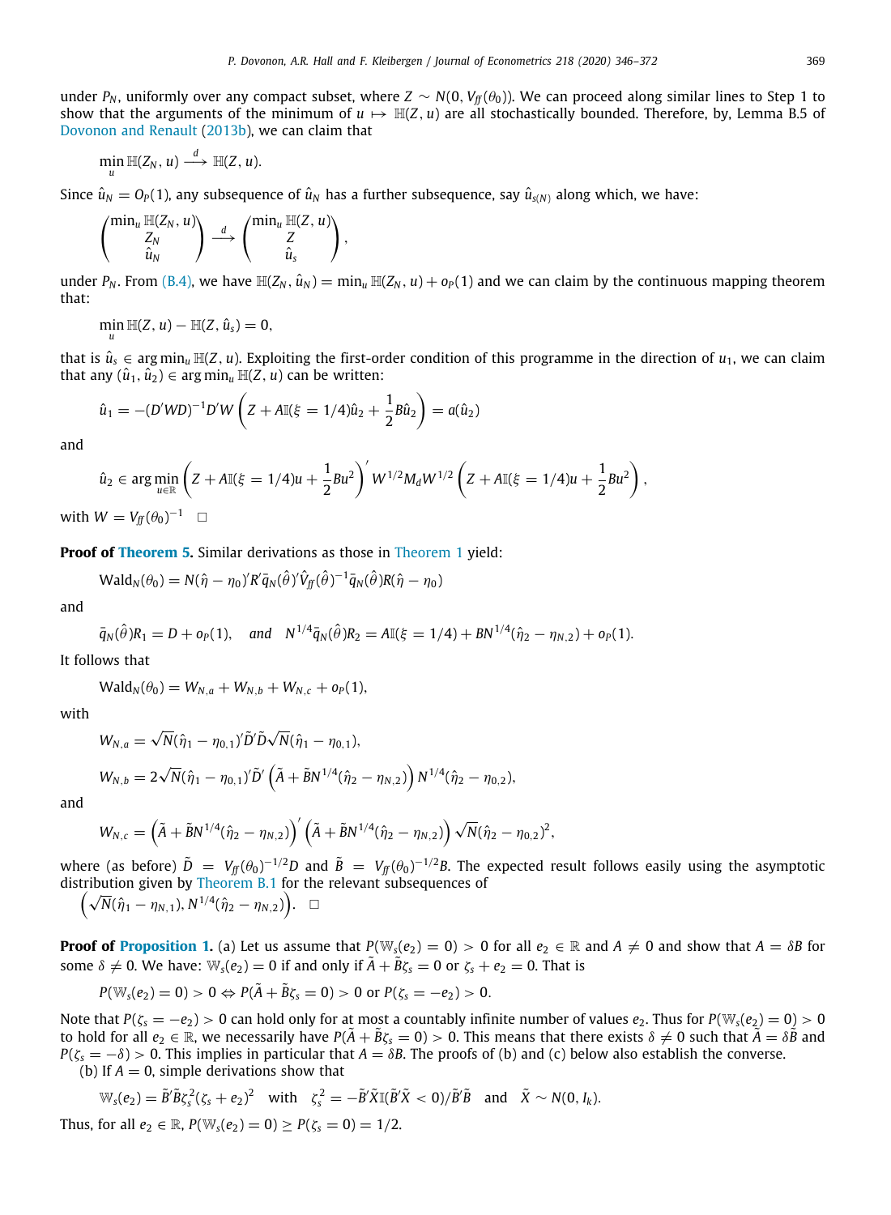under $P_N$, uniformly over any compact subset, where $Z \sim N(0, V_{ff}(\theta_0))$. We can proceed along similar lines to Step 1 to show that the arguments of the minimum of $u \mapsto \mathbb{H}(Z, u)$ are all stochastically bounded. Therefore, by, Lemma B.5 of Dovonon and Renault (2013b), we can claim that

$$\min_u \mathbb{H}(Z_N, u) \xrightarrow{d} \mathbb{H}(Z, u).$$

Since $\hat{u}_N = O_P(1)$, any subsequence of $\hat{u}_N$ has a further subsequence, say $\hat{u}_{s(N)}$ along which, we have:

$$\begin{pmatrix} \min_u \mathbb{H}(Z_N, u) \\ Z_N \\ \hat{u}_N \end{pmatrix} \xrightarrow{d} \begin{pmatrix} \min_u \mathbb{H}(Z, u) \\ Z \\ \hat{u}_s \end{pmatrix},$$

under $P_N$. From (B.4), we have $\mathbb{H}(Z_N, \hat{u}_N) = \min_u \mathbb{H}(Z_N, u) + o_P(1)$ and we can claim by the continuous mapping theorem that:

$$\min_u \mathbb{H}(Z, u) - \mathbb{H}(Z, \hat{u}_s) = 0,$$

that is $\hat{u}_s \in \arg\min_u \mathbb{H}(Z, u)$. Exploiting the first-order condition of this programme in the direction of $u_1$, we can claim that any $(\hat{u}_1, \hat{u}_2) \in \arg\min_u \mathbb{H}(Z, u)$ can be written:

$$\hat{u}_1 = -(D'WD)^{-1}D'W\left(Z + A\mathbb{I}(\xi = 1/4)\hat{u}_2 + \frac{1}{2}B\hat{u}_2\right) = a(\hat{u}_2)$$

and

$$\hat{u}_2 \in \arg\min_{u\in\mathbb{R}} \left(Z + A\mathbb{I}(\xi = 1/4)u + \frac{1}{2}Bu^2\right)' W^{1/2}M_d W^{1/2}\left(Z + A\mathbb{I}(\xi = 1/4)u + \frac{1}{2}Bu^2\right),$$

with $W = V_{ff}(\theta_0)^{-1}$ $\square$

**Proof of Theorem 5.** Similar derivations as those in Theorem 1 yield:

$$\text{Wald}_N(\theta_0) = N(\hat{\eta} - \eta_0)'R'\bar{q}_N(\hat{\theta})'\hat{V}_{ff}(\hat{\theta})^{-1}\bar{q}_N(\hat{\theta})R(\hat{\eta} - \eta_0)$$

and

$$\bar{q}_N(\hat{\theta})R_1 = D + o_P(1), \quad \textit{and} \quad N^{1/4}\bar{q}_N(\hat{\theta})R_2 = A\mathbb{I}(\xi = 1/4) + BN^{1/4}(\hat{\eta}_2 - \eta_{N,2}) + o_P(1).$$

It follows that

$$\text{Wald}_N(\theta_0) = W_{N,a} + W_{N,b} + W_{N,c} + o_P(1),$$

with

$$W_{N,a} = \sqrt{N}(\hat{\eta}_1 - \eta_{0,1})'\tilde{D}'\tilde{D}\sqrt{N}(\hat{\eta}_1 - \eta_{0,1}),$$

$$W_{N,b} = 2\sqrt{N}(\hat{\eta}_1 - \eta_{0,1})'\tilde{D}'\left(\tilde{A} + \tilde{B}N^{1/4}(\hat{\eta}_2 - \eta_{N,2})\right)N^{1/4}(\hat{\eta}_2 - \eta_{0,2}),$$

and

$$W_{N,c} = \left(\tilde{A} + \tilde{B}N^{1/4}(\hat{\eta}_2 - \eta_{N,2})\right)'\left(\tilde{A} + \tilde{B}N^{1/4}(\hat{\eta}_2 - \eta_{N,2})\right)\sqrt{N}(\hat{\eta}_2 - \eta_{0,2})^2,$$

where (as before) $\tilde{D} = V_{ff}(\theta_0)^{-1/2}D$ and $\tilde{B} = V_{ff}(\theta_0)^{-1/2}B$. The expected result follows easily using the asymptotic distribution given by Theorem B.1 for the relevant subsequences of $\left(\sqrt{N}(\hat{\eta}_1 - \eta_{N,1}), N^{1/4}(\hat{\eta}_2 - \eta_{N,2})\right)$. $\square$

**Proof of Proposition 1.** (a) Let us assume that $P(\mathbb{W}_s(e_2) = 0) > 0$ for all $e_2 \in \mathbb{R}$ and $A \neq 0$ and show that $A = \delta B$ for some $\delta \neq 0$. We have: $\mathbb{W}_s(e_2) = 0$ if and only if $\tilde{A} + \tilde{B}\zeta_s = 0$ or $\zeta_s + e_2 = 0$. That is

$$P(\mathbb{W}_s(e_2) = 0) > 0 \Leftrightarrow P(\tilde{A} + \tilde{B}\zeta_s = 0) > 0 \text{ or } P(\zeta_s = -e_2) > 0.$$

Note that $P(\zeta_s = -e_2) > 0$ can hold only for at most a countably infinite number of values $e_2$. Thus for $P(\mathbb{W}_s(e_2) = 0) > 0$ to hold for all $e_2 \in \mathbb{R}$, we necessarily have $P(\tilde{A} + \tilde{B}\zeta_s = 0) > 0$. This means that there exists $\delta \neq 0$ such that $\tilde{A} = \delta\tilde{B}$ and $P(\zeta_s = -\delta) > 0$. This implies in particular that $A = \delta B$. The proofs of (b) and (c) below also establish the converse.

(b) If $A = 0$, simple derivations show that

$$\mathbb{W}_s(e_2) = \tilde{B}'\tilde{B}\zeta_s^2(\zeta_s + e_2)^2 \quad \text{with} \quad \zeta_s^2 = -\tilde{B}'\tilde{X}\mathbb{I}(\tilde{B}'\tilde{X} < 0)/\tilde{B}'\tilde{B} \quad \text{and} \quad \tilde{X} \sim N(0, I_k).$$

Thus, for all $e_2 \in \mathbb{R}$, $P(\mathbb{W}_s(e_2) = 0) \geq P(\zeta_s = 0) = 1/2$.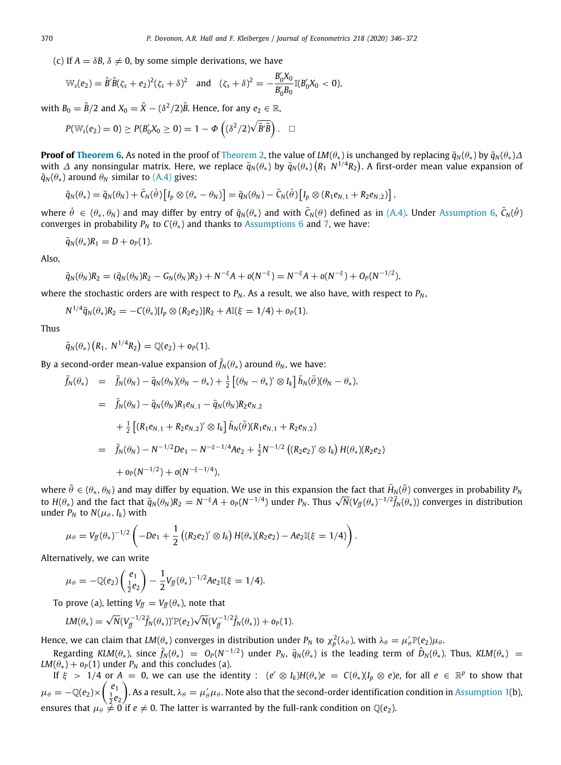(c) If $A = \delta B$, $\delta \neq 0$, by some simple derivations, we have

$$\mathbb{W}_s(e_2) = \tilde{B}'\tilde{B}(\zeta_s + e_2)^2(\zeta_s + \delta)^2 \quad \text{and} \quad (\zeta_s + \delta)^2 = -\frac{B_0'X_0}{B_0'B_0}\mathbb{I}(B_0'X_0 < 0),$$

with $B_0 = \tilde{B}/2$ and $X_0 = \tilde{X} - (\delta^2/2)\tilde{B}$. Hence, for any $e_2 \in \mathbb{R}$,

$$P(\mathbb{W}_s(e_2) = 0) \geq P(B_0'X_0 \geq 0) = 1 - \Phi\left((\delta^2/2)\sqrt{\tilde{B}'\tilde{B}}\right). \quad \square$$

**Proof of Theorem 6.** As noted in the proof of Theorem 2, the value of $LM(\theta_*)$ is unchanged by replacing $\bar{q}_N(\theta_*)$ by $\bar{q}_N(\theta_*)\Delta$ with $\Delta$ any nonsingular matrix. Here, we replace $\bar{q}_N(\theta_*)$ by $\bar{q}_N(\theta_*)\left(R_1 \;\, N^{1/4}R_2\right)$. A first-order mean value expansion of $\bar{q}_N(\theta_*)$ around $\theta_N$ similar to (A.4) gives:

$$\bar{q}_N(\theta_*) = \bar{q}_N(\theta_N) + \bar{C}_N(\dot{\theta})\left[I_p \otimes (\theta_* - \theta_N)\right] = \bar{q}_N(\theta_N) - \bar{C}_N(\dot{\theta})\left[I_p \otimes (R_1 e_{N,1} + R_2 e_{N,2})\right],$$

where $\dot{\theta} \in (\theta_*, \theta_N)$ and may differ by entry of $\bar{q}_N(\theta_*)$ and with $\bar{C}_N(\theta)$ defined as in (A.4). Under Assumption 6, $\bar{C}_N(\dot{\theta})$ converges in probability $P_N$ to $C(\theta_*)$ and thanks to Assumptions 6 and 7, we have:

$$\bar{q}_N(\theta_*)R_1 = D + o_P(1).$$

Also,

$$\bar{q}_N(\theta_N)R_2 = (\bar{q}_N(\theta_N)R_2 - G_N(\theta_N)R_2) + N^{-\xi}A + o(N^{-\xi}) = N^{-\xi}A + o(N^{-\xi}) + O_P(N^{-1/2}),$$

where the stochastic orders are with respect to $P_N$. As a result, we also have, with respect to $P_N$,

$$N^{1/4}\bar{q}_N(\theta_*)R_2 = -C(\theta_*)[I_p \otimes (R_2 e_2)]R_2 + A\mathbb{I}(\xi = 1/4) + o_P(1).$$

Thus

$$\bar{q}_N(\theta_*)\left(R_1,\; N^{1/4}R_2\right) = \mathbb{Q}(e_2) + o_P(1).$$

By a second-order mean-value expansion of $\bar{f}_N(\theta_*)$ around $\theta_N$, we have:

$$\begin{aligned}
\bar{f}_N(\theta_*) &= \bar{f}_N(\theta_N) - \bar{q}_N(\theta_N)(\theta_N - \theta_*) + \tfrac{1}{2}\left[(\theta_N - \theta_*)' \otimes I_k\right]\bar{h}_N(\bar{\theta})(\theta_N - \theta_*), \\
&= \bar{f}_N(\theta_N) - \bar{q}_N(\theta_N)R_1 e_{N,1} - \bar{q}_N(\theta_N)R_2 e_{N,2} \\
&\quad + \tfrac{1}{2}\left[(R_1 e_{N,1} + R_2 e_{N,2})' \otimes I_k\right]\bar{h}_N(\bar{\theta})(R_1 e_{N,1} + R_2 e_{N,2}) \\
&= \bar{f}_N(\theta_N) - N^{-1/2}De_1 - N^{-\xi-1/4}Ae_2 + \tfrac{1}{2}N^{-1/2}\left((R_2 e_2)' \otimes I_k\right)H(\theta_*)(R_2 e_2) \\
&\quad + o_P(N^{-1/2}) + o(N^{-\xi-1/4}),
\end{aligned}$$

where $\bar{\theta} \in (\theta_*, \theta_N)$ and may differ by equation. We use in this expansion the fact that $\bar{H}_N(\bar{\theta})$ converges in probability $P_N$ to $H(\theta_*)$ and the fact that $\bar{q}_N(\theta_N)R_2 = N^{-\xi}A + o_P(N^{-1/4})$ under $P_N$. Thus $\sqrt{N}(V_{ff}(\theta_*)^{-1/2}\bar{f}_N(\theta_*))$ converges in distribution under $P_N$ to $N(\mu_\theta, I_k)$ with

$$\mu_\theta = V_{ff}(\theta_*)^{-1/2}\left(-De_1 + \frac{1}{2}\left((R_2 e_2)' \otimes I_k\right)H(\theta_*)(R_2 e_2) - Ae_2\mathbb{I}(\xi = 1/4)\right).$$

Alternatively, we can write

$$\mu_\theta = -\mathbb{Q}(e_2)\begin{pmatrix} e_1 \\ \frac{1}{2}e_2 \end{pmatrix} - \frac{1}{2}V_{ff}(\theta_*)^{-1/2}Ae_2\mathbb{I}(\xi = 1/4).$$

To prove (a), letting $V_{ff} = V_{ff}(\theta_*)$, note that

$$LM(\theta_*) = \sqrt{N}(V_{ff}^{-1/2}\bar{f}_N(\theta_*))'\mathbb{P}(e_2)\sqrt{N}(V_{ff}^{-1/2}\bar{f}_N(\theta_*)) + o_P(1).$$

Hence, we can claim that $LM(\theta_*)$ converges in distribution under $P_N$ to $\chi^2_p(\lambda_\theta)$, with $\lambda_\theta = \mu_\theta'\mathbb{P}(e_2)\mu_\theta$.

Regarding $KLM(\theta_*)$, since $\bar{f}_N(\theta_*) = O_P(N^{-1/2})$ under $P_N$, $\bar{q}_N(\theta_*)$ is the leading term of $\hat{D}_N(\theta_*)$. Thus, $KLM(\theta_*) = LM(\theta_*) + o_P(1)$ under $P_N$ and this concludes (a).

If $\xi > 1/4$ or $A = 0$, we can use the identity : $(e' \otimes I_k)H(\theta_*)e = C(\theta_*)(I_p \otimes e)e$, for all $e \in \mathbb{R}^p$ to show that $\mu_\theta = -\mathbb{Q}(e_2) \times \begin{pmatrix} e_1 \\ \frac{1}{2}e_2 \end{pmatrix}$. As a result, $\lambda_\theta = \mu_\theta'\mu_\theta$. Note also that the second-order identification condition in Assumption 1(b), ensures that $\mu_\theta \neq 0$ if $e \neq 0$. The latter is warranted by the full-rank condition on $\mathbb{Q}(e_2)$.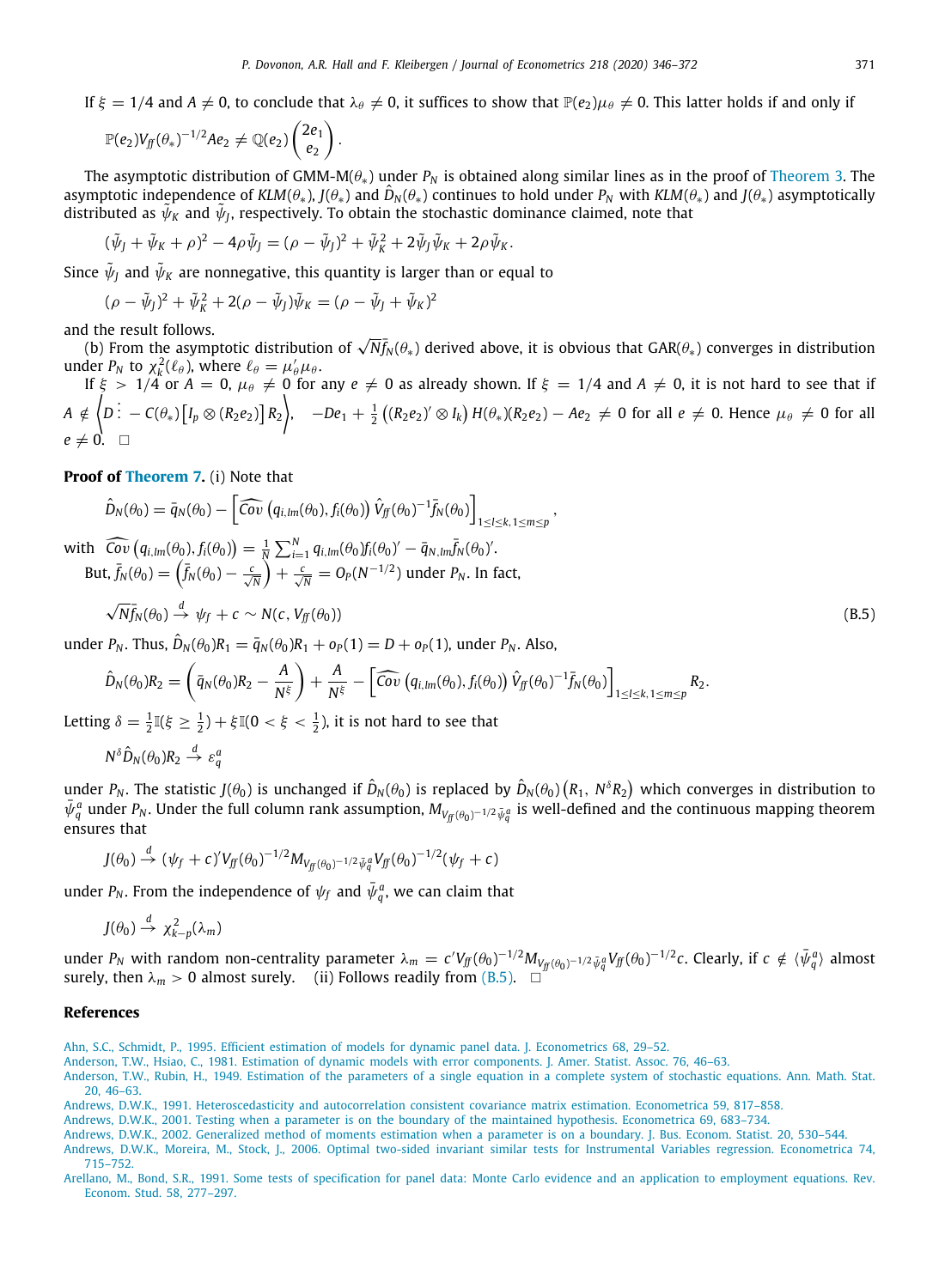If $\xi = 1/4$ and $A \neq 0$, to conclude that $\lambda_\theta \neq 0$, it suffices to show that $\mathbb{P}(e_2)\mu_\theta \neq 0$. This latter holds if and only if

$$\mathbb{P}(e_2)V_{ff}(\theta_*)^{-1/2}Ae_2 \neq \mathbb{Q}(e_2)\begin{pmatrix}2e_1\\ e_2\end{pmatrix}.$$

The asymptotic distribution of GMM-M($\theta_*$) under $P_N$ is obtained along similar lines as in the proof of Theorem 3. The asymptotic independence of $KLM(\theta_*)$, $J(\theta_*)$ and $\hat{D}_N(\theta_*)$ continues to hold under $P_N$ with $KLM(\theta_*)$ and $J(\theta_*)$ asymptotically distributed as $\tilde{\psi}_K$ and $\tilde{\psi}_J$, respectively. To obtain the stochastic dominance claimed, note that

$$(\tilde{\psi}_J + \tilde{\psi}_K + \rho)^2 - 4\rho\tilde{\psi}_J = (\rho - \tilde{\psi}_J)^2 + \tilde{\psi}_K^2 + 2\tilde{\psi}_J\tilde{\psi}_K + 2\rho\tilde{\psi}_K.$$

Since $\tilde{\psi}_J$ and $\tilde{\psi}_K$ are nonnegative, this quantity is larger than or equal to

$$(\rho - \tilde{\psi}_J)^2 + \tilde{\psi}_K^2 + 2(\rho - \tilde{\psi}_J)\tilde{\psi}_K = (\rho - \tilde{\psi}_J + \tilde{\psi}_K)^2$$

and the result follows.

(b) From the asymptotic distribution of $\sqrt{N}\bar{f}_N(\theta_*)$ derived above, it is obvious that GAR($\theta_*$) converges in distribution under $P_N$ to $\chi^2_k(\ell_\theta)$, where $\ell_\theta = \mu_\theta'\mu_\theta$.

If $\xi > 1/4$ or $A = 0$, $\mu_\theta \neq 0$ for any $e \neq 0$ as already shown. If $\xi = 1/4$ and $A \neq 0$, it is not hard to see that if $A \notin \left\langle D \vdots -C(\theta_*)\left[I_p \otimes (R_2e_2)\right]R_2\right\rangle$, $-De_1 + \frac{1}{2}\left((R_2e_2)' \otimes I_k\right)H(\theta_*)(R_2e_2) - Ae_2 \neq 0$ for all $e \neq 0$. Hence $\mu_\theta \neq 0$ for all $e \neq 0$. $\square$

**Proof of Theorem 7.** (i) Note that

$$\hat{D}_N(\theta_0) = \bar{q}_N(\theta_0) - \left[\widehat{Cov}\left(q_{i,lm}(\theta_0), f_i(\theta_0)\right)\hat{V}_{ff}(\theta_0)^{-1}\bar{f}_N(\theta_0)\right]_{1\le l\le k, 1\le m\le p},$$

with $\widehat{Cov}\left(q_{i,lm}(\theta_0), f_i(\theta_0)\right) = \frac{1}{N}\sum_{i=1}^N q_{i,lm}(\theta_0)f_i(\theta_0)' - \bar{q}_{N,lm}\bar{f}_N(\theta_0)'$.

But, $\bar{f}_N(\theta_0) = \left(\bar{f}_N(\theta_0) - \frac{c}{\sqrt{N}}\right) + \frac{c}{\sqrt{N}} = O_P(N^{-1/2})$ under $P_N$. In fact,

$$\sqrt{N}\bar{f}_N(\theta_0) \xrightarrow{d} \psi_f + c \sim N(c, V_{ff}(\theta_0)) \tag{B.5}$$

under $P_N$. Thus, $\hat{D}_N(\theta_0)R_1 = \bar{q}_N(\theta_0)R_1 + o_P(1) = D + o_P(1)$, under $P_N$. Also,

$$\hat{D}_N(\theta_0)R_2 = \left(\bar{q}_N(\theta_0)R_2 - \frac{A}{N^\xi}\right) + \frac{A}{N^\xi} - \left[\widehat{Cov}\left(q_{i,lm}(\theta_0), f_i(\theta_0)\right)\hat{V}_{ff}(\theta_0)^{-1}\bar{f}_N(\theta_0)\right]_{1\le l\le k, 1\le m\le p}R_2.$$

Letting $\delta = \frac{1}{2}\mathbb{I}(\xi \ge \frac{1}{2}) + \xi\mathbb{I}(0 < \xi < \frac{1}{2})$, it is not hard to see that

$$N^\delta\hat{D}_N(\theta_0)R_2 \xrightarrow{d} \varepsilon_q^a$$

under $P_N$. The statistic $J(\theta_0)$ is unchanged if $\hat{D}_N(\theta_0)$ is replaced by $\hat{D}_N(\theta_0)\left(R_1,\ N^\delta R_2\right)$ which converges in distribution to $\bar{\psi}_q^a$ under $P_N$. Under the full column rank assumption, $M_{V_{ff}(\theta_0)^{-1/2}\bar{\psi}_q^a}$ is well-defined and the continuous mapping theorem ensures that

$$J(\theta_0) \xrightarrow{d} (\psi_f + c)'V_{ff}(\theta_0)^{-1/2}M_{V_{ff}(\theta_0)^{-1/2}\bar{\psi}_q^a}V_{ff}(\theta_0)^{-1/2}(\psi_f + c)$$

under $P_N$. From the independence of $\psi_f$ and $\bar{\psi}_q^a$, we can claim that

$$J(\theta_0) \xrightarrow{d} \chi^2_{k-p}(\lambda_m)$$

under $P_N$ with random non-centrality parameter $\lambda_m = c'V_{ff}(\theta_0)^{-1/2}M_{V_{ff}(\theta_0)^{-1/2}\bar{\psi}_q^a}V_{ff}(\theta_0)^{-1/2}c$. Clearly, if $c \notin \langle\bar{\psi}_q^a\rangle$ almost surely, then $\lambda_m > 0$ almost surely. (ii) Follows readily from (B.5). $\square$

## References

Ahn, S.C., Schmidt, P., 1995. Efficient estimation of models for dynamic panel data. J. Econometrics 68, 29–52.

Anderson, T.W., Hsiao, C., 1981. Estimation of dynamic models with error components. J. Amer. Statist. Assoc. 76, 46–63.

Anderson, T.W., Rubin, H., 1949. Estimation of the parameters of a single equation in a complete system of stochastic equations. Ann. Math. Stat. 20, 46–63.

Andrews, D.W.K., 1991. Heteroscedasticity and autocorrelation consistent covariance matrix estimation. Econometrica 59, 817–858.

Andrews, D.W.K., 2001. Testing when a parameter is on the boundary of the maintained hypothesis. Econometrica 69, 683–734.

Andrews, D.W.K., 2002. Generalized method of moments estimation when a parameter is on a boundary. J. Bus. Econom. Statist. 20, 530–544.

Andrews, D.W.K., Moreira, M., Stock, J., 2006. Optimal two-sided invariant similar tests for Instrumental Variables regression. Econometrica 74, 715–752.

Arellano, M., Bond, S.R., 1991. Some tests of specification for panel data: Monte Carlo evidence and an application to employment equations. Rev. Econom. Stud. 58, 277–297.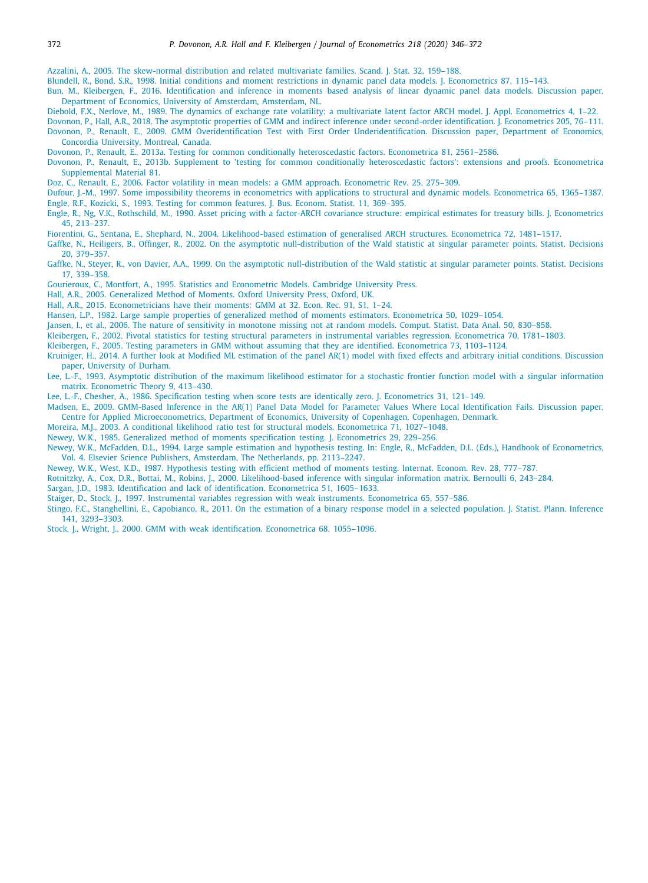Azzalini, A., 2005. The skew-normal distribution and related multivariate families. Scand. J. Stat. 32, 159–188.

Blundell, R., Bond, S.R., 1998. Initial conditions and moment restrictions in dynamic panel data models. J. Econometrics 87, 115–143.

Bun, M., Kleibergen, F., 2016. Identification and inference in moments based analysis of linear dynamic panel data models. Discussion paper, Department of Economics, University of Amsterdam, Amsterdam, NL.

Diebold, F.X., Nerlove, M., 1989. The dynamics of exchange rate volatility: a multivariate latent factor ARCH model. J. Appl. Econometrics 4, 1–22.

Dovonon, P., Hall, A.R., 2018. The asymptotic properties of GMM and indirect inference under second-order identification. J. Econometrics 205, 76–111.

Dovonon, P., Renault, E., 2009. GMM Overidentification Test with First Order Underidentification. Discussion paper, Department of Economics, Concordia University, Montreal, Canada.

Dovonon, P., Renault, E., 2013a. Testing for common conditionally heteroscedastic factors. Econometrica 81, 2561–2586.

Dovonon, P., Renault, E., 2013b. Supplement to 'testing for common conditionally heteroscedastic factors': extensions and proofs. Econometrica Supplemental Material 81.

Doz, C., Renault, E., 2006. Factor volatility in mean models: a GMM approach. Econometric Rev. 25, 275–309.

Dufour, J.-M., 1997. Some impossibility theorems in econometrics with applications to structural and dynamic models. Econometrica 65, 1365–1387.

Engle, R.F., Kozicki, S., 1993. Testing for common features. J. Bus. Econom. Statist. 11, 369–395.

Engle, R., Ng, V.K., Rothschild, M., 1990. Asset pricing with a factor-ARCH covariance structure: empirical estimates for treasury bills. J. Econometrics 45, 213–237.

Fiorentini, G., Sentana, E., Shephard, N., 2004. Likelihood-based estimation of generalised ARCH structures. Econometrica 72, 1481–1517.

Gaffke, N., Heiligers, B., Offinger, R., 2002. On the asymptotic null-distribution of the Wald statistic at singular parameter points. Statist. Decisions 20, 379–357.

Gaffke, N., Steyer, R., von Davier, A.A., 1999. On the asymptotic null-distribution of the Wald statistic at singular parameter points. Statist. Decisions 17, 339–358.

Gourieroux, C., Montfort, A., 1995. Statistics and Econometric Models. Cambridge University Press.

Hall, A.R., 2005. Generalized Method of Moments. Oxford University Press, Oxford, UK.

Hall, A.R., 2015. Econometricians have their moments: GMM at 32. Econ. Rec. 91, S1, 1–24.

Hansen, L.P., 1982. Large sample properties of generalized method of moments estimators. Econometrica 50, 1029–1054.

Jansen, I., et al., 2006. The nature of sensitivity in monotone missing not at random models. Comput. Statist. Data Anal. 50, 830–858.

Kleibergen, F., 2002. Pivotal statistics for testing structural parameters in instrumental variables regression. Econometrica 70, 1781–1803.

Kleibergen, F., 2005. Testing parameters in GMM without assuming that they are identified. Econometrica 73, 1103–1124.

Kruiniger, H., 2014. A further look at Modified ML estimation of the panel AR(1) model with fixed effects and arbitrary initial conditions. Discussion paper, University of Durham.

Lee, L.-F., 1993. Asymptotic distribution of the maximum likelihood estimator for a stochastic frontier function model with a singular information matrix. Econometric Theory 9, 413–430.

Lee, L.-F., Chesher, A., 1986. Specification testing when score tests are identically zero. J. Econometrics 31, 121–149.

Madsen, E., 2009. GMM-Based Inference in the AR(1) Panel Data Model for Parameter Values Where Local Identification Fails. Discussion paper, Centre for Applied Microeconometrics, Department of Economics, University of Copenhagen, Copenhagen, Denmark.

Moreira, M.J., 2003. A conditional likelihood ratio test for structural models. Econometrica 71, 1027–1048.

Newey, W.K., 1985. Generalized method of moments specification testing. J. Econometrics 29, 229–256.

Newey, W.K., McFadden, D.L., 1994. Large sample estimation and hypothesis testing. In: Engle, R., McFadden, D.L. (Eds.), Handbook of Econometrics, Vol. 4. Elsevier Science Publishers, Amsterdam, The Netherlands, pp. 2113–2247.

Newey, W.K., West, K.D., 1987. Hypothesis testing with efficient method of moments testing. Internat. Econom. Rev. 28, 777–787.

Rotnitzky, A., Cox, D.R., Bottai, M., Robins, J., 2000. Likelihood-based inference with singular information matrix. Bernoulli 6, 243–284.

Sargan, J.D., 1983. Identification and lack of identification. Econometrica 51, 1605–1633.

Staiger, D., Stock, J., 1997. Instrumental variables regression with weak instruments. Econometrica 65, 557–586.

Stingo, F.C., Stanghellini, E., Capobianco, R., 2011. On the estimation of a binary response model in a selected population. J. Statist. Plann. Inference 141, 3293–3303.

Stock, J., Wright, J., 2000. GMM with weak identification. Econometrica 68, 1055–1096.